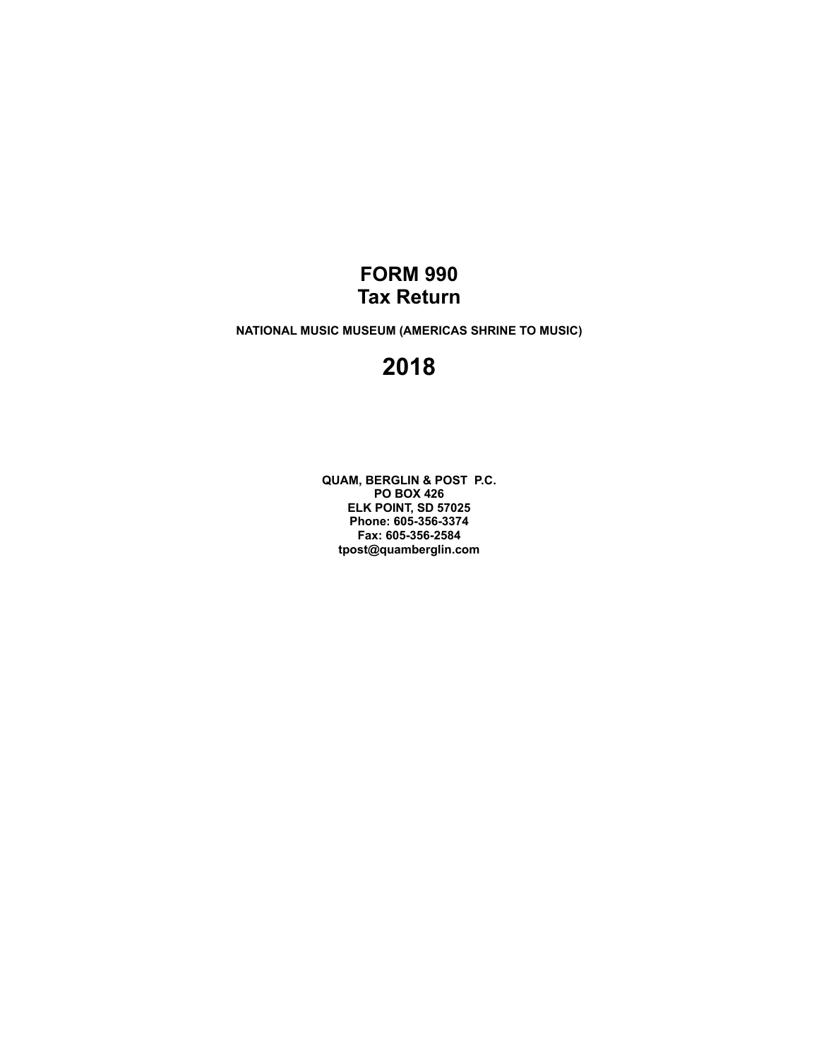# FORM 990
# Tax Return

**NATIONAL MUSIC MUSEUM (AMERICAS SHRINE TO MUSIC)**

# 2018

**QUAM, BERGLIN & POST P.C.**
**PO BOX 426**
**ELK POINT, SD 57025**
**Phone: 605-356-3374**
**Fax: 605-356-2584**
**tpost@quamberglin.com**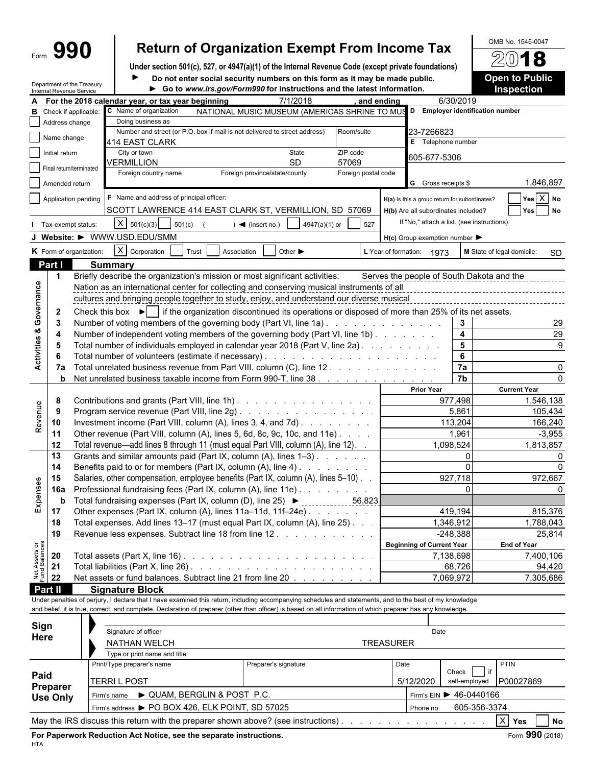Form **990**

# Return of Organization Exempt From Income Tax

**Under section 501(c), 527, or 4947(a)(1) of the Internal Revenue Code (except private foundations)**

► **Do not enter social security numbers on this form as it may be made public.**

► **Go to *www.irs.gov/Form990* for instructions and the latest information.**

Department of the Treasury
Internal Revenue Service

OMB No. 1545-0047

**2018**

**Open to Public Inspection**

**A** For the 2018 calendar year, or tax year beginning 7/1/2018 , and ending 6/30/2019

**B** Check if applicable:
- [ ] Address change
- [ ] Name change
- [ ] Initial return
- [ ] Final return/terminated
- [ ] Amended return
- [ ] Application pending

**C** Name of organization: NATIONAL MUSIC MUSEUM (AMERICAS SHRINE TO MUS

Doing business as

Number and street (or P.O. box if mail is not delivered to street address): 414 EAST CLARK — Room/suite

City or town: VERMILLION — State: SD — ZIP code: 57069

Foreign country name — Foreign province/state/county — Foreign postal code

**D** Employer identification number: 23-7266823

**E** Telephone number: 605-677-5306

**G** Gross receipts $ 1,846,897

**F** Name and address of principal officer: SCOTT LAWRENCE 414 EAST CLARK ST, VERMILLION, SD 57069

**H(a)** Is this a group return for subordinates? [ ] Yes [X] No

**H(b)** Are all subordinates included? [ ] Yes [ ] No

If "No," attach a list. (see instructions)

**H(c)** Group exemption number ►

**I** Tax-exempt status: [X] 501(c)(3) [ ] 501(c) ( ) ◄ (insert no.) [ ] 4947(a)(1) or [ ] 527

**J** Website: ► WWW.USD.EDU/SMM

**K** Form of organization: [X] Corporation [ ] Trust [ ] Association [ ] Other ►

**L** Year of formation: 1973

**M** State of legal domicile: SD

## Part I Summary

### Activities & Governance

1. Briefly describe the organization's mission or most significant activities: Serves the people of South Dakota and the Nation as an international center for collecting and conserving musical instruments of all cultures and bringing people together to study, enjoy, and understand our diverse musical

2. Check this box ► [ ] if the organization discontinued its operations or disposed of more than 25% of its net assets.

| Line | Description | | Value |
|---|---|---|---|
| 3 | Number of voting members of the governing body (Part VI, line 1a) | 3 | 29 |
| 4 | Number of independent voting members of the governing body (Part VI, line 1b) | 4 | 29 |
| 5 | Total number of individuals employed in calendar year 2018 (Part V, line 2a) | 5 | 9 |
| 6 | Total number of volunteers (estimate if necessary) | 6 | |
| 7a | Total unrelated business revenue from Part VIII, column (C), line 12 | 7a | 0 |
| b | Net unrelated business taxable income from Form 990-T, line 38 | 7b | 0 |

### Revenue / Expenses

| Line | Description | Prior Year | Current Year |
|---|---|---|---|
| 8 | Contributions and grants (Part VIII, line 1h) | 977,498 | 1,546,138 |
| 9 | Program service revenue (Part VIII, line 2g) | 5,861 | 105,434 |
| 10 | Investment income (Part VIII, column (A), lines 3, 4, and 7d) | 113,204 | 166,240 |
| 11 | Other revenue (Part VIII, column (A), lines 5, 6d, 8c, 9c, 10c, and 11e) | 1,961 | -3,955 |
| 12 | Total revenue—add lines 8 through 11 (must equal Part VIII, column (A), line 12) | 1,098,524 | 1,813,857 |
| 13 | Grants and similar amounts paid (Part IX, column (A), lines 1–3) | 0 | 0 |
| 14 | Benefits paid to or for members (Part IX, column (A), line 4) | 0 | 0 |
| 15 | Salaries, other compensation, employee benefits (Part IX, column (A), lines 5–10) | 927,718 | 972,667 |
| 16a | Professional fundraising fees (Part IX, column (A), line 11e) | 0 | 0 |
| b | Total fundraising expenses (Part IX, column (D), line 25) ► 56,823 | | |
| 17 | Other expenses (Part IX, column (A), lines 11a–11d, 11f–24e) | 419,194 | 815,376 |
| 18 | Total expenses. Add lines 13–17 (must equal Part IX, column (A), line 25) | 1,346,912 | 1,788,043 |
| 19 | Revenue less expenses. Subtract line 18 from line 12 | -248,388 | 25,814 |

### Net Assets or Fund Balances

| Line | Description | Beginning of Current Year | End of Year |
|---|---|---|---|
| 20 | Total assets (Part X, line 16) | 7,138,698 | 7,400,106 |
| 21 | Total liabilities (Part X, line 26) | 68,726 | 94,420 |
| 22 | Net assets or fund balances. Subtract line 21 from line 20 | 7,069,972 | 7,305,686 |

## Part II Signature Block

Under penalties of perjury, I declare that I have examined this return, including accompanying schedules and statements, and to the best of my knowledge and belief, it is true, correct, and complete. Declaration of preparer (other than officer) is based on all information of which preparer has any knowledge.

**Sign Here**

Signature of officer — Date

NATHAN WELCH — TREASURER

Type or print name and title

**Paid Preparer Use Only**

| Print/Type preparer's name | Preparer's signature | Date | Check [ ] if self-employed | PTIN |
|---|---|---|---|---|
| TERRI L POST | | 5/12/2020 | | P00027869 |

Firm's name ► QUAM, BERGLIN & POST P.C. — Firm's EIN ► 46-0440166

Firm's address ► PO BOX 426, ELK POINT, SD 57025 — Phone no. 605-356-3374

May the IRS discuss this return with the preparer shown above? (see instructions) [X] Yes [ ] No

**For Paperwork Reduction Act Notice, see the separate instructions.**

Form **990** (2018)

HTA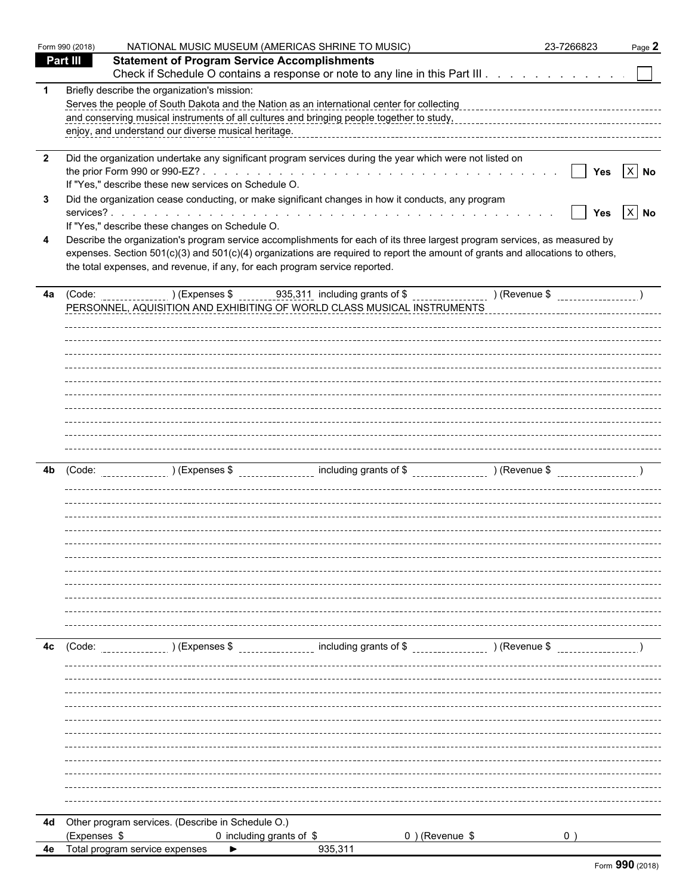Form 990 (2018) NATIONAL MUSIC MUSEUM (AMERICAS SHRINE TO MUSIC) 23-7266823 Page **2**

**Part III** **Statement of Program Service Accomplishments**

Check if Schedule O contains a response or note to any line in this Part III . . . . . . . . . . . . ☐

**1** Briefly describe the organization's mission:

Serves the people of South Dakota and the Nation as an international center for collecting and conserving musical instruments of all cultures and bringing people together to study, enjoy, and understand our diverse musical heritage.

**2** Did the organization undertake any significant program services during the year which were not listed on the prior Form 990 or 990-EZ? . . . . . . . . . . . . . . . . . . . . . . . . . . . . ☐ **Yes** ☒ **No**

If "Yes," describe these new services on Schedule O.

**3** Did the organization cease conducting, or make significant changes in how it conducts, any program services? . . . . . . . . . . . . . . . . . . . . . . . . . . . . . . . . . . . . ☐ **Yes** ☒ **No**

If "Yes," describe these changes on Schedule O.

**4** Describe the organization's program service accomplishments for each of its three largest program services, as measured by expenses. Section 501(c)(3) and 501(c)(4) organizations are required to report the amount of grants and allocations to others, the total expenses, and revenue, if any, for each program service reported.

**4a** (Code: ) (Expenses $ 935,311 including grants of $ ) (Revenue $ )

PERSONNEL, AQUISITION AND EXHIBITING OF WORLD CLASS MUSICAL INSTRUMENTS

**4b** (Code: ) (Expenses $ including grants of $ ) (Revenue $ )

**4c** (Code: ) (Expenses $ including grants of $ ) (Revenue $ )

**4d** Other program services. (Describe in Schedule O.)

(Expenses $ 0 including grants of $ 0 ) (Revenue $ 0 )

**4e** Total program service expenses ► 935,311

Form **990** (2018)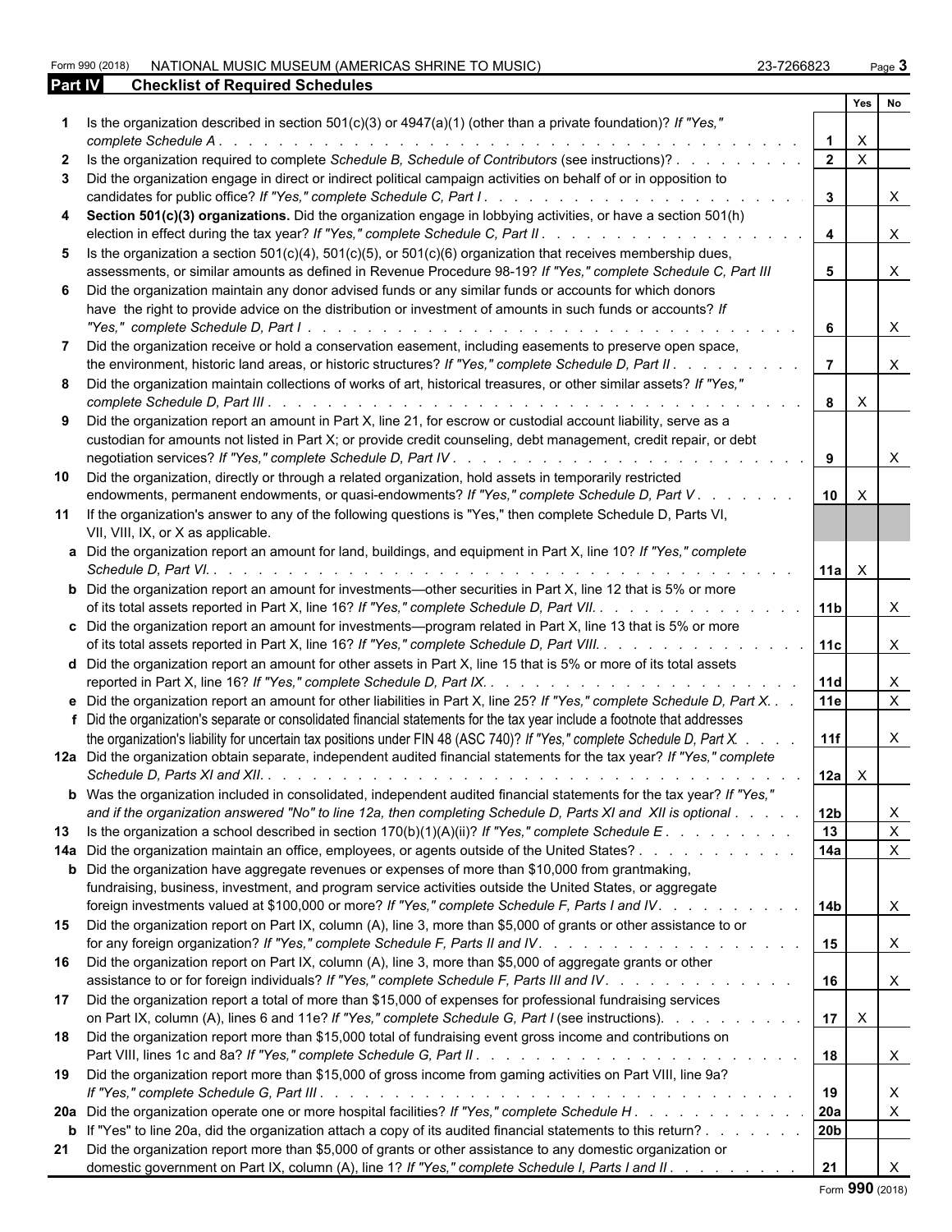Form 990 (2018) NATIONAL MUSIC MUSEUM (AMERICAS SHRINE TO MUSIC) 23-7266823 Page **3**

## Part IV Checklist of Required Schedules

| | | | Yes | No |
|---|---|---|---|---|
| **1** | Is the organization described in section 501(c)(3) or 4947(a)(1) (other than a private foundation)? *If "Yes," complete Schedule A* | **1** | X | |
| **2** | Is the organization required to complete *Schedule B, Schedule of Contributors* (see instructions)? | **2** | X | |
| **3** | Did the organization engage in direct or indirect political campaign activities on behalf of or in opposition to candidates for public office? *If "Yes," complete Schedule C, Part I* | **3** | | X |
| **4** | **Section 501(c)(3) organizations.** Did the organization engage in lobbying activities, or have a section 501(h) election in effect during the tax year? *If "Yes," complete Schedule C, Part II* | **4** | | X |
| **5** | Is the organization a section 501(c)(4), 501(c)(5), or 501(c)(6) organization that receives membership dues, assessments, or similar amounts as defined in Revenue Procedure 98-19? *If "Yes," complete Schedule C, Part III* | **5** | | X |
| **6** | Did the organization maintain any donor advised funds or any similar funds or accounts for which donors have the right to provide advice on the distribution or investment of amounts in such funds or accounts? *If "Yes," complete Schedule D, Part I* | **6** | | X |
| **7** | Did the organization receive or hold a conservation easement, including easements to preserve open space, the environment, historic land areas, or historic structures? *If "Yes," complete Schedule D, Part II* | **7** | | X |
| **8** | Did the organization maintain collections of works of art, historical treasures, or other similar assets? *If "Yes," complete Schedule D, Part III* | **8** | X | |
| **9** | Did the organization report an amount in Part X, line 21, for escrow or custodial account liability, serve as a custodian for amounts not listed in Part X; or provide credit counseling, debt management, credit repair, or debt negotiation services? *If "Yes," complete Schedule D, Part IV* | **9** | | X |
| **10** | Did the organization, directly or through a related organization, hold assets in temporarily restricted endowments, permanent endowments, or quasi-endowments? *If "Yes," complete Schedule D, Part V* | **10** | X | |
| **11** | If the organization's answer to any of the following questions is "Yes," then complete Schedule D, Parts VI, VII, VIII, IX, or X as applicable. | | | |
| **a** | Did the organization report an amount for land, buildings, and equipment in Part X, line 10? *If "Yes," complete Schedule D, Part VI.* | **11a** | X | |
| **b** | Did the organization report an amount for investments—other securities in Part X, line 12 that is 5% or more of its total assets reported in Part X, line 16? *If "Yes," complete Schedule D, Part VII.* | **11b** | | X |
| **c** | Did the organization report an amount for investments—program related in Part X, line 13 that is 5% or more of its total assets reported in Part X, line 16? *If "Yes," complete Schedule D, Part VIII.* | **11c** | | X |
| **d** | Did the organization report an amount for other assets in Part X, line 15 that is 5% or more of its total assets reported in Part X, line 16? *If "Yes," complete Schedule D, Part IX.* | **11d** | | X |
| **e** | Did the organization report an amount for other liabilities in Part X, line 25? *If "Yes," complete Schedule D, Part X.* | **11e** | | X |
| **f** | Did the organization's separate or consolidated financial statements for the tax year include a footnote that addresses the organization's liability for uncertain tax positions under FIN 48 (ASC 740)? *If "Yes," complete Schedule D, Part X.* | **11f** | | X |
| **12a** | Did the organization obtain separate, independent audited financial statements for the tax year? *If "Yes," complete Schedule D, Parts XI and XII.* | **12a** | X | |
| **b** | Was the organization included in consolidated, independent audited financial statements for the tax year? *If "Yes," and if the organization answered "No" to line 12a, then completing Schedule D, Parts XI and XII is optional* | **12b** | | X |
| **13** | Is the organization a school described in section 170(b)(1)(A)(ii)? *If "Yes," complete Schedule E* | **13** | | X |
| **14a** | Did the organization maintain an office, employees, or agents outside of the United States? | **14a** | | X |
| **b** | Did the organization have aggregate revenues or expenses of more than $10,000 from grantmaking, fundraising, business, investment, and program service activities outside the United States, or aggregate foreign investments valued at $100,000 or more? *If "Yes," complete Schedule F, Parts I and IV.* | **14b** | | X |
| **15** | Did the organization report on Part IX, column (A), line 3, more than $5,000 of grants or other assistance to or for any foreign organization? *If "Yes," complete Schedule F, Parts II and IV.* | **15** | | X |
| **16** | Did the organization report on Part IX, column (A), line 3, more than $5,000 of aggregate grants or other assistance to or for foreign individuals? *If "Yes," complete Schedule F, Parts III and IV.* | **16** | | X |
| **17** | Did the organization report a total of more than $15,000 of expenses for professional fundraising services on Part IX, column (A), lines 6 and 11e? *If "Yes," complete Schedule G, Part I* (see instructions). | **17** | X | |
| **18** | Did the organization report more than $15,000 total of fundraising event gross income and contributions on Part VIII, lines 1c and 8a? *If "Yes," complete Schedule G, Part II* | **18** | | X |
| **19** | Did the organization report more than $15,000 of gross income from gaming activities on Part VIII, line 9a? *If "Yes," complete Schedule G, Part III* | **19** | | X |
| **20a** | Did the organization operate one or more hospital facilities? *If "Yes," complete Schedule H* | **20a** | | X |
| **b** | If "Yes" to line 20a, did the organization attach a copy of its audited financial statements to this return? | **20b** | | |
| **21** | Did the organization report more than $5,000 of grants or other assistance to any domestic organization or domestic government on Part IX, column (A), line 1? *If "Yes," complete Schedule I, Parts I and II* | **21** | | X |

Form **990** (2018)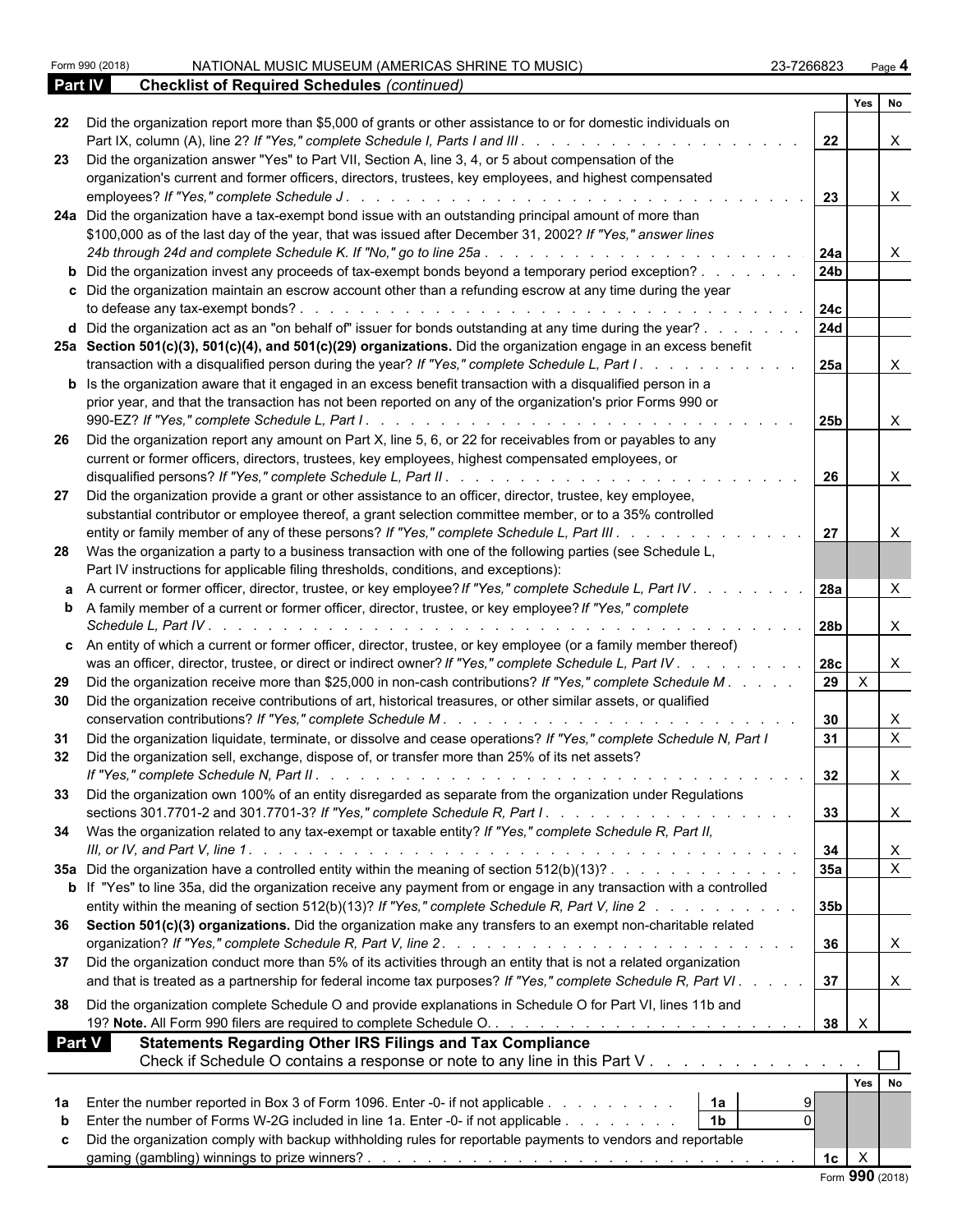Form 990 (2018) NATIONAL MUSIC MUSEUM (AMERICAS SHRINE TO MUSIC) 23-7266823 Page 4

## Part IV Checklist of Required Schedules *(continued)*

| | | | Yes | No |
|---|---|---|---|---|
| 22 | Did the organization report more than $5,000 of grants or other assistance to or for domestic individuals on Part IX, column (A), line 2? *If "Yes," complete Schedule I, Parts I and III* | 22 | | X |
| 23 | Did the organization answer "Yes" to Part VII, Section A, line 3, 4, or 5 about compensation of the organization's current and former officers, directors, trustees, key employees, and highest compensated employees? *If "Yes," complete Schedule J* | 23 | | X |
| 24a | Did the organization have a tax-exempt bond issue with an outstanding principal amount of more than $100,000 as of the last day of the year, that was issued after December 31, 2002? *If "Yes," answer lines 24b through 24d and complete Schedule K. If "No," go to line 25a* | 24a | | X |
| b | Did the organization invest any proceeds of tax-exempt bonds beyond a temporary period exception? | 24b | | |
| c | Did the organization maintain an escrow account other than a refunding escrow at any time during the year to defease any tax-exempt bonds? | 24c | | |
| d | Did the organization act as an "on behalf of" issuer for bonds outstanding at any time during the year? | 24d | | |
| 25a | **Section 501(c)(3), 501(c)(4), and 501(c)(29) organizations.** Did the organization engage in an excess benefit transaction with a disqualified person during the year? *If "Yes," complete Schedule L, Part I* | 25a | | X |
| b | Is the organization aware that it engaged in an excess benefit transaction with a disqualified person in a prior year, and that the transaction has not been reported on any of the organization's prior Forms 990 or 990-EZ? *If "Yes," complete Schedule L, Part I* | 25b | | X |
| 26 | Did the organization report any amount on Part X, line 5, 6, or 22 for receivables from or payables to any current or former officers, directors, trustees, key employees, highest compensated employees, or disqualified persons? *If "Yes," complete Schedule L, Part II* | 26 | | X |
| 27 | Did the organization provide a grant or other assistance to an officer, director, trustee, key employee, substantial contributor or employee thereof, a grant selection committee member, or to a 35% controlled entity or family member of any of these persons? *If "Yes," complete Schedule L, Part III* | 27 | | X |
| 28 | Was the organization a party to a business transaction with one of the following parties (see Schedule L, Part IV instructions for applicable filing thresholds, conditions, and exceptions): | | | |
| a | A current or former officer, director, trustee, or key employee? *If "Yes," complete Schedule L, Part IV* | 28a | | X |
| b | A family member of a current or former officer, director, trustee, or key employee? *If "Yes," complete Schedule L, Part IV* | 28b | | X |
| c | An entity of which a current or former officer, director, trustee, or key employee (or a family member thereof) was an officer, director, trustee, or direct or indirect owner? *If "Yes," complete Schedule L, Part IV* | 28c | | X |
| 29 | Did the organization receive more than $25,000 in non-cash contributions? *If "Yes," complete Schedule M* | 29 | X | |
| 30 | Did the organization receive contributions of art, historical treasures, or other similar assets, or qualified conservation contributions? *If "Yes," complete Schedule M* | 30 | | X |
| 31 | Did the organization liquidate, terminate, or dissolve and cease operations? *If "Yes," complete Schedule N, Part I* | 31 | | X |
| 32 | Did the organization sell, exchange, dispose of, or transfer more than 25% of its net assets? *If "Yes," complete Schedule N, Part II* | 32 | | X |
| 33 | Did the organization own 100% of an entity disregarded as separate from the organization under Regulations sections 301.7701-2 and 301.7701-3? *If "Yes," complete Schedule R, Part I* | 33 | | X |
| 34 | Was the organization related to any tax-exempt or taxable entity? *If "Yes," complete Schedule R, Part II, III, or IV, and Part V, line 1* | 34 | | X |
| 35a | Did the organization have a controlled entity within the meaning of section 512(b)(13)? | 35a | | X |
| b | If "Yes" to line 35a, did the organization receive any payment from or engage in any transaction with a controlled entity within the meaning of section 512(b)(13)? *If "Yes," complete Schedule R, Part V, line 2* | 35b | | |
| 36 | **Section 501(c)(3) organizations.** Did the organization make any transfers to an exempt non-charitable related organization? *If "Yes," complete Schedule R, Part V, line 2* | 36 | | X |
| 37 | Did the organization conduct more than 5% of its activities through an entity that is not a related organization and that is treated as a partnership for federal income tax purposes? *If "Yes," complete Schedule R, Part VI* | 37 | | X |
| 38 | Did the organization complete Schedule O and provide explanations in Schedule O for Part VI, lines 11b and 19? **Note.** All Form 990 filers are required to complete Schedule O. | 38 | X | |

## Part V Statements Regarding Other IRS Filings and Tax Compliance

Check if Schedule O contains a response or note to any line in this Part V ☐

| | | | | | Yes | No |
|---|---|---|---|---|---|---|
| 1a | Enter the number reported in Box 3 of Form 1096. Enter -0- if not applicable | 1a | 9 | | | |
| b | Enter the number of Forms W-2G included in line 1a. Enter -0- if not applicable | 1b | 0 | | | |
| c | Did the organization comply with backup withholding rules for reportable payments to vendors and reportable gaming (gambling) winnings to prize winners? | | | 1c | X | |

Form **990** (2018)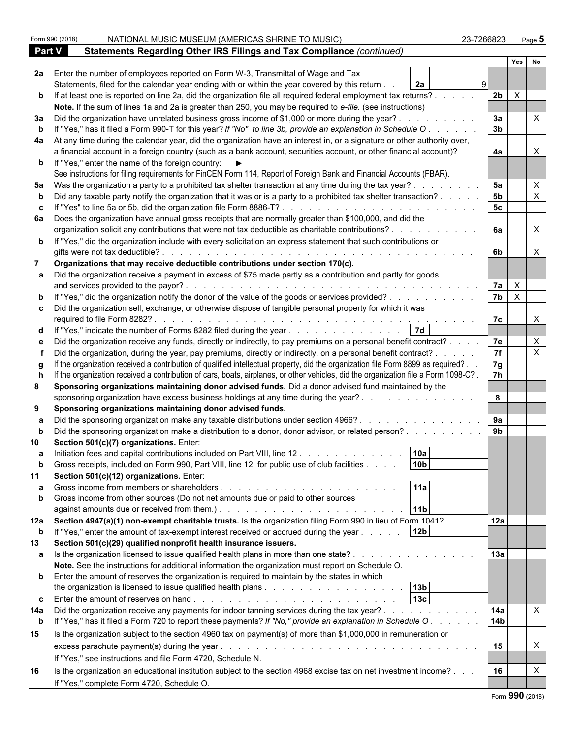Form 990 (2018) NATIONAL MUSIC MUSEUM (AMERICAS SHRINE TO MUSIC) 23-7266823 Page 5

## Part V Statements Regarding Other IRS Filings and Tax Compliance *(continued)*

| | | | | | Yes | No |
|---|---|---|---|---|---|---|
| **2a** | Enter the number of employees reported on Form W-3, Transmittal of Wage and Tax Statements, filed for the calendar year ending with or within the year covered by this return | 2a | 9 | | | |
| **b** | If at least one is reported on line 2a, did the organization file all required federal employment tax returns? | | | 2b | X | |
| | **Note.** If the sum of lines 1a and 2a is greater than 250, you may be required to *e-file.* (see instructions) | | | | | |
| **3a** | Did the organization have unrelated business gross income of $1,000 or more during the year? | | | 3a | | X |
| **b** | If "Yes," has it filed a Form 990-T for this year? *If "No" to line 3b, provide an explanation in Schedule O* | | | 3b | | |
| **4a** | At any time during the calendar year, did the organization have an interest in, or a signature or other authority over, a financial account in a foreign country (such as a bank account, securities account, or other financial account)? | | | 4a | | X |
| **b** | If "Yes," enter the name of the foreign country: ► | | | | | |
| | See instructions for filing requirements for FinCEN Form 114, Report of Foreign Bank and Financial Accounts (FBAR). | | | | | |
| **5a** | Was the organization a party to a prohibited tax shelter transaction at any time during the tax year? | | | 5a | | X |
| **b** | Did any taxable party notify the organization that it was or is a party to a prohibited tax shelter transaction? | | | 5b | | X |
| **c** | If "Yes" to line 5a or 5b, did the organization file Form 8886-T? | | | 5c | | |
| **6a** | Does the organization have annual gross receipts that are normally greater than $100,000, and did the organization solicit any contributions that were not tax deductible as charitable contributions? | | | 6a | | X |
| **b** | If "Yes," did the organization include with every solicitation an express statement that such contributions or gifts were not tax deductible? | | | 6b | | X |
| **7** | **Organizations that may receive deductible contributions under section 170(c).** | | | | | |
| **a** | Did the organization receive a payment in excess of $75 made partly as a contribution and partly for goods and services provided to the payor? | | | 7a | X | |
| **b** | If "Yes," did the organization notify the donor of the value of the goods or services provided? | | | 7b | X | |
| **c** | Did the organization sell, exchange, or otherwise dispose of tangible personal property for which it was required to file Form 8282? | | | 7c | | X |
| **d** | If "Yes," indicate the number of Forms 8282 filed during the year | 7d | | | | |
| **e** | Did the organization receive any funds, directly or indirectly, to pay premiums on a personal benefit contract? | | | 7e | | X |
| **f** | Did the organization, during the year, pay premiums, directly or indirectly, on a personal benefit contract? | | | 7f | | X |
| **g** | If the organization received a contribution of qualified intellectual property, did the organization file Form 8899 as required? | | | 7g | | |
| **h** | If the organization received a contribution of cars, boats, airplanes, or other vehicles, did the organization file a Form 1098-C? | | | 7h | | |
| **8** | **Sponsoring organizations maintaining donor advised funds.** Did a donor advised fund maintained by the sponsoring organization have excess business holdings at any time during the year? | | | 8 | | |
| **9** | **Sponsoring organizations maintaining donor advised funds.** | | | | | |
| **a** | Did the sponsoring organization make any taxable distributions under section 4966? | | | 9a | | |
| **b** | Did the sponsoring organization make a distribution to a donor, donor advisor, or related person? | | | 9b | | |
| **10** | **Section 501(c)(7) organizations.** Enter: | | | | | |
| **a** | Initiation fees and capital contributions included on Part VIII, line 12 | 10a | | | | |
| **b** | Gross receipts, included on Form 990, Part VIII, line 12, for public use of club facilities | 10b | | | | |
| **11** | **Section 501(c)(12) organizations.** Enter: | | | | | |
| **a** | Gross income from members or shareholders | 11a | | | | |
| **b** | Gross income from other sources (Do not net amounts due or paid to other sources against amounts due or received from them.) | 11b | | | | |
| **12a** | **Section 4947(a)(1) non-exempt charitable trusts.** Is the organization filing Form 990 in lieu of Form 1041? | | | 12a | | |
| **b** | If "Yes," enter the amount of tax-exempt interest received or accrued during the year | 12b | | | | |
| **13** | **Section 501(c)(29) qualified nonprofit health insurance issuers.** | | | | | |
| **a** | Is the organization licensed to issue qualified health plans in more than one state? | | | 13a | | |
| | **Note.** See the instructions for additional information the organization must report on Schedule O. | | | | | |
| **b** | Enter the amount of reserves the organization is required to maintain by the states in which the organization is licensed to issue qualified health plans | 13b | | | | |
| **c** | Enter the amount of reserves on hand | 13c | | | | |
| **14a** | Did the organization receive any payments for indoor tanning services during the tax year? | | | 14a | | X |
| **b** | If "Yes," has it filed a Form 720 to report these payments? *If "No," provide an explanation in Schedule O* | | | 14b | | |
| **15** | Is the organization subject to the section 4960 tax on payment(s) of more than $1,000,000 in remuneration or excess parachute payment(s) during the year? | | | 15 | | X |
| | If "Yes," see instructions and file Form 4720, Schedule N. | | | | | |
| **16** | Is the organization an educational institution subject to the section 4968 excise tax on net investment income? | | | 16 | | X |
| | If "Yes," complete Form 4720, Schedule O. | | | | | |

Form **990** (2018)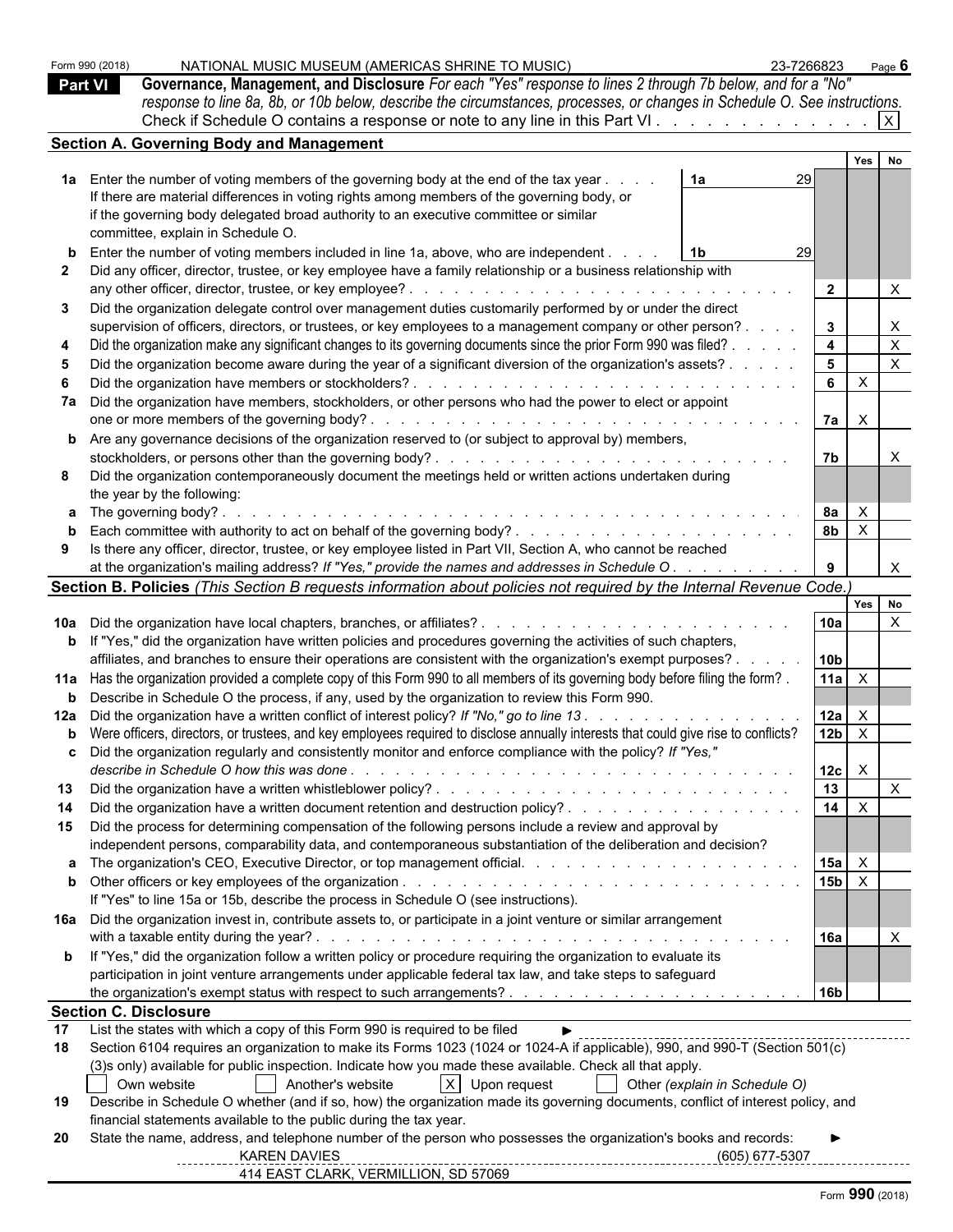Form 990 (2018) NATIONAL MUSIC MUSEUM (AMERICAS SHRINE TO MUSIC) 23-7266823

## Part VI Governance, Management, and Disclosure

*For each "Yes" response to lines 2 through 7b below, and for a "No" response to line 8a, 8b, or 10b below, describe the circumstances, processes, or changes in Schedule O. See instructions.*

Check if Schedule O contains a response or note to any line in this Part VI . . . . . . . . . . . . . [X]

### Section A. Governing Body and Management

| | | | | Yes | No |
|---|---|---|---|---|---|
| **1a** | Enter the number of voting members of the governing body at the end of the tax year . . . . **1a** 29<br>If there are material differences in voting rights among members of the governing body, or if the governing body delegated broad authority to an executive committee or similar committee, explain in Schedule O. | | | | |
| **b** | Enter the number of voting members included in line 1a, above, who are independent . . . . **1b** 29 | | | | |
| **2** | Did any officer, director, trustee, or key employee have a family relationship or a business relationship with any other officer, director, trustee, or key employee? | | **2** | | X |
| **3** | Did the organization delegate control over management duties customarily performed by or under the direct supervision of officers, directors, or trustees, or key employees to a management company or other person? | | **3** | | X |
| **4** | Did the organization make any significant changes to its governing documents since the prior Form 990 was filed? | | **4** | | X |
| **5** | Did the organization become aware during the year of a significant diversion of the organization's assets? | | **5** | | X |
| **6** | Did the organization have members or stockholders? | | **6** | X | |
| **7a** | Did the organization have members, stockholders, or other persons who had the power to elect or appoint one or more members of the governing body? | | **7a** | X | |
| **b** | Are any governance decisions of the organization reserved to (or subject to approval by) members, stockholders, or persons other than the governing body? | | **7b** | | X |
| **8** | Did the organization contemporaneously document the meetings held or written actions undertaken during the year by the following: | | | | |
| **a** | The governing body? | | **8a** | X | |
| **b** | Each committee with authority to act on behalf of the governing body? | | **8b** | X | |
| **9** | Is there any officer, director, trustee, or key employee listed in Part VII, Section A, who cannot be reached at the organization's mailing address? *If "Yes," provide the names and addresses in Schedule O* | | **9** | | X |

### Section B. Policies *(This Section B requests information about policies not required by the Internal Revenue Code.)*

| | | | Yes | No |
|---|---|---|---|---|
| **10a** | Did the organization have local chapters, branches, or affiliates? | **10a** | | X |
| **b** | If "Yes," did the organization have written policies and procedures governing the activities of such chapters, affiliates, and branches to ensure their operations are consistent with the organization's exempt purposes? | **10b** | | |
| **11a** | Has the organization provided a complete copy of this Form 990 to all members of its governing body before filing the form? | **11a** | X | |
| **b** | Describe in Schedule O the process, if any, used by the organization to review this Form 990. | | | |
| **12a** | Did the organization have a written conflict of interest policy? *If "No," go to line 13* | **12a** | X | |
| **b** | Were officers, directors, or trustees, and key employees required to disclose annually interests that could give rise to conflicts? | **12b** | X | |
| **c** | Did the organization regularly and consistently monitor and enforce compliance with the policy? *If "Yes," describe in Schedule O how this was done* | **12c** | X | |
| **13** | Did the organization have a written whistleblower policy? | **13** | | X |
| **14** | Did the organization have a written document retention and destruction policy? | **14** | X | |
| **15** | Did the process for determining compensation of the following persons include a review and approval by independent persons, comparability data, and contemporaneous substantiation of the deliberation and decision? | | | |
| **a** | The organization's CEO, Executive Director, or top management official. | **15a** | X | |
| **b** | Other officers or key employees of the organization<br>If "Yes" to line 15a or 15b, describe the process in Schedule O (see instructions). | **15b** | X | |
| **16a** | Did the organization invest in, contribute assets to, or participate in a joint venture or similar arrangement with a taxable entity during the year? | **16a** | | X |
| **b** | If "Yes," did the organization follow a written policy or procedure requiring the organization to evaluate its participation in joint venture arrangements under applicable federal tax law, and take steps to safeguard the organization's exempt status with respect to such arrangements? | **16b** | | |

### Section C. Disclosure

**17** List the states with which a copy of this Form 990 is required to be filed ►

**18** Section 6104 requires an organization to make its Forms 1023 (1024 or 1024-A if applicable), 990, and 990-T (Section 501(c)(3)s only) available for public inspection. Indicate how you made these available. Check all that apply.

[ ] Own website [ ] Another's website [X] Upon request [ ] Other *(explain in Schedule O)*

**19** Describe in Schedule O whether (and if so, how) the organization made its governing documents, conflict of interest policy, and financial statements available to the public during the tax year.

**20** State the name, address, and telephone number of the person who possesses the organization's books and records: ►

KAREN DAVIES (605) 677-5307
414 EAST CLARK, VERMILLION, SD 57069

Form **990** (2018)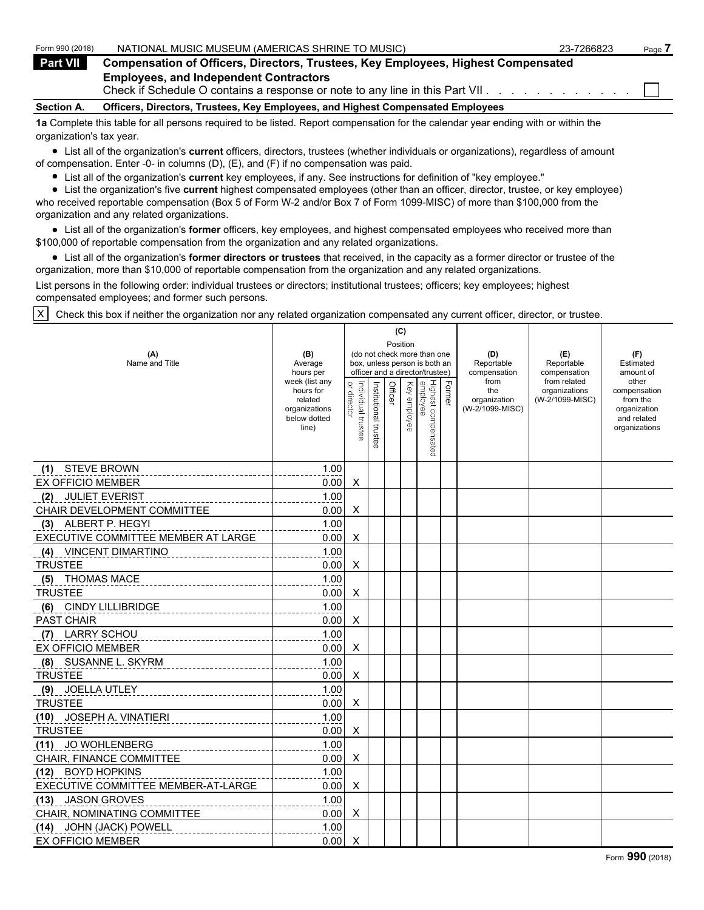Form 990 (2018) NATIONAL MUSIC MUSEUM (AMERICAS SHRINE TO MUSIC) 23-7266823

**Part VII** **Compensation of Officers, Directors, Trustees, Key Employees, Highest Compensated Employees, and Independent Contractors**

Check if Schedule O contains a response or note to any line in this Part VII . . . . . . . . . . . . ☐

**Section A. Officers, Directors, Trustees, Key Employees, and Highest Compensated Employees**

**1a** Complete this table for all persons required to be listed. Report compensation for the calendar year ending with or within the organization's tax year.

- List all of the organization's **current** officers, directors, trustees (whether individuals or organizations), regardless of amount of compensation. Enter -0- in columns (D), (E), and (F) if no compensation was paid.
- List all of the organization's **current** key employees, if any. See instructions for definition of "key employee."
- List the organization's five **current** highest compensated employees (other than an officer, director, trustee, or key employee) who received reportable compensation (Box 5 of Form W-2 and/or Box 7 of Form 1099-MISC) of more than $100,000 from the organization and any related organizations.
- List all of the organization's **former** officers, key employees, and highest compensated employees who received more than $100,000 of reportable compensation from the organization and any related organizations.
- List all of the organization's **former directors or trustees** that received, in the capacity as a former director or trustee of the organization, more than $10,000 of reportable compensation from the organization and any related organizations.

List persons in the following order: individual trustees or directors; institutional trustees; officers; key employees; highest compensated employees; and former such persons.

☒ Check this box if neither the organization nor any related organization compensated any current officer, director, or trustee.

| (A) Name and Title | (B) Average hours per week (list any hours for related organizations below dotted line) | (C) Position (do not check more than one box, unless person is both an officer and a director/trustee) | | | | | | (D) Reportable compensation from the organization (W-2/1099-MISC) | (E) Reportable compensation from related organizations (W-2/1099-MISC) | (F) Estimated amount of other compensation from the organization and related organizations |
|---|---|---|---|---|---|---|---|---|---|---|
| | | Individual trustee or director | Institutional trustee | Officer | Key employee | Highest compensated employee | Former | | | |
| (1) STEVE BROWN<br>EX OFFICIO MEMBER | 1.00<br>0.00 | X | | | | | | | | |
| (2) JULIET EVERIST<br>CHAIR DEVELOPMENT COMMITTEE | 1.00<br>0.00 | X | | | | | | | | |
| (3) ALBERT P. HEGYI<br>EXECUTIVE COMMITTEE MEMBER AT LARGE | 1.00<br>0.00 | X | | | | | | | | |
| (4) VINCENT DIMARTINO<br>TRUSTEE | 1.00<br>0.00 | X | | | | | | | | |
| (5) THOMAS MACE<br>TRUSTEE | 1.00<br>0.00 | X | | | | | | | | |
| (6) CINDY LILLIBRIDGE<br>PAST CHAIR | 1.00<br>0.00 | X | | | | | | | | |
| (7) LARRY SCHOU<br>EX OFFICIO MEMBER | 1.00<br>0.00 | X | | | | | | | | |
| (8) SUSANNE L. SKYRM<br>TRUSTEE | 1.00<br>0.00 | X | | | | | | | | |
| (9) JOELLA UTLEY<br>TRUSTEE | 1.00<br>0.00 | X | | | | | | | | |
| (10) JOSEPH A. VINATIERI<br>TRUSTEE | 1.00<br>0.00 | X | | | | | | | | |
| (11) JO WOHLENBERG<br>CHAIR, FINANCE COMMITTEE | 1.00<br>0.00 | X | | | | | | | | |
| (12) BOYD HOPKINS<br>EXECUTIVE COMMITTEE MEMBER-AT-LARGE | 1.00<br>0.00 | X | | | | | | | | |
| (13) JASON GROVES<br>CHAIR, NOMINATING COMMITTEE | 1.00<br>0.00 | X | | | | | | | | |
| (14) JOHN (JACK) POWELL<br>EX OFFICIO MEMBER | 1.00<br>0.00 | X | | | | | | | | |

Form **990** (2018)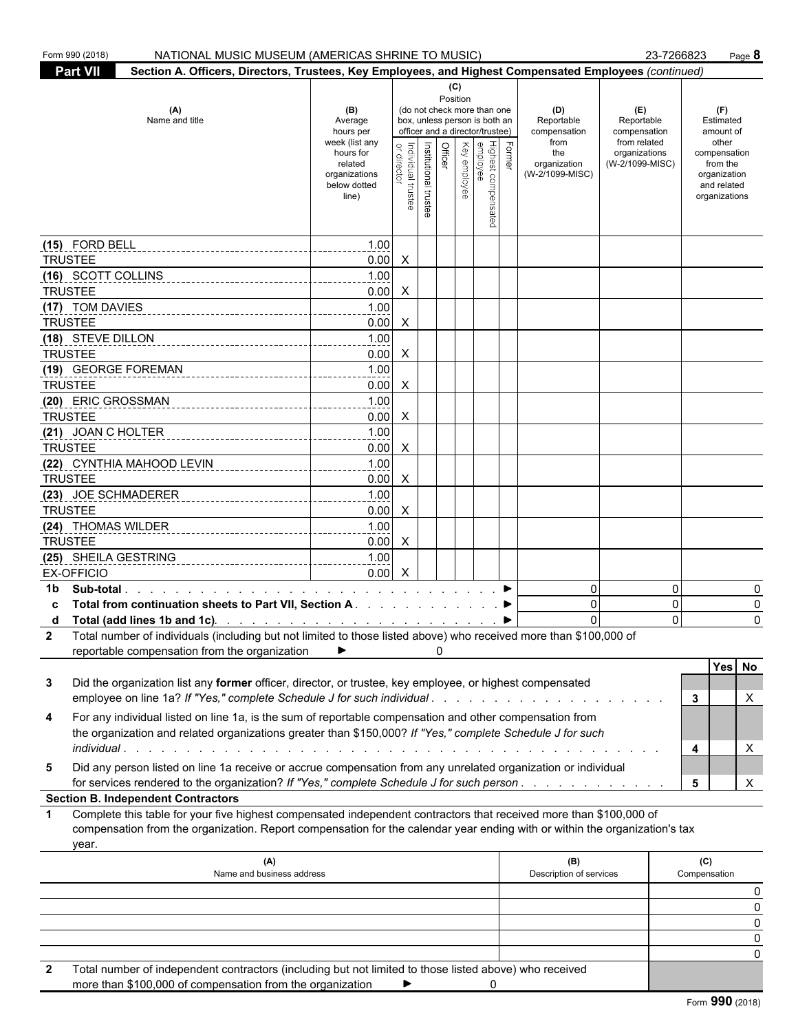Form 990 (2018) NATIONAL MUSIC MUSEUM (AMERICAS SHRINE TO MUSIC) 23-7266823 Page 8

**Part VII** **Section A. Officers, Directors, Trustees, Key Employees, and Highest Compensated Employees** *(continued)*

| (A) Name and title | (B) Average hours per week (list any hours for related organizations below dotted line) | (C) Position (do not check more than one box, unless person is both an officer and a director/trustee): Individual trustee or director | Institutional trustee | Officer | Key employee | Highest compensated employee | Former | (D) Reportable compensation from the organization (W-2/1099-MISC) | (E) Reportable compensation from related organizations (W-2/1099-MISC) | (F) Estimated amount of other compensation from the organization and related organizations |
|---|---|---|---|---|---|---|---|---|---|---|
| (15) FORD BELL<br>TRUSTEE | 1.00<br>0.00 | X | | | | | | | | |
| (16) SCOTT COLLINS<br>TRUSTEE | 1.00<br>0.00 | X | | | | | | | | |
| (17) TOM DAVIES<br>TRUSTEE | 1.00<br>0.00 | X | | | | | | | | |
| (18) STEVE DILLON<br>TRUSTEE | 1.00<br>0.00 | X | | | | | | | | |
| (19) GEORGE FOREMAN<br>TRUSTEE | 1.00<br>0.00 | X | | | | | | | | |
| (20) ERIC GROSSMAN<br>TRUSTEE | 1.00<br>0.00 | X | | | | | | | | |
| (21) JOAN C HOLTER<br>TRUSTEE | 1.00<br>0.00 | X | | | | | | | | |
| (22) CYNTHIA MAHOOD LEVIN<br>TRUSTEE | 1.00<br>0.00 | X | | | | | | | | |
| (23) JOE SCHMADERER<br>TRUSTEE | 1.00<br>0.00 | X | | | | | | | | |
| (24) THOMAS WILDER<br>TRUSTEE | 1.00<br>0.00 | X | | | | | | | | |
| (25) SHEILA GESTRING<br>EX-OFFICIO | 1.00<br>0.00 | X | | | | | | | | |
| **1b Sub-total** ► | | | | | | | | 0 | 0 | 0 |
| **c Total from continuation sheets to Part VII, Section A** ► | | | | | | | | 0 | 0 | 0 |
| **d Total (add lines 1b and 1c)** ► | | | | | | | | 0 | 0 | 0 |

**2** Total number of individuals (including but not limited to those listed above) who received more than $100,000 of reportable compensation from the organization ► 0

| | | Yes | No |
|---|---|---|---|
| **3** Did the organization list any **former** officer, director, or trustee, key employee, or highest compensated employee on line 1a? *If "Yes," complete Schedule J for such individual* | 3 | | X |
| **4** For any individual listed on line 1a, is the sum of reportable compensation and other compensation from the organization and related organizations greater than $150,000? *If "Yes," complete Schedule J for such individual* | 4 | | X |
| **5** Did any person listed on line 1a receive or accrue compensation from any unrelated organization or individual for services rendered to the organization? *If "Yes," complete Schedule J for such person* | 5 | | X |

**Section B. Independent Contractors**

**1** Complete this table for your five highest compensated independent contractors that received more than $100,000 of compensation from the organization. Report compensation for the calendar year ending with or within the organization's tax year.

| (A) Name and business address | (B) Description of services | (C) Compensation |
|---|---|---|
| | | 0 |
| | | 0 |
| | | 0 |
| | | 0 |
| | | 0 |

**2** Total number of independent contractors (including but not limited to those listed above) who received more than $100,000 of compensation from the organization ► 0

Form **990** (2018)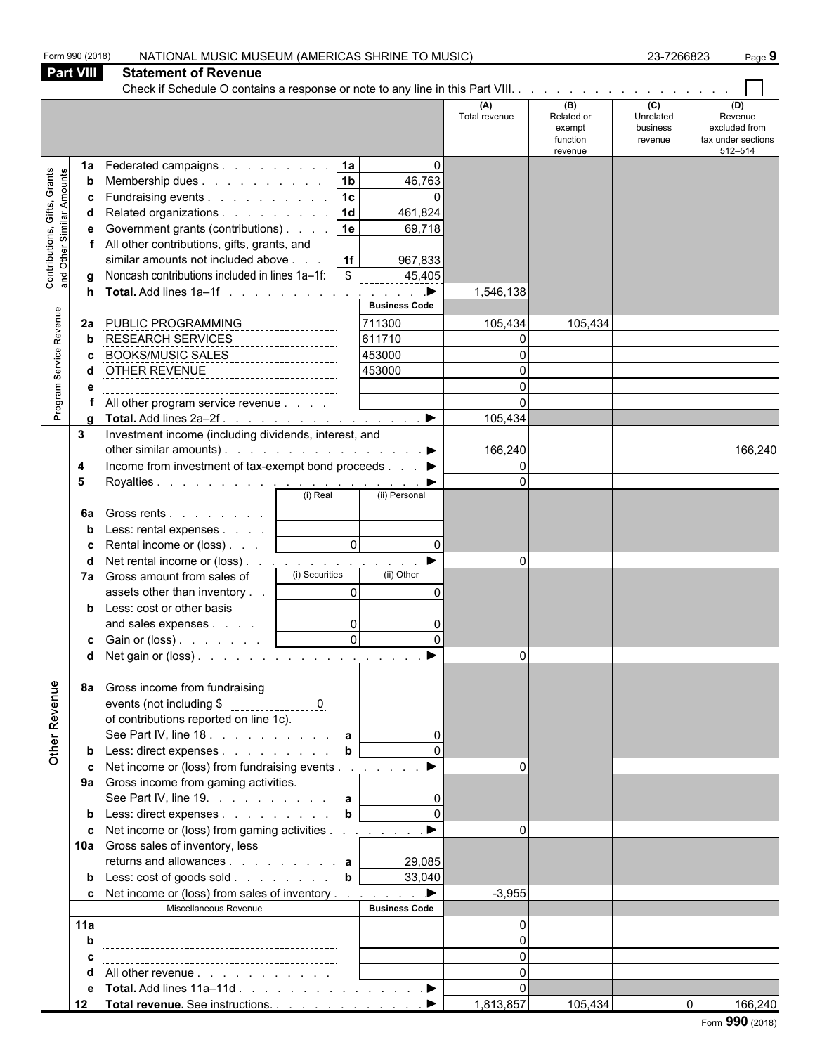Form 990 (2018) NATIONAL MUSIC MUSEUM (AMERICAS SHRINE TO MUSIC) 23-7266823 Page 9

## Part VIII Statement of Revenue

Check if Schedule O contains a response or note to any line in this Part VIII. . . . . . . . . . . . . . . . . . . ☐

| | | | | (A) Total revenue | (B) Related or exempt function revenue | (C) Unrelated business revenue | (D) Revenue excluded from tax under sections 512–514 |
|---|---|---|---|---|---|---|---|
| **Contributions, Gifts, Grants and Other Similar Amounts** | 1a Federated campaigns . . . . . . . . . | 1a | 0 | | | | |
| | b Membership dues . . . . . . . . . . | 1b | 46,763 | | | | |
| | c Fundraising events . . . . . . . . . . | 1c | 0 | | | | |
| | d Related organizations . . . . . . . . . | 1d | 461,824 | | | | |
| | e Government grants (contributions) . . . . | 1e | 69,718 | | | | |
| | f All other contributions, gifts, grants, and similar amounts not included above . . . | 1f | 967,833 | | | | |
| | g Noncash contributions included in lines 1a–1f: | $ | 45,405 | | | | |
| | h **Total.** Add lines 1a–1f . . . . . . . . . . . . . . . ▶ | | | 1,546,138 | | | |
| **Program Service Revenue** | | | Business Code | | | | |
| | 2a PUBLIC PROGRAMMING | | 711300 | 105,434 | 105,434 | | |
| | b RESEARCH SERVICES | | 611710 | 0 | | | |
| | c BOOKS/MUSIC SALES | | 453000 | 0 | | | |
| | d OTHER REVENUE | | 453000 | 0 | | | |
| | e | | | 0 | | | |
| | f All other program service revenue . . . . | | | 0 | | | |
| | g **Total.** Add lines 2a–2f . . . . . . . . . . . . . . . . ▶ | | | 105,434 | | | |
| **Other Revenue** | 3 Investment income (including dividends, interest, and other similar amounts) . . . . . . . . . . . . . . . . . ▶ | | | 166,240 | | | 166,240 |
| | 4 Income from investment of tax-exempt bond proceeds . . . ▶ | | | 0 | | | |
| | 5 Royalties . . . . . . . . . . . . . . . . . . . . . . ▶ | | | 0 | | | |
| | | (i) Real | (ii) Personal | | | | |
| | 6a Gross rents . . . . . . . . | | | | | | |
| | b Less: rental expenses . . . . | | | | | | |
| | c Rental income or (loss) . . . | 0 | 0 | | | | |
| | d Net rental income or (loss) . . . . . . . . . . . . . . ▶ | | | 0 | | | |
| | 7a Gross amount from sales of assets other than inventory . . | (i) Securities 0 | (ii) Other 0 | | | | |
| | b Less: cost or other basis and sales expenses . . . . | 0 | 0 | | | | |
| | c Gain or (loss) . . . . . . . | 0 | 0 | | | | |
| | d Net gain or (loss) . . . . . . . . . . . . . . . . . . ▶ | | | 0 | | | |
| | 8a Gross income from fundraising events (not including $ 0 of contributions reported on line 1c). See Part IV, line 18 . . . . . . . . . . | a | 0 | | | | |
| | b Less: direct expenses . . . . . . . . . | b | 0 | | | | |
| | c Net income or (loss) from fundraising events . . . . . . . ▶ | | | 0 | | | |
| | 9a Gross income from gaming activities. See Part IV, line 19. . . . . . . . . . | a | 0 | | | | |
| | b Less: direct expenses . . . . . . . . . | b | 0 | | | | |
| | c Net income or (loss) from gaming activities . . . . . . . . ▶ | | | 0 | | | |
| | 10a Gross sales of inventory, less returns and allowances . . . . . . . . . | a | 29,085 | | | | |
| | b Less: cost of goods sold . . . . . . . . | b | 33,040 | | | | |
| | c Net income or (loss) from sales of inventory . . . . . . . ▶ | | | -3,955 | | | |
| | Miscellaneous Revenue | | Business Code | | | | |
| | 11a | | | 0 | | | |
| | b | | | 0 | | | |
| | c | | | 0 | | | |
| | d All other revenue . . . . . . . . . . . | | | 0 | | | |
| | e **Total.** Add lines 11a–11d . . . . . . . . . . . . . . ▶ | | | 0 | | | |
| | 12 **Total revenue.** See instructions. . . . . . . . . . . . . ▶ | | | 1,813,857 | 105,434 | 0 | 166,240 |

Form **990** (2018)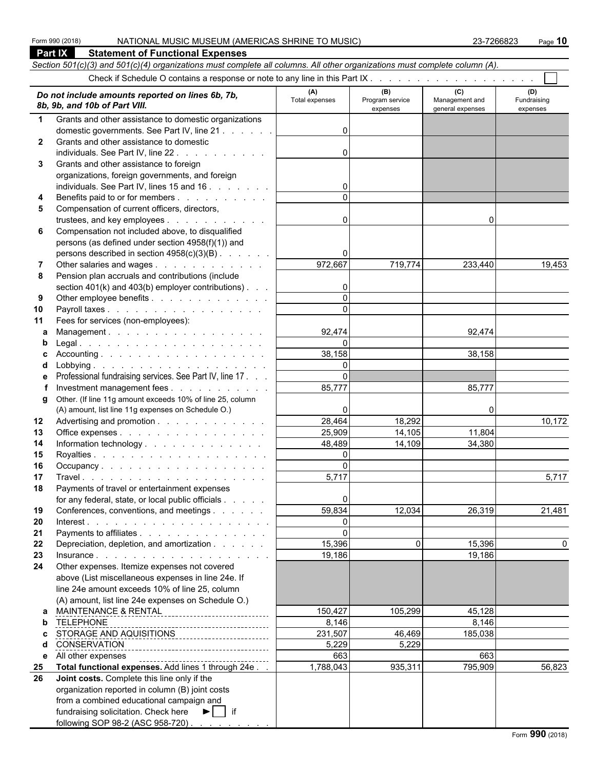Form 990 (2018) NATIONAL MUSIC MUSEUM (AMERICAS SHRINE TO MUSIC) 23-7266823 Page **10**

## Part IX Statement of Functional Expenses

*Section 501(c)(3) and 501(c)(4) organizations must complete all columns. All other organizations must complete column (A).*

Check if Schedule O contains a response or note to any line in this Part IX . . . . . . . . . . . . . . . . . . . ☐

| | *Do not include amounts reported on lines 6b, 7b, 8b, 9b, and 10b of Part VIII.* | (A) Total expenses | (B) Program service expenses | (C) Management and general expenses | (D) Fundraising expenses |
|---|---|---|---|---|---|
| 1 | Grants and other assistance to domestic organizations domestic governments. See Part IV, line 21 | 0 | | | |
| 2 | Grants and other assistance to domestic individuals. See Part IV, line 22 | 0 | | | |
| 3 | Grants and other assistance to foreign organizations, foreign governments, and foreign individuals. See Part IV, lines 15 and 16 | 0 | | | |
| 4 | Benefits paid to or for members | 0 | | | |
| 5 | Compensation of current officers, directors, trustees, and key employees | 0 | | 0 | |
| 6 | Compensation not included above, to disqualified persons (as defined under section 4958(f)(1)) and persons described in section 4958(c)(3)(B) | 0 | | | |
| 7 | Other salaries and wages | 972,667 | 719,774 | 233,440 | 19,453 |
| 8 | Pension plan accruals and contributions (include section 401(k) and 403(b) employer contributions) | 0 | | | |
| 9 | Other employee benefits | 0 | | | |
| 10 | Payroll taxes | 0 | | | |
| 11 | Fees for services (non-employees): | | | | |
| a | Management | 92,474 | | 92,474 | |
| b | Legal | 0 | | | |
| c | Accounting | 38,158 | | 38,158 | |
| d | Lobbying | 0 | | | |
| e | Professional fundraising services. See Part IV, line 17 | 0 | | | |
| f | Investment management fees | 85,777 | | 85,777 | |
| g | Other. (If line 11g amount exceeds 10% of line 25, column (A) amount, list line 11g expenses on Schedule O.) | 0 | | 0 | |
| 12 | Advertising and promotion | 28,464 | 18,292 | | 10,172 |
| 13 | Office expenses | 25,909 | 14,105 | 11,804 | |
| 14 | Information technology | 48,489 | 14,109 | 34,380 | |
| 15 | Royalties | 0 | | | |
| 16 | Occupancy | 0 | | | |
| 17 | Travel | 5,717 | | | 5,717 |
| 18 | Payments of travel or entertainment expenses for any federal, state, or local public officials | 0 | | | |
| 19 | Conferences, conventions, and meetings | 59,834 | 12,034 | 26,319 | 21,481 |
| 20 | Interest | 0 | | | |
| 21 | Payments to affiliates | 0 | | | |
| 22 | Depreciation, depletion, and amortization | 15,396 | 0 | 15,396 | 0 |
| 23 | Insurance | 19,186 | | 19,186 | |
| 24 | Other expenses. Itemize expenses not covered above (List miscellaneous expenses in line 24e. If line 24e amount exceeds 10% of line 25, column (A) amount, list line 24e expenses on Schedule O.) | | | | |
| a | MAINTENANCE & RENTAL | 150,427 | 105,299 | 45,128 | |
| b | TELEPHONE | 8,146 | | 8,146 | |
| c | STORAGE AND AQUISITIONS | 231,507 | 46,469 | 185,038 | |
| d | CONSERVATION | 5,229 | 5,229 | | |
| e | All other expenses | 663 | | 663 | |
| 25 | **Total functional expenses.** Add lines 1 through 24e | 1,788,043 | 935,311 | 795,909 | 56,823 |
| 26 | **Joint costs.** Complete this line only if the organization reported in column (B) joint costs from a combined educational campaign and fundraising solicitation. Check here ► ☐ if following SOP 98-2 (ASC 958-720) | | | | |

Form **990** (2018)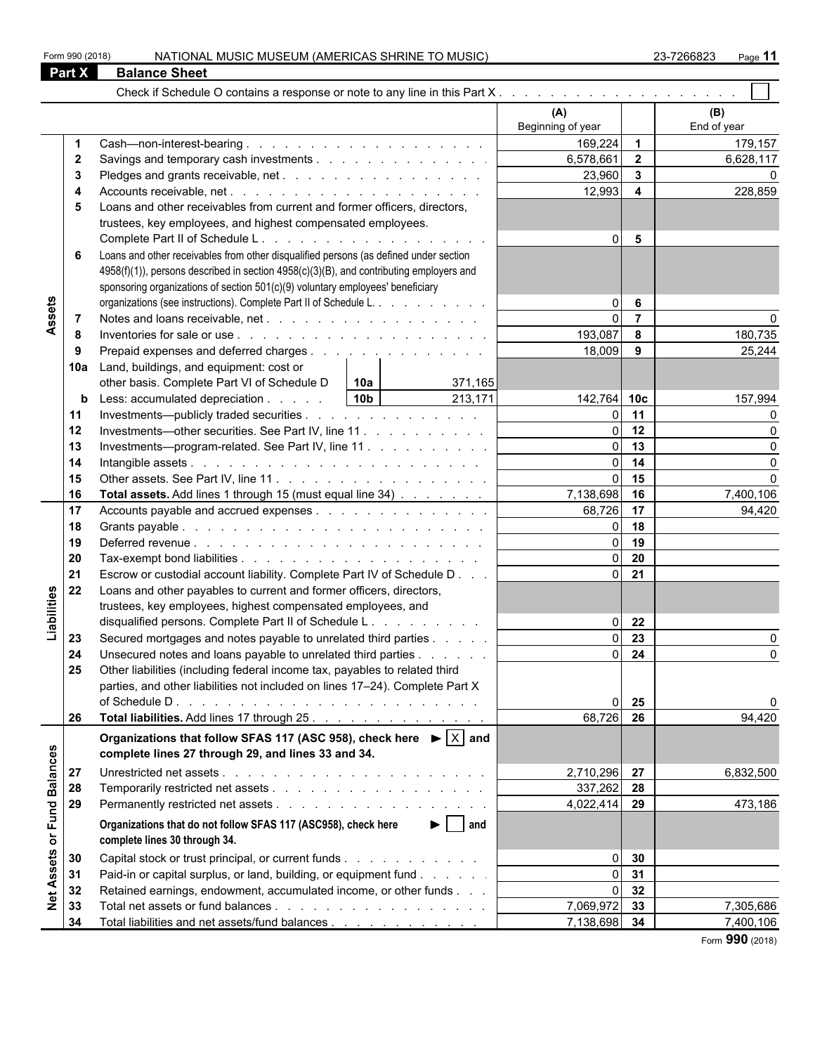Form 990 (2018) NATIONAL MUSIC MUSEUM (AMERICAS SHRINE TO MUSIC) 23-7266823

## Part X Balance Sheet

Check if Schedule O contains a response or note to any line in this Part X . . . . . . . . . . . . . . . . . . . . ☐

| | | | (A) Beginning of year | | (B) End of year |
|---|---|---|---|---|---|
| Assets | 1 | Cash—non-interest-bearing . . . . . . . . . . . . . . . . . . . | 169,224 | 1 | 179,157 |
| | 2 | Savings and temporary cash investments . . . . . . . . . . . . . . . | 6,578,661 | 2 | 6,628,117 |
| | 3 | Pledges and grants receivable, net . . . . . . . . . . . . . . . . . | 23,960 | 3 | 0 |
| | 4 | Accounts receivable, net . . . . . . . . . . . . . . . . . . . . . | 12,993 | 4 | 228,859 |
| | 5 | Loans and other receivables from current and former officers, directors, trustees, key employees, and highest compensated employees. Complete Part II of Schedule L . . . . . . . . . . . . . . . . . . | 0 | 5 | |
| | 6 | Loans and other receivables from other disqualified persons (as defined under section 4958(f)(1)), persons described in section 4958(c)(3)(B), and contributing employers and sponsoring organizations of section 501(c)(9) voluntary employees' beneficiary organizations (see instructions). Complete Part II of Schedule L. . . . . . . . . . | 0 | 6 | |
| | 7 | Notes and loans receivable, net . . . . . . . . . . . . . . . . . . | 0 | 7 | 0 |
| | 8 | Inventories for sale or use . . . . . . . . . . . . . . . . . . . . | 193,087 | 8 | 180,735 |
| | 9 | Prepaid expenses and deferred charges . . . . . . . . . . . . . . . | 18,009 | 9 | 25,244 |
| | 10a | Land, buildings, and equipment: cost or other basis. Complete Part VI of Schedule D — 10a: 371,165 | | | |
| | b | Less: accumulated depreciation . . . . . — 10b: 213,171 | 142,764 | 10c | 157,994 |
| | 11 | Investments—publicly traded securities . . . . . . . . . . . . . . . | 0 | 11 | 0 |
| | 12 | Investments—other securities. See Part IV, line 11 . . . . . . . . . . | 0 | 12 | 0 |
| | 13 | Investments—program-related. See Part IV, line 11 . . . . . . . . . . | 0 | 13 | 0 |
| | 14 | Intangible assets . . . . . . . . . . . . . . . . . . . . . . . . | 0 | 14 | 0 |
| | 15 | Other assets. See Part IV, line 11 . . . . . . . . . . . . . . . . . | 0 | 15 | 0 |
| | 16 | **Total assets.** Add lines 1 through 15 (must equal line 34) . . . . . . . | 7,138,698 | 16 | 7,400,106 |
| Liabilities | 17 | Accounts payable and accrued expenses . . . . . . . . . . . . . . . | 68,726 | 17 | 94,420 |
| | 18 | Grants payable . . . . . . . . . . . . . . . . . . . . . . . . . | 0 | 18 | |
| | 19 | Deferred revenue . . . . . . . . . . . . . . . . . . . . . . . . | 0 | 19 | |
| | 20 | Tax-exempt bond liabilities . . . . . . . . . . . . . . . . . . . . | 0 | 20 | |
| | 21 | Escrow or custodial account liability. Complete Part IV of Schedule D . . . | 0 | 21 | |
| | 22 | Loans and other payables to current and former officers, directors, trustees, key employees, highest compensated employees, and disqualified persons. Complete Part II of Schedule L . . . . . . . . . | 0 | 22 | |
| | 23 | Secured mortgages and notes payable to unrelated third parties . . . . . | 0 | 23 | 0 |
| | 24 | Unsecured notes and loans payable to unrelated third parties . . . . . . | 0 | 24 | 0 |
| | 25 | Other liabilities (including federal income tax, payables to related third parties, and other liabilities not included on lines 17–24). Complete Part X of Schedule D . . . . . . . . . . . . . . . . . . . . . . . . . | 0 | 25 | 0 |
| | 26 | **Total liabilities.** Add lines 17 through 25 . . . . . . . . . . . . . . | 68,726 | 26 | 94,420 |
| Net Assets or Fund Balances | | **Organizations that follow SFAS 117 (ASC 958), check here ► ☒ and complete lines 27 through 29, and lines 33 and 34.** | | | |
| | 27 | Unrestricted net assets . . . . . . . . . . . . . . . . . . . . . . | 2,710,296 | 27 | 6,832,500 |
| | 28 | Temporarily restricted net assets . . . . . . . . . . . . . . . . . . | 337,262 | 28 | |
| | 29 | Permanently restricted net assets . . . . . . . . . . . . . . . . . . | 4,022,414 | 29 | 473,186 |
| | | **Organizations that do not follow SFAS 117 (ASC958), check here ► ☐ and complete lines 30 through 34.** | | | |
| | 30 | Capital stock or trust principal, or current funds . . . . . . . . . . . | 0 | 30 | |
| | 31 | Paid-in or capital surplus, or land, building, or equipment fund . . . . . . | 0 | 31 | |
| | 32 | Retained earnings, endowment, accumulated income, or other funds . . . | 0 | 32 | |
| | 33 | Total net assets or fund balances . . . . . . . . . . . . . . . . . . | 7,069,972 | 33 | 7,305,686 |
| | 34 | Total liabilities and net assets/fund balances . . . . . . . . . . . . . | 7,138,698 | 34 | 7,400,106 |

Form **990** (2018)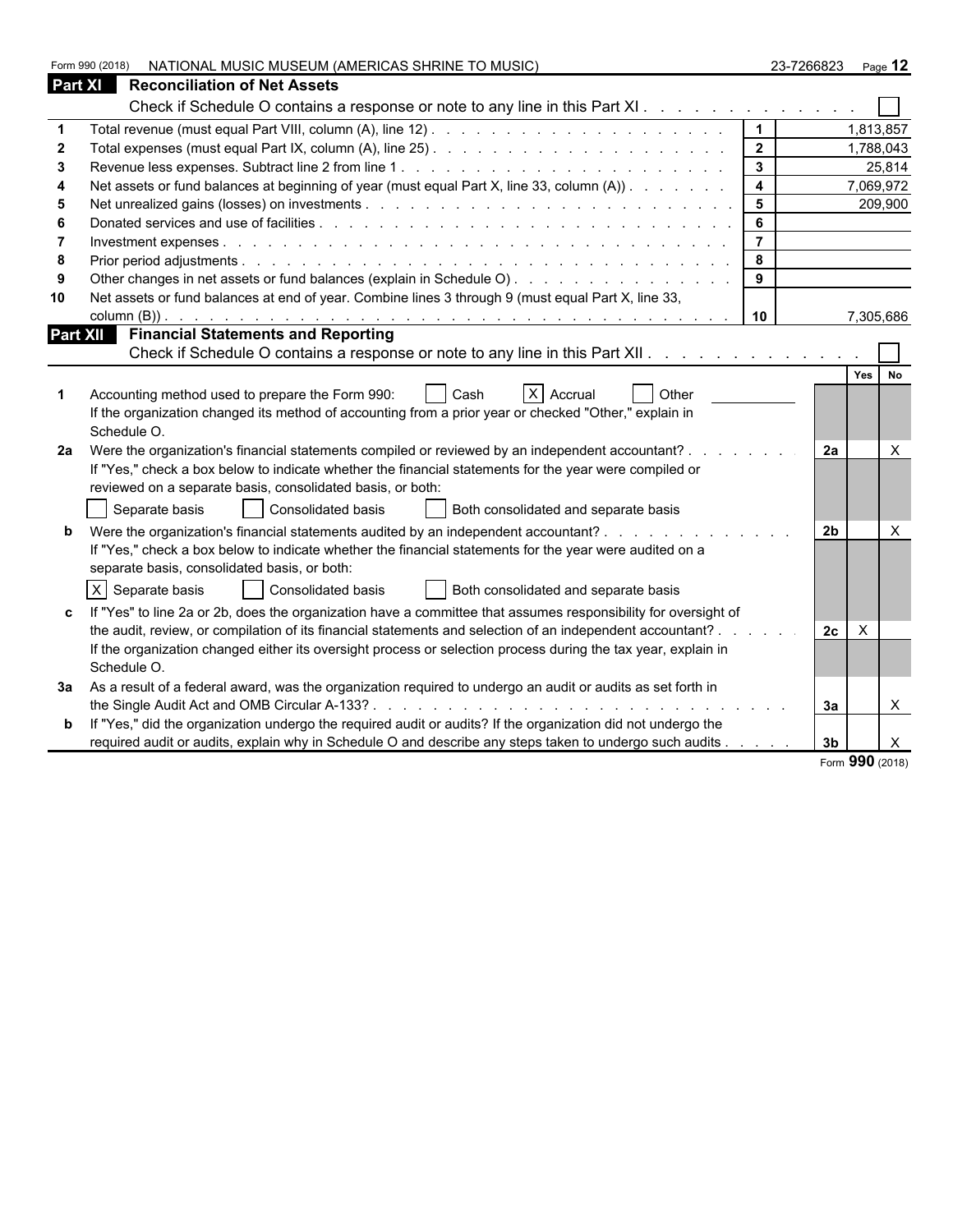Form 990 (2018) NATIONAL MUSIC MUSEUM (AMERICAS SHRINE TO MUSIC) 23-7266823 Page 12

## Part XI Reconciliation of Net Assets

Check if Schedule O contains a response or note to any line in this Part XI . . . . . . . . . . . . . ☐

| | | | |
|---|---|---|---|
| 1 | Total revenue (must equal Part VIII, column (A), line 12) | 1 | 1,813,857 |
| 2 | Total expenses (must equal Part IX, column (A), line 25) | 2 | 1,788,043 |
| 3 | Revenue less expenses. Subtract line 2 from line 1 | 3 | 25,814 |
| 4 | Net assets or fund balances at beginning of year (must equal Part X, line 33, column (A)) | 4 | 7,069,972 |
| 5 | Net unrealized gains (losses) on investments | 5 | 209,900 |
| 6 | Donated services and use of facilities | 6 | |
| 7 | Investment expenses | 7 | |
| 8 | Prior period adjustments | 8 | |
| 9 | Other changes in net assets or fund balances (explain in Schedule O) | 9 | |
| 10 | Net assets or fund balances at end of year. Combine lines 3 through 9 (must equal Part X, line 33, column (B)) | 10 | 7,305,686 |

## Part XII Financial Statements and Reporting

Check if Schedule O contains a response or note to any line in this Part XII . . . . . . . . . . . . . ☐

| | | | Yes | No |
|---|---|---|---|---|
| 1 | Accounting method used to prepare the Form 990: ☐ Cash ☒ Accrual ☐ Other<br>If the organization changed its method of accounting from a prior year or checked "Other," explain in Schedule O. | | | |
| 2a | Were the organization's financial statements compiled or reviewed by an independent accountant?<br>If "Yes," check a box below to indicate whether the financial statements for the year were compiled or reviewed on a separate basis, consolidated basis, or both:<br>☐ Separate basis ☐ Consolidated basis ☐ Both consolidated and separate basis | 2a | | X |
| b | Were the organization's financial statements audited by an independent accountant?<br>If "Yes," check a box below to indicate whether the financial statements for the year were audited on a separate basis, consolidated basis, or both:<br>☒ Separate basis ☐ Consolidated basis ☐ Both consolidated and separate basis | 2b | | X |
| c | If "Yes" to line 2a or 2b, does the organization have a committee that assumes responsibility for oversight of the audit, review, or compilation of its financial statements and selection of an independent accountant?<br>If the organization changed either its oversight process or selection process during the tax year, explain in Schedule O. | 2c | X | |
| 3a | As a result of a federal award, was the organization required to undergo an audit or audits as set forth in the Single Audit Act and OMB Circular A-133? | 3a | | X |
| b | If "Yes," did the organization undergo the required audit or audits? If the organization did not undergo the required audit or audits, explain in Schedule O and describe any steps taken to undergo such audits | 3b | | X |

Form **990** (2018)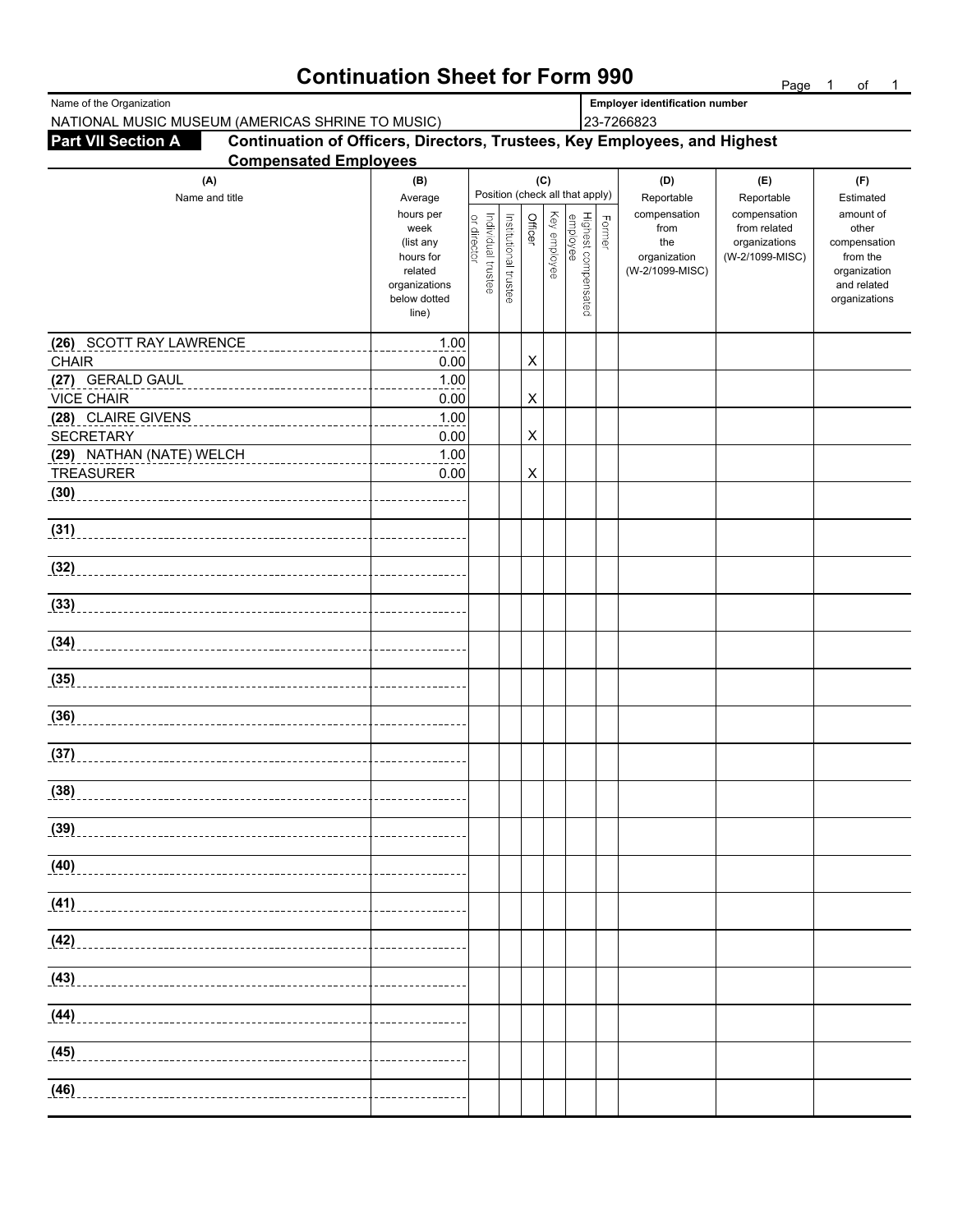# Continuation Sheet for Form 990

Name of the Organization: NATIONAL MUSIC MUSEUM (AMERICAS SHRINE TO MUSIC)

Employer identification number: 23-7266823

## Part VII Section A — Continuation of Officers, Directors, Trustees, Key Employees, and Highest Compensated Employees

| (A) Name and title | (B) Average hours per week (list any hours for related organizations below dotted line) | (C) Individual trustee or director | Institutional trustee | Officer | Key employee | Highest compensated employee | Former | (D) Reportable compensation from the organization (W-2/1099-MISC) | (E) Reportable compensation from related organizations (W-2/1099-MISC) | (F) Estimated amount of other compensation from the organization and related organizations |
|---|---|---|---|---|---|---|---|---|---|---|
| (26) SCOTT RAY LAWRENCE<br>CHAIR | 1.00<br>0.00 | | | X | | | | | | |
| (27) GERALD GAUL<br>VICE CHAIR | 1.00<br>0.00 | | | X | | | | | | |
| (28) CLAIRE GIVENS<br>SECRETARY | 1.00<br>0.00 | | | X | | | | | | |
| (29) NATHAN (NATE) WELCH<br>TREASURER | 1.00<br>0.00 | | | X | | | | | | |
| (30) | | | | | | | | | | |
| (31) | | | | | | | | | | |
| (32) | | | | | | | | | | |
| (33) | | | | | | | | | | |
| (34) | | | | | | | | | | |
| (35) | | | | | | | | | | |
| (36) | | | | | | | | | | |
| (37) | | | | | | | | | | |
| (38) | | | | | | | | | | |
| (39) | | | | | | | | | | |
| (40) | | | | | | | | | | |
| (41) | | | | | | | | | | |
| (42) | | | | | | | | | | |
| (43) | | | | | | | | | | |
| (44) | | | | | | | | | | |
| (45) | | | | | | | | | | |
| (46) | | | | | | | | | | |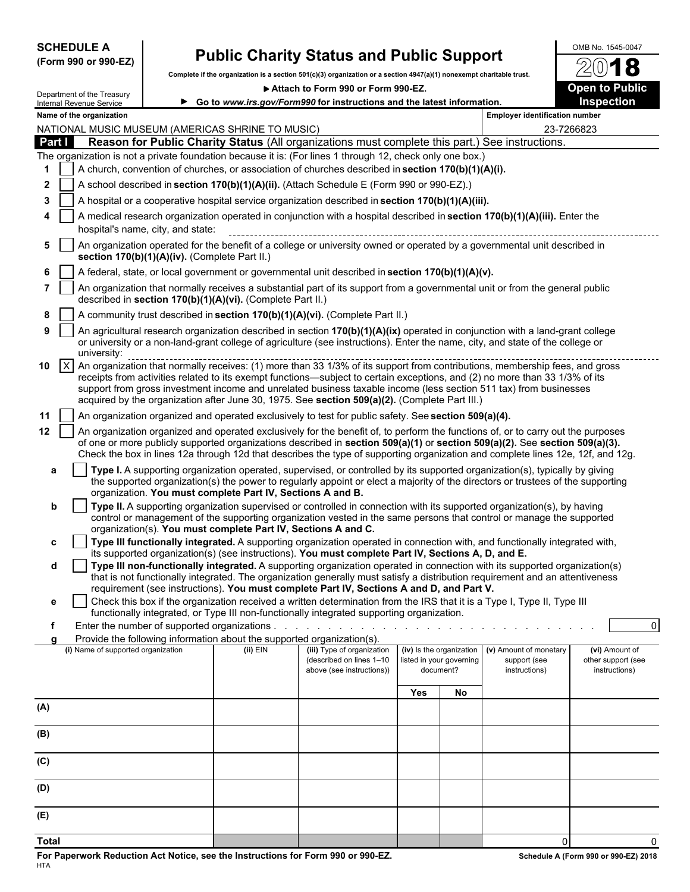**SCHEDULE A**
**(Form 990 or 990-EZ)**

Department of the Treasury
Internal Revenue Service

# Public Charity Status and Public Support

**Complete if the organization is a section 501(c)(3) organization or a section 4947(a)(1) nonexempt charitable trust.**

▶ **Attach to Form 990 or Form 990-EZ.**

▶ **Go to www.irs.gov/Form990 for instructions and the latest information.**

OMB No. 1545-0047

**2018**

**Open to Public Inspection**

**Name of the organization**
NATIONAL MUSIC MUSEUM (AMERICAS SHRINE TO MUSIC)

**Employer identification number**
23-7266823

## Part I Reason for Public Charity Status (All organizations must complete this part.) See instructions.

The organization is not a private foundation because it is: (For lines 1 through 12, check only one box.)

1 ☐ A church, convention of churches, or association of churches described in **section 170(b)(1)(A)(i).**

2 ☐ A school described in **section 170(b)(1)(A)(ii).** (Attach Schedule E (Form 990 or 990-EZ).)

3 ☐ A hospital or a cooperative hospital service organization described in **section 170(b)(1)(A)(iii).**

4 ☐ A medical research organization operated in conjunction with a hospital described in **section 170(b)(1)(A)(iii).** Enter the hospital's name, city, and state:

5 ☐ An organization operated for the benefit of a college or university owned or operated by a governmental unit described in **section 170(b)(1)(A)(iv).** (Complete Part II.)

6 ☐ A federal, state, or local government or governmental unit described in **section 170(b)(1)(A)(v).**

7 ☐ An organization that normally receives a substantial part of its support from a governmental unit or from the general public described in **section 170(b)(1)(A)(vi).** (Complete Part II.)

8 ☐ A community trust described in **section 170(b)(1)(A)(vi).** (Complete Part II.)

9 ☐ An agricultural research organization described in section **170(b)(1)(A)(ix)** operated in conjunction with a land-grant college or university or a non-land-grant college of agriculture (see instructions). Enter the name, city, and state of the college or university:

10 ☒ An organization that normally receives: (1) more than 33 1/3% of its support from contributions, membership fees, and gross receipts from activities related to its exempt functions—subject to certain exceptions, and (2) no more than 33 1/3% of its support from gross investment income and unrelated business taxable income (less section 511 tax) from businesses acquired by the organization after June 30, 1975. See **section 509(a)(2).** (Complete Part III.)

11 ☐ An organization organized and operated exclusively to test for public safety. See **section 509(a)(4).**

12 ☐ An organization organized and operated exclusively for the benefit of, to perform the functions of, or to carry out the purposes of one or more publicly supported organizations described in **section 509(a)(1)** or **section 509(a)(2).** See **section 509(a)(3).** Check the box in lines 12a through 12d that describes the type of supporting organization and complete lines 12e, 12f, and 12g.

a ☐ **Type I.** A supporting organization operated, supervised, or controlled by its supported organization(s), typically by giving the supported organization(s) the power to regularly appoint or elect a majority of the directors or trustees of the supporting organization. **You must complete Part IV, Sections A and B.**

b ☐ **Type II.** A supporting organization supervised or controlled in connection with its supported organization(s), by having control or management of the supporting organization vested in the same persons that control or manage the supported organization(s). **You must complete Part IV, Sections A and C.**

c ☐ **Type III functionally integrated.** A supporting organization operated in connection with, and functionally integrated with, its supported organization(s) (see instructions). **You must complete Part IV, Sections A, D, and E.**

d ☐ **Type III non-functionally integrated.** A supporting organization operated in connection with its supported organization(s) that is not functionally integrated. The organization generally must satisfy a distribution requirement and an attentiveness requirement (see instructions). **You must complete Part IV, Sections A and D, and Part V.**

e ☐ Check this box if the organization received a written determination from the IRS that it is a Type I, Type II, Type III functionally integrated, or Type III non-functionally integrated supporting organization.

f Enter the number of supported organizations . . . . . . . . . . . . . . . . . . . . . . 0

g Provide the following information about the supported organization(s).

| (i) Name of supported organization | (ii) EIN | (iii) Type of organization (described on lines 1–10 above (see instructions)) | (iv) Is the organization listed in your governing document? Yes | No | (v) Amount of monetary support (see instructions) | (vi) Amount of other support (see instructions) |
|---|---|---|---|---|---|---|
| (A) | | | | | | |
| (B) | | | | | | |
| (C) | | | | | | |
| (D) | | | | | | |
| (E) | | | | | | |
| **Total** | | | | | 0 | 0 |

**For Paperwork Reduction Act Notice, see the Instructions for Form 990 or 990-EZ.**
HTA

**Schedule A (Form 990 or 990-EZ) 2018**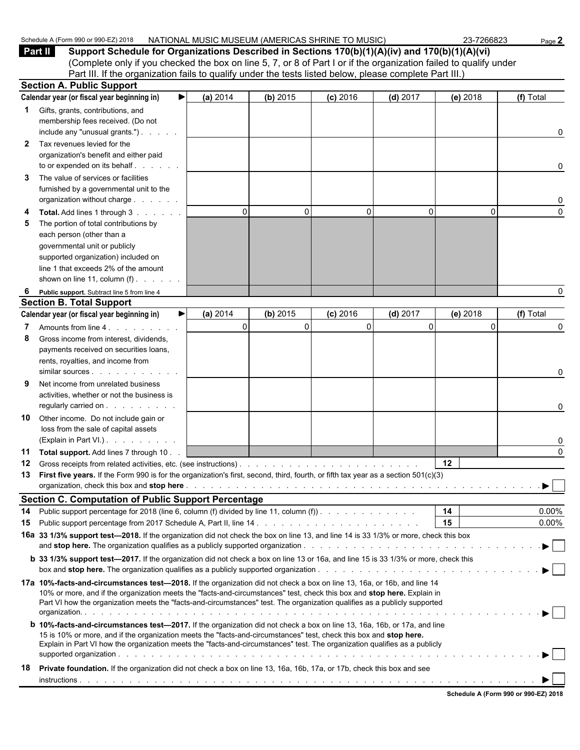Schedule A (Form 990 or 990-EZ) 2018 NATIONAL MUSIC MUSEUM (AMERICAS SHRINE TO MUSIC) 23-7266823

**Part II** **Support Schedule for Organizations Described in Sections 170(b)(1)(A)(iv) and 170(b)(1)(A)(vi)**
(Complete only if you checked the box on line 5, 7, or 8 of Part I or if the organization failed to qualify under Part III. If the organization fails to qualify under the tests listed below, please complete Part III.)

**Section A. Public Support**

| Calendar year (or fiscal year beginning in) ▶ | (a) 2014 | (b) 2015 | (c) 2016 | (d) 2017 | (e) 2018 | (f) Total |
|---|---|---|---|---|---|---|
| **1** Gifts, grants, contributions, and membership fees received. (Do not include any "unusual grants.") | | | | | | 0 |
| **2** Tax revenues levied for the organization's benefit and either paid to or expended on its behalf | | | | | | 0 |
| **3** The value of services or facilities furnished by a governmental unit to the organization without charge | | | | | | 0 |
| **4** **Total.** Add lines 1 through 3 | 0 | 0 | 0 | 0 | 0 | 0 |
| **5** The portion of total contributions by each person (other than a governmental unit or publicly supported organization) included on line 1 that exceeds 2% of the amount shown on line 11, column (f) | | | | | | |
| **6** **Public support.** Subtract line 5 from line 4 | | | | | | 0 |

**Section B. Total Support**

| Calendar year (or fiscal year beginning in) ▶ | (a) 2014 | (b) 2015 | (c) 2016 | (d) 2017 | (e) 2018 | (f) Total |
|---|---|---|---|---|---|---|
| **7** Amounts from line 4 | 0 | 0 | 0 | 0 | 0 | 0 |
| **8** Gross income from interest, dividends, payments received on securities loans, rents, royalties, and income from similar sources | | | | | | 0 |
| **9** Net income from unrelated business activities, whether or not the business is regularly carried on | | | | | | 0 |
| **10** Other income. Do not include gain or loss from the sale of capital assets (Explain in Part VI.) | | | | | | 0 |
| **11** **Total support.** Add lines 7 through 10 | | | | | | 0 |

**12** Gross receipts from related activities, etc. (see instructions) . . . **12**

**13** **First five years.** If the Form 990 is for the organization's first, second, third, fourth, or fifth tax year as a section 501(c)(3) organization, check this box and **stop here** . . . ▶ ☐

**Section C. Computation of Public Support Percentage**

**14** Public support percentage for 2018 (line 6, column (f) divided by line 11, column (f)) . . . **14** 0.00%

**15** Public support percentage from 2017 Schedule A, Part II, line 14 . . . **15** 0.00%

**16a** **33 1/3% support test—2018.** If the organization did not check the box on line 13, and line 14 is 33 1/3% or more, check this box and **stop here.** The organization qualifies as a publicly supported organization . . . ▶ ☐

**b** **33 1/3% support test—2017.** If the organization did not check a box on line 13 or 16a, and line 15 is 33 1/3% or more, check this box and **stop here.** The organization qualifies as a publicly supported organization . . . ▶ ☐

**17a** **10%-facts-and-circumstances test—2018.** If the organization did not check a box on line 13, 16a, or 16b, and line 14 is 10% or more, and if the organization meets the "facts-and-circumstances" test, check this box and **stop here.** Explain in Part VI how the organization meets the "facts-and-circumstances" test. The organization qualifies as a publicly supported organization. . . . ▶ ☐

**b** **10%-facts-and-circumstances test—2017.** If the organization did not check a box on line 13, 16a, 16b, or 17a, and line 15 is 10% or more, and if the organization meets the "facts-and-circumstances" test, check this box and **stop here.** Explain in Part VI how the organization meets the "facts-and-circumstances" test. The organization qualifies as a publicly supported organization . . . ▶ ☐

**18** **Private foundation.** If the organization did not check a box on line 13, 16a, 16b, 17a, or 17b, check this box and see instructions . . . ▶ ☐

**Schedule A (Form 990 or 990-EZ) 2018**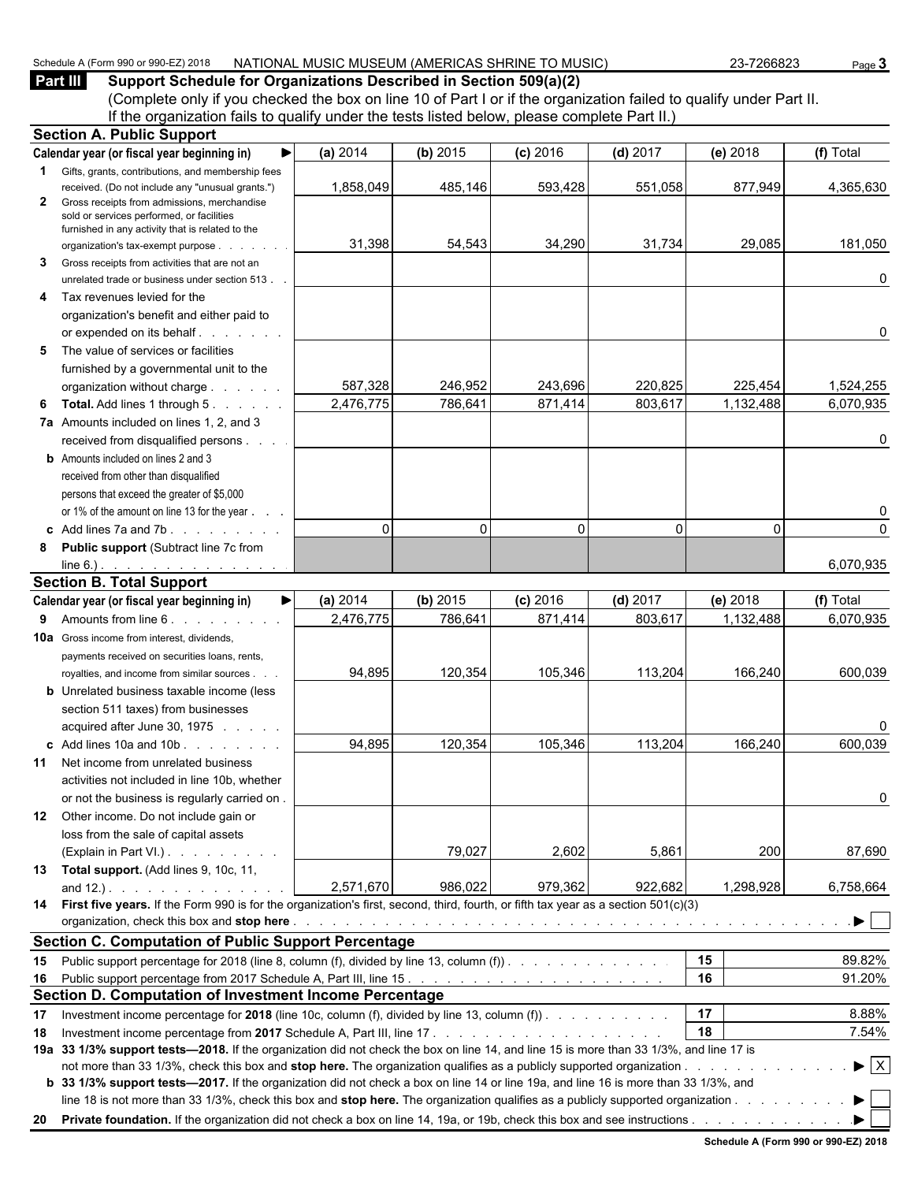Schedule A (Form 990 or 990-EZ) 2018 NATIONAL MUSIC MUSEUM (AMERICAS SHRINE TO MUSIC) 23-7266823

## Part III Support Schedule for Organizations Described in Section 509(a)(2)

(Complete only if you checked the box on line 10 of Part I or if the organization failed to qualify under Part II. If the organization fails to qualify under the tests listed below, please complete Part II.)

### Section A. Public Support

| Calendar year (or fiscal year beginning in) ▶ | (a) 2014 | (b) 2015 | (c) 2016 | (d) 2017 | (e) 2018 | (f) Total |
|---|---|---|---|---|---|---|
| **1** Gifts, grants, contributions, and membership fees received. (Do not include any "unusual grants.") | 1,858,049 | 485,146 | 593,428 | 551,058 | 877,949 | 4,365,630 |
| **2** Gross receipts from admissions, merchandise sold or services performed, or facilities furnished in any activity that is related to the organization's tax-exempt purpose | 31,398 | 54,543 | 34,290 | 31,734 | 29,085 | 181,050 |
| **3** Gross receipts from activities that are not an unrelated trade or business under section 513 | | | | | | 0 |
| **4** Tax revenues levied for the organization's benefit and either paid to or expended on its behalf | | | | | | 0 |
| **5** The value of services or facilities furnished by a governmental unit to the organization without charge | 587,328 | 246,952 | 243,696 | 220,825 | 225,454 | 1,524,255 |
| **6 Total.** Add lines 1 through 5 | 2,476,775 | 786,641 | 871,414 | 803,617 | 1,132,488 | 6,070,935 |
| **7a** Amounts included on lines 1, 2, and 3 received from disqualified persons | | | | | | 0 |
| **b** Amounts included on lines 2 and 3 received from other than disqualified persons that exceed the greater of $5,000 or 1% of the amount on line 13 for the year | | | | | | 0 |
| **c** Add lines 7a and 7b | 0 | 0 | 0 | 0 | 0 | 0 |
| **8 Public support** (Subtract line 7c from line 6.) | | | | | | 6,070,935 |

### Section B. Total Support

| Calendar year (or fiscal year beginning in) ▶ | (a) 2014 | (b) 2015 | (c) 2016 | (d) 2017 | (e) 2018 | (f) Total |
|---|---|---|---|---|---|---|
| **9** Amounts from line 6 | 2,476,775 | 786,641 | 871,414 | 803,617 | 1,132,488 | 6,070,935 |
| **10a** Gross income from interest, dividends, payments received on securities loans, rents, royalties, and income from similar sources | 94,895 | 120,354 | 105,346 | 113,204 | 166,240 | 600,039 |
| **b** Unrelated business taxable income (less section 511 taxes) from businesses acquired after June 30, 1975 | | | | | | 0 |
| **c** Add lines 10a and 10b | 94,895 | 120,354 | 105,346 | 113,204 | 166,240 | 600,039 |
| **11** Net income from unrelated business activities not included in line 10b, whether or not the business is regularly carried on | | | | | | 0 |
| **12** Other income. Do not include gain or loss from the sale of capital assets (Explain in Part VI.) | | 79,027 | 2,602 | 5,861 | 200 | 87,690 |
| **13 Total support.** (Add lines 9, 10c, 11, and 12.) | 2,571,670 | 986,022 | 979,362 | 922,682 | 1,298,928 | 6,758,664 |

**14 First five years.** If the Form 990 is for the organization's first, second, third, fourth, or fifth tax year as a section 501(c)(3) organization, check this box and **stop here** ▶ ☐

### Section C. Computation of Public Support Percentage

| | | | |
|---|---|---|---|
| **15** | Public support percentage for 2018 (line 8, column (f), divided by line 13, column (f)) | 15 | 89.82% |
| **16** | Public support percentage from 2017 Schedule A, Part III, line 15 | 16 | 91.20% |

### Section D. Computation of Investment Income Percentage

| | | | |
|---|---|---|---|
| **17** | Investment income percentage for **2018** (line 10c, column (f), divided by line 13, column (f)) | 17 | 8.88% |
| **18** | Investment income percentage from **2017** Schedule A, Part III, line 17 | 18 | 7.54% |

**19a 33 1/3% support tests—2018.** If the organization did not check the box on line 14, and line 15 is more than 33 1/3%, and line 17 is not more than 33 1/3%, check this box and **stop here.** The organization qualifies as a publicly supported organization ▶ ☒

**b 33 1/3% support tests—2017.** If the organization did not check a box on line 14 or line 19a, and line 16 is more than 33 1/3%, and line 18 is not more than 33 1/3%, check this box and **stop here.** The organization qualifies as a publicly supported organization ▶ ☐

**20 Private foundation.** If the organization did not check a box on line 14, 19a, or 19b, check this box and see instructions ▶ ☐

Schedule A (Form 990 or 990-EZ) 2018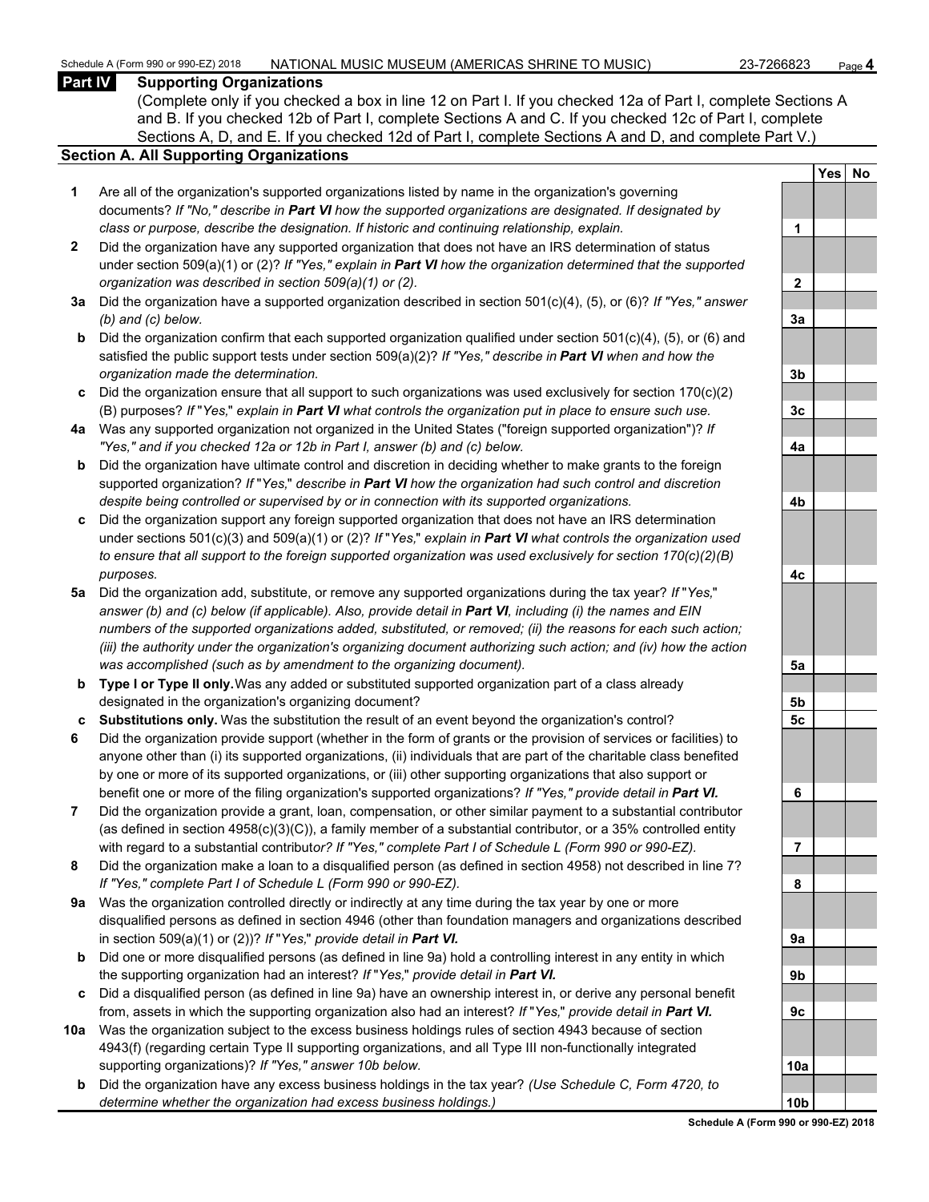## Part IV Supporting Organizations

(Complete only if you checked a box in line 12 on Part I. If you checked 12a of Part I, complete Sections A and B. If you checked 12b of Part I, complete Sections A and C. If you checked 12c of Part I, complete Sections A, D, and E. If you checked 12d of Part I, complete Sections A and D, and complete Part V.)

### Section A. All Supporting Organizations

| | | Line | Yes | No |
|---|---|---|---|---|
| **1** | Are all of the organization's supported organizations listed by name in the organization's governing documents? *If "No," describe in **Part VI** how the supported organizations are designated. If designated by class or purpose, describe the designation. If historic and continuing relationship, explain.* | 1 | | |
| **2** | Did the organization have any supported organization that does not have an IRS determination of status under section 509(a)(1) or (2)? *If "Yes," explain in **Part VI** how the organization determined that the supported organization was described in section 509(a)(1) or (2).* | 2 | | |
| **3a** | Did the organization have a supported organization described in section 501(c)(4), (5), or (6)? *If "Yes," answer (b) and (c) below.* | 3a | | |
| **b** | Did the organization confirm that each supported organization qualified under section 501(c)(4), (5), or (6) and satisfied the public support tests under section 509(a)(2)? *If "Yes," describe in **Part VI** when and how the organization made the determination.* | 3b | | |
| **c** | Did the organization ensure that all support to such organizations was used exclusively for section 170(c)(2)(B) purposes? *If "Yes," explain in **Part VI** what controls the organization put in place to ensure such use.* | 3c | | |
| **4a** | Was any supported organization not organized in the United States ("foreign supported organization")? *If "Yes," and if you checked 12a or 12b in Part I, answer (b) and (c) below.* | 4a | | |
| **b** | Did the organization have ultimate control and discretion in deciding whether to make grants to the foreign supported organization? *If "Yes," describe in **Part VI** how the organization had such control and discretion despite being controlled or supervised by or in connection with its supported organizations.* | 4b | | |
| **c** | Did the organization support any foreign supported organization that does not have an IRS determination under sections 501(c)(3) and 509(a)(1) or (2)? *If "Yes," explain in **Part VI** what controls the organization used to ensure that all support to the foreign supported organization was used exclusively for section 170(c)(2)(B) purposes.* | 4c | | |
| **5a** | Did the organization add, substitute, or remove any supported organizations during the tax year? *If "Yes," answer (b) and (c) below (if applicable). Also, provide detail in **Part VI**, including (i) the names and EIN numbers of the supported organizations added, substituted, or removed; (ii) the reasons for each such action; (iii) the authority under the organization's organizing document authorizing such action; and (iv) how the action was accomplished (such as by amendment to the organizing document).* | 5a | | |
| **b** | **Type I or Type II only.** Was any added or substituted supported organization part of a class already designated in the organization's organizing document? | 5b | | |
| **c** | **Substitutions only.** Was the substitution the result of an event beyond the organization's control? | 5c | | |
| **6** | Did the organization provide support (whether in the form of grants or the provision of services or facilities) to anyone other than (i) its supported organizations, (ii) individuals that are part of the charitable class benefited by one or more of its supported organizations, or (iii) other supporting organizations that also support or benefit one or more of the filing organization's supported organizations? *If "Yes," provide detail in **Part VI.*** | 6 | | |
| **7** | Did the organization provide a grant, loan, compensation, or other similar payment to a substantial contributor (as defined in section 4958(c)(3)(C)), a family member of a substantial contributor, or a 35% controlled entity with regard to a substantial contributor? *If "Yes," complete Part I of Schedule L (Form 990 or 990-EZ).* | 7 | | |
| **8** | Did the organization make a loan to a disqualified person (as defined in section 4958) not described in line 7? *If "Yes," complete Part I of Schedule L (Form 990 or 990-EZ).* | 8 | | |
| **9a** | Was the organization controlled directly or indirectly at any time during the tax year by one or more disqualified persons as defined in section 4946 (other than foundation managers and organizations described in section 509(a)(1) or (2))? *If "Yes," provide detail in **Part VI.*** | 9a | | |
| **b** | Did one or more disqualified persons (as defined in line 9a) hold a controlling interest in any entity in which the supporting organization had an interest? *If "Yes," provide detail in **Part VI.*** | 9b | | |
| **c** | Did a disqualified person (as defined in line 9a) have an ownership interest in, or derive any personal benefit from, assets in which the supporting organization also had an interest? *If "Yes," provide detail in **Part VI.*** | 9c | | |
| **10a** | Was the organization subject to the excess business holdings rules of section 4943 because of section 4943(f) (regarding certain Type II supporting organizations, and all Type III non-functionally integrated supporting organizations)? *If "Yes," answer 10b below.* | 10a | | |
| **b** | Did the organization have any excess business holdings in the tax year? *(Use Schedule C, Form 4720, to determine whether the organization had excess business holdings.)* | 10b | | |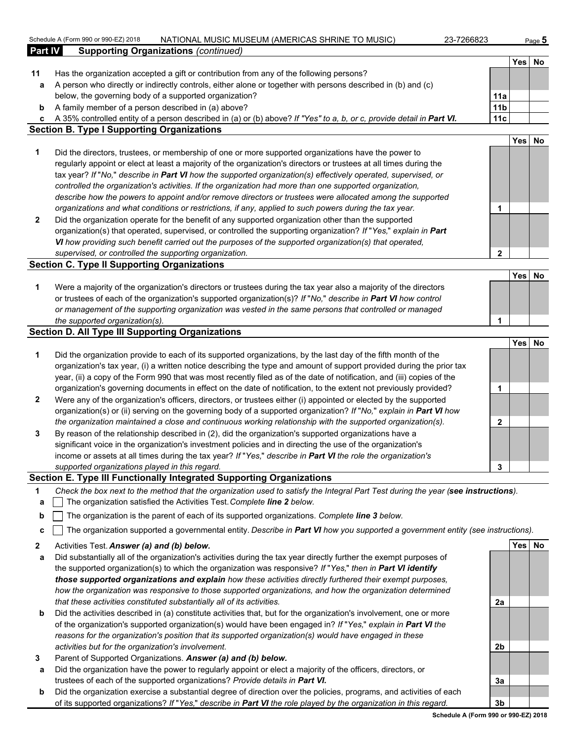**Part IV Supporting Organizations** *(continued)*

| | | | Yes | No |
|---|---|---|---|---|
| **11** | Has the organization accepted a gift or contribution from any of the following persons? | | | |
| **a** | A person who directly or indirectly controls, either alone or together with persons described in (b) and (c) below, the governing body of a supported organization? | **11a** | | |
| **b** | A family member of a person described in (a) above? | **11b** | | |
| **c** | A 35% controlled entity of a person described in (a) or (b) above? *If "Yes" to a, b, or c, provide detail in* ***Part VI.*** | **11c** | | |

**Section B. Type I Supporting Organizations**

| | | | Yes | No |
|---|---|---|---|---|
| **1** | Did the directors, trustees, or membership of one or more supported organizations have the power to regularly appoint or elect at least a majority of the organization's directors or trustees at all times during the tax year? *If "No," describe in* ***Part VI*** *how the supported organization(s) effectively operated, supervised, or controlled the organization's activities. If the organization had more than one supported organization, describe how the powers to appoint and/or remove directors or trustees were allocated among the supported organizations and what conditions or restrictions, if any, applied to such powers during the tax year.* | **1** | | |
| **2** | Did the organization operate for the benefit of any supported organization other than the supported organization(s) that operated, supervised, or controlled the supporting organization? *If "Yes," explain in* ***Part VI*** *how providing such benefit carried out the purposes of the supported organization(s) that operated, supervised, or controlled the supporting organization.* | **2** | | |

**Section C. Type II Supporting Organizations**

| | | | Yes | No |
|---|---|---|---|---|
| **1** | Were a majority of the organization's directors or trustees during the tax year also a majority of the directors or trustees of each of the organization's supported organization(s)? *If "No," describe in* ***Part VI*** *how control or management of the supporting organization was vested in the same persons that controlled or managed the supported organization(s).* | **1** | | |

**Section D. All Type III Supporting Organizations**

| | | | Yes | No |
|---|---|---|---|---|
| **1** | Did the organization provide to each of its supported organizations, by the last day of the fifth month of the organization's tax year, (i) a written notice describing the type and amount of support provided during the prior tax year, (ii) a copy of the Form 990 that was most recently filed as of the date of notification, and (iii) copies of the organization's governing documents in effect on the date of notification, to the extent not previously provided? | **1** | | |
| **2** | Were any of the organization's officers, directors, or trustees either (i) appointed or elected by the supported organization(s) or (ii) serving on the governing body of a supported organization? *If "No," explain in* ***Part VI*** *how the organization maintained a close and continuous working relationship with the supported organization(s).* | **2** | | |
| **3** | By reason of the relationship described in (2), did the organization's supported organizations have a significant voice in the organization's investment policies and in directing the use of the organization's income or assets at all times during the tax year? *If "Yes," describe in* ***Part VI*** *the role the organization's supported organizations played in this regard.* | **3** | | |

**Section E. Type III Functionally Integrated Supporting Organizations**

**1** *Check the box next to the method that the organization used to satisfy the Integral Part Test during the year (****see instructions****).*

- **a** ☐ The organization satisfied the Activities Test. *Complete* ***line 2*** *below.*
- **b** ☐ The organization is the parent of each of its supported organizations. *Complete* ***line 3*** *below.*
- **c** ☐ The organization supported a governmental entity. *Describe in* ***Part VI*** *how you supported a government entity (see instructions).*

| | | | Yes | No |
|---|---|---|---|---|
| **2** | Activities Test. ***Answer (a) and (b) below.*** | | | |
| **a** | Did substantially all of the organization's activities during the tax year directly further the exempt purposes of the supported organization(s) to which the organization was responsive? *If "Yes," then in* ***Part VI identify those supported organizations and explain*** *how these activities directly furthered their exempt purposes, how the organization was responsive to those supported organizations, and how the organization determined that these activities constituted substantially all of its activities.* | **2a** | | |
| **b** | Did the activities described in (a) constitute activities that, but for the organization's involvement, one or more of the organization's supported organization(s) would have been engaged in? *If "Yes," explain in* ***Part VI*** *the reasons for the organization's position that its supported organization(s) would have engaged in these activities but for the organization's involvement.* | **2b** | | |
| **3** | Parent of Supported Organizations. ***Answer (a) and (b) below.*** | | | |
| **a** | Did the organization have the power to regularly appoint or elect a majority of the officers, directors, or trustees of each of the supported organizations? *Provide details in* ***Part VI.*** | **3a** | | |
| **b** | Did the organization exercise a substantial degree of direction over the policies, programs, and activities of each of its supported organizations? *If "Yes," describe in* ***Part VI*** *the role played by the organization in this regard.* | **3b** | | |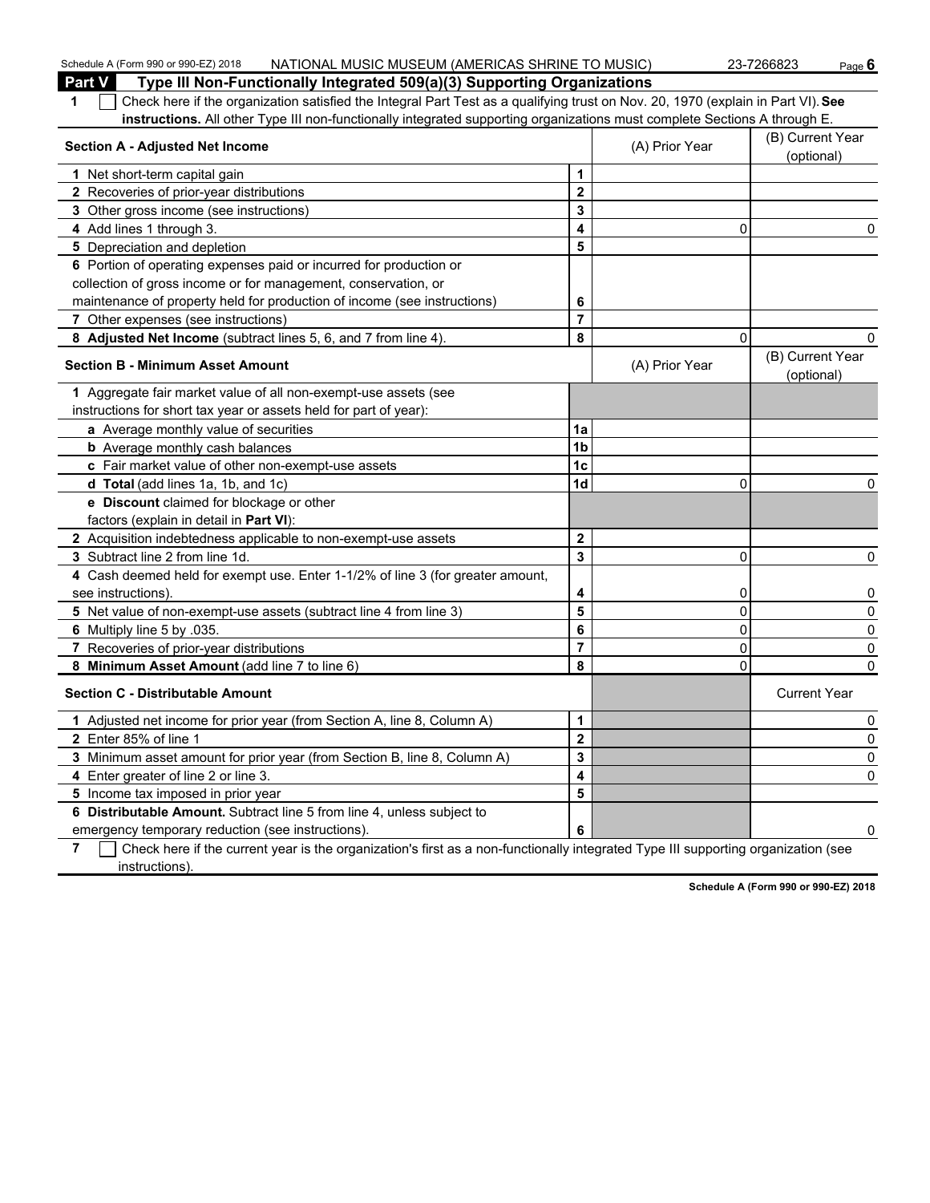## Part V Type III Non-Functionally Integrated 509(a)(3) Supporting Organizations

**1** ☐ Check here if the organization satisfied the Integral Part Test as a qualifying trust on Nov. 20, 1970 (explain in Part VI). **See instructions.** All other Type III non-functionally integrated supporting organizations must complete Sections A through E.

| Section A - Adjusted Net Income | | (A) Prior Year | (B) Current Year (optional) |
|---|---|---|---|
| 1 Net short-term capital gain | 1 | | |
| 2 Recoveries of prior-year distributions | 2 | | |
| 3 Other gross income (see instructions) | 3 | | |
| 4 Add lines 1 through 3. | 4 | 0 | 0 |
| 5 Depreciation and depletion | 5 | | |
| 6 Portion of operating expenses paid or incurred for production or collection of gross income or for management, conservation, or maintenance of property held for production of income (see instructions) | 6 | | |
| 7 Other expenses (see instructions) | 7 | | |
| 8 **Adjusted Net Income** (subtract lines 5, 6, and 7 from line 4). | 8 | 0 | 0 |

| Section B - Minimum Asset Amount | | (A) Prior Year | (B) Current Year (optional) |
|---|---|---|---|
| 1 Aggregate fair market value of all non-exempt-use assets (see instructions for short tax year or assets held for part of year): | | | |
| a Average monthly value of securities | 1a | | |
| b Average monthly cash balances | 1b | | |
| c Fair market value of other non-exempt-use assets | 1c | | |
| d **Total** (add lines 1a, 1b, and 1c) | 1d | 0 | 0 |
| e **Discount** claimed for blockage or other factors (explain in detail in **Part VI**): | | | |
| 2 Acquisition indebtedness applicable to non-exempt-use assets | 2 | | |
| 3 Subtract line 2 from line 1d. | 3 | 0 | 0 |
| 4 Cash deemed held for exempt use. Enter 1-1/2% of line 3 (for greater amount, see instructions). | 4 | 0 | 0 |
| 5 Net value of non-exempt-use assets (subtract line 4 from line 3) | 5 | 0 | 0 |
| 6 Multiply line 5 by .035. | 6 | 0 | 0 |
| 7 Recoveries of prior-year distributions | 7 | 0 | 0 |
| 8 **Minimum Asset Amount** (add line 7 to line 6) | 8 | 0 | 0 |

| Section C - Distributable Amount | | | Current Year |
|---|---|---|---|
| 1 Adjusted net income for prior year (from Section A, line 8, Column A) | 1 | | 0 |
| 2 Enter 85% of line 1 | 2 | | 0 |
| 3 Minimum asset amount for prior year (from Section B, line 8, Column A) | 3 | | 0 |
| 4 Enter greater of line 2 or line 3. | 4 | | 0 |
| 5 Income tax imposed in prior year | 5 | | |
| 6 **Distributable Amount.** Subtract line 5 from line 4, unless subject to emergency temporary reduction (see instructions). | 6 | | 0 |

**7** ☐ Check here if the current year is the organization's first as a non-functionally integrated Type III supporting organization (see instructions).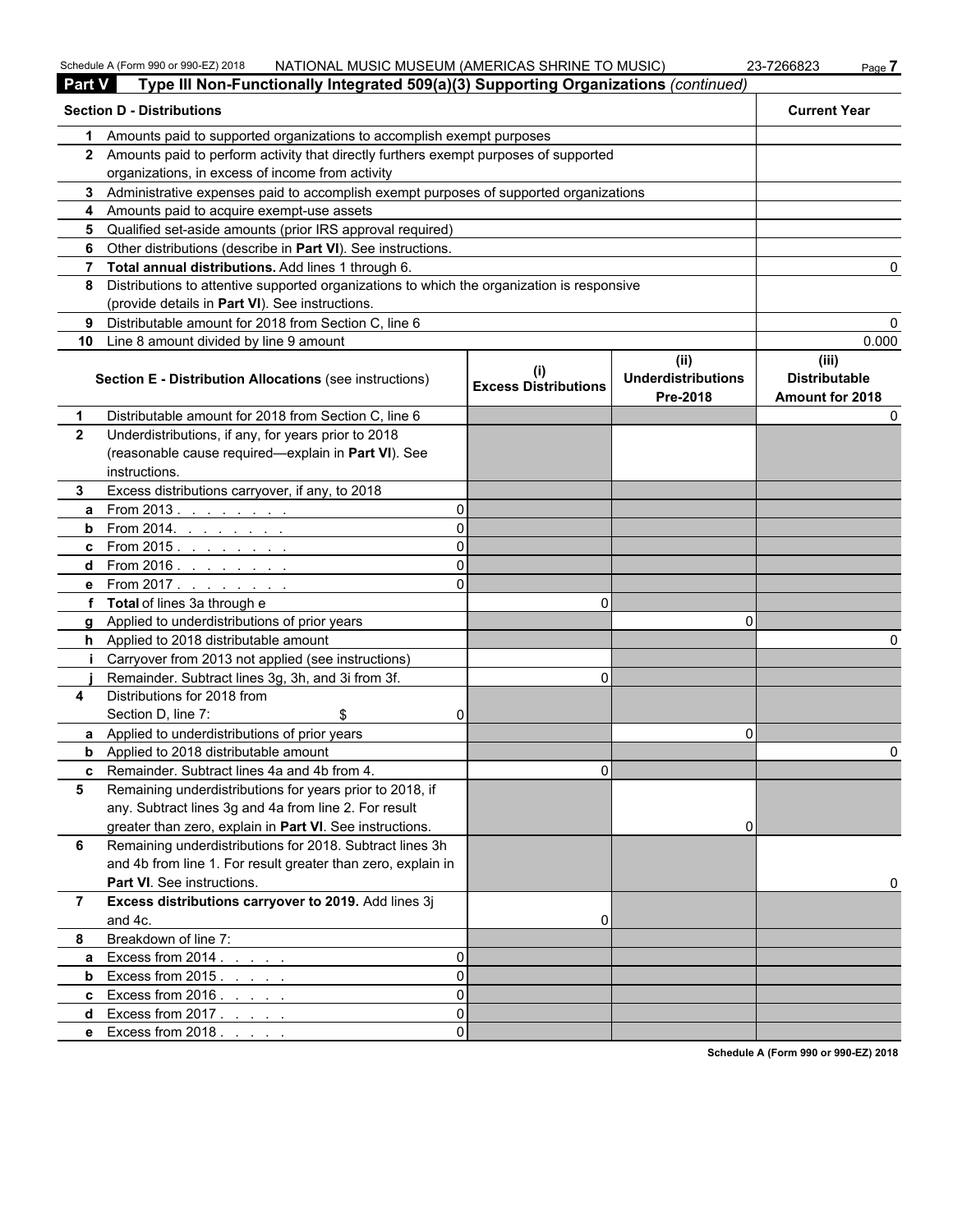## Part V Type III Non-Functionally Integrated 509(a)(3) Supporting Organizations *(continued)*

| Section D - Distributions | | Current Year |
|---|---|---|
| 1 | Amounts paid to supported organizations to accomplish exempt purposes | |
| 2 | Amounts paid to perform activity that directly furthers exempt purposes of supported organizations, in excess of income from activity | |
| 3 | Administrative expenses paid to accomplish exempt purposes of supported organizations | |
| 4 | Amounts paid to acquire exempt-use assets | |
| 5 | Qualified set-aside amounts (prior IRS approval required) | |
| 6 | Other distributions (describe in **Part VI**). See instructions. | |
| 7 | **Total annual distributions.** Add lines 1 through 6. | 0 |
| 8 | Distributions to attentive supported organizations to which the organization is responsive (provide details in **Part VI**). See instructions. | |
| 9 | Distributable amount for 2018 from Section C, line 6 | 0 |
| 10 | Line 8 amount divided by line 9 amount | 0.000 |

| | **Section E - Distribution Allocations** (see instructions) | | (i) Excess Distributions | (ii) Underdistributions Pre-2018 | (iii) Distributable Amount for 2018 |
|---|---|---|---|---|---|
| 1 | Distributable amount for 2018 from Section C, line 6 | | | | 0 |
| 2 | Underdistributions, if any, for years prior to 2018 (reasonable cause required—explain in **Part VI**). See instructions. | | | | |
| 3 | Excess distributions carryover, if any, to 2018 | | | | |
| a | From 2013 | 0 | | | |
| b | From 2014 | 0 | | | |
| c | From 2015 | 0 | | | |
| d | From 2016 | 0 | | | |
| e | From 2017 | 0 | | | |
| f | **Total** of lines 3a through e | | 0 | | |
| g | Applied to underdistributions of prior years | | | 0 | |
| h | Applied to 2018 distributable amount | | | | 0 |
| i | Carryover from 2013 not applied (see instructions) | | | | |
| j | Remainder. Subtract lines 3g, 3h, and 3i from 3f. | | 0 | | |
| 4 | Distributions for 2018 from Section D, line 7: $ | 0 | | | |
| a | Applied to underdistributions of prior years | | | 0 | |
| b | Applied to 2018 distributable amount | | | | 0 |
| c | Remainder. Subtract lines 4a and 4b from 4. | | 0 | | |
| 5 | Remaining underdistributions for years prior to 2018, if any. Subtract lines 3g and 4a from line 2. For result greater than zero, explain in **Part VI**. See instructions. | | | 0 | |
| 6 | Remaining underdistributions for 2018. Subtract lines 3h and 4b from line 1. For result greater than zero, explain in **Part VI**. See instructions. | | | | 0 |
| 7 | **Excess distributions carryover to 2019.** Add lines 3j and 4c. | | 0 | | |
| 8 | Breakdown of line 7: | | | | |
| a | Excess from 2014 | 0 | | | |
| b | Excess from 2015 | 0 | | | |
| c | Excess from 2016 | 0 | | | |
| d | Excess from 2017 | 0 | | | |
| e | Excess from 2018 | 0 | | | |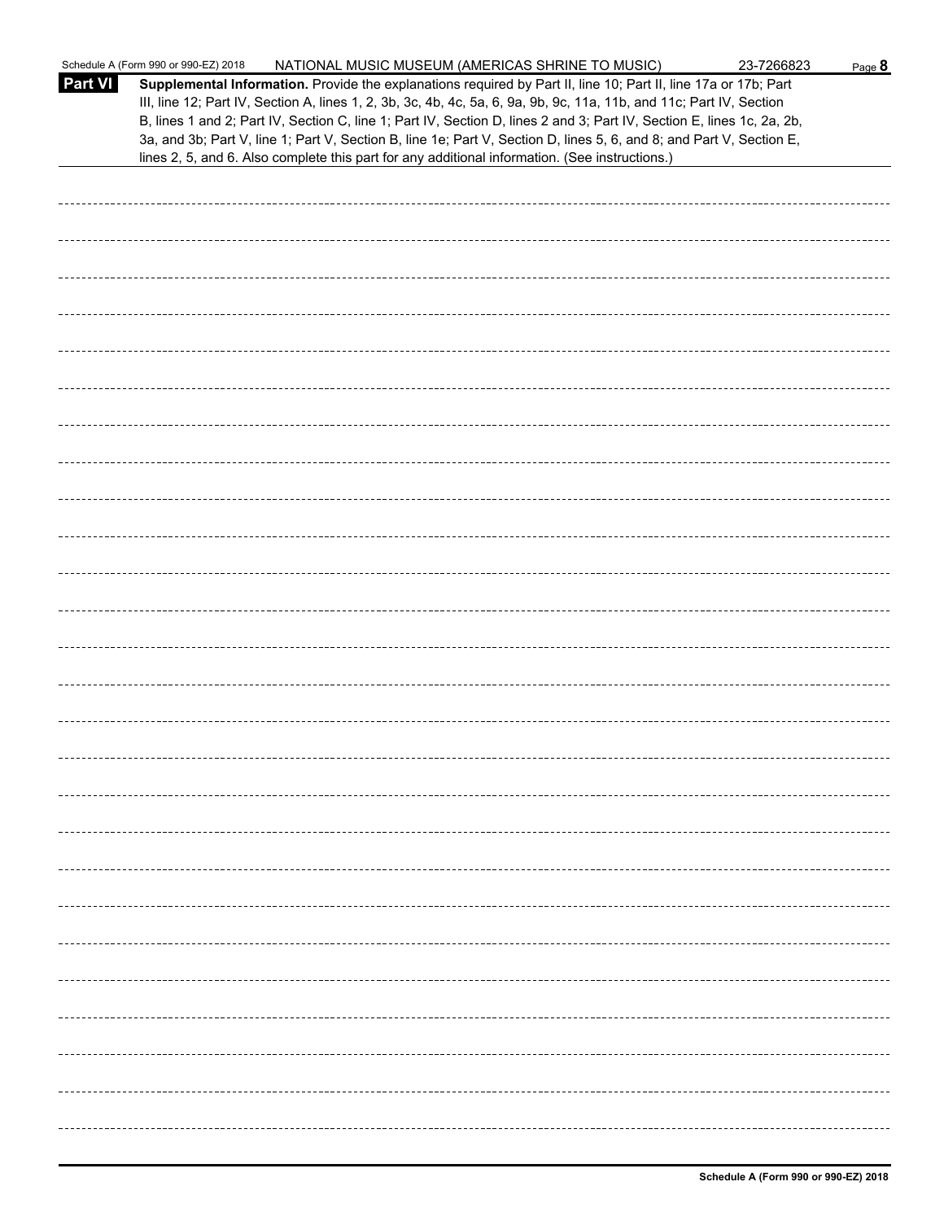**Part VI** **Supplemental Information.** Provide the explanations required by Part II, line 10; Part II, line 17a or 17b; Part III, line 12; Part IV, Section A, lines 1, 2, 3b, 3c, 4b, 4c, 5a, 6, 9a, 9b, 9c, 11a, 11b, and 11c; Part IV, Section B, lines 1 and 2; Part IV, Section C, line 1; Part IV, Section D, lines 2 and 3; Part IV, Section E, lines 1c, 2a, 2b, 3a, and 3b; Part V, line 1; Part V, Section B, line 1e; Part V, Section D, lines 5, 6, and 8; and Part V, Section E, lines 2, 5, and 6. Also complete this part for any additional information. (See instructions.)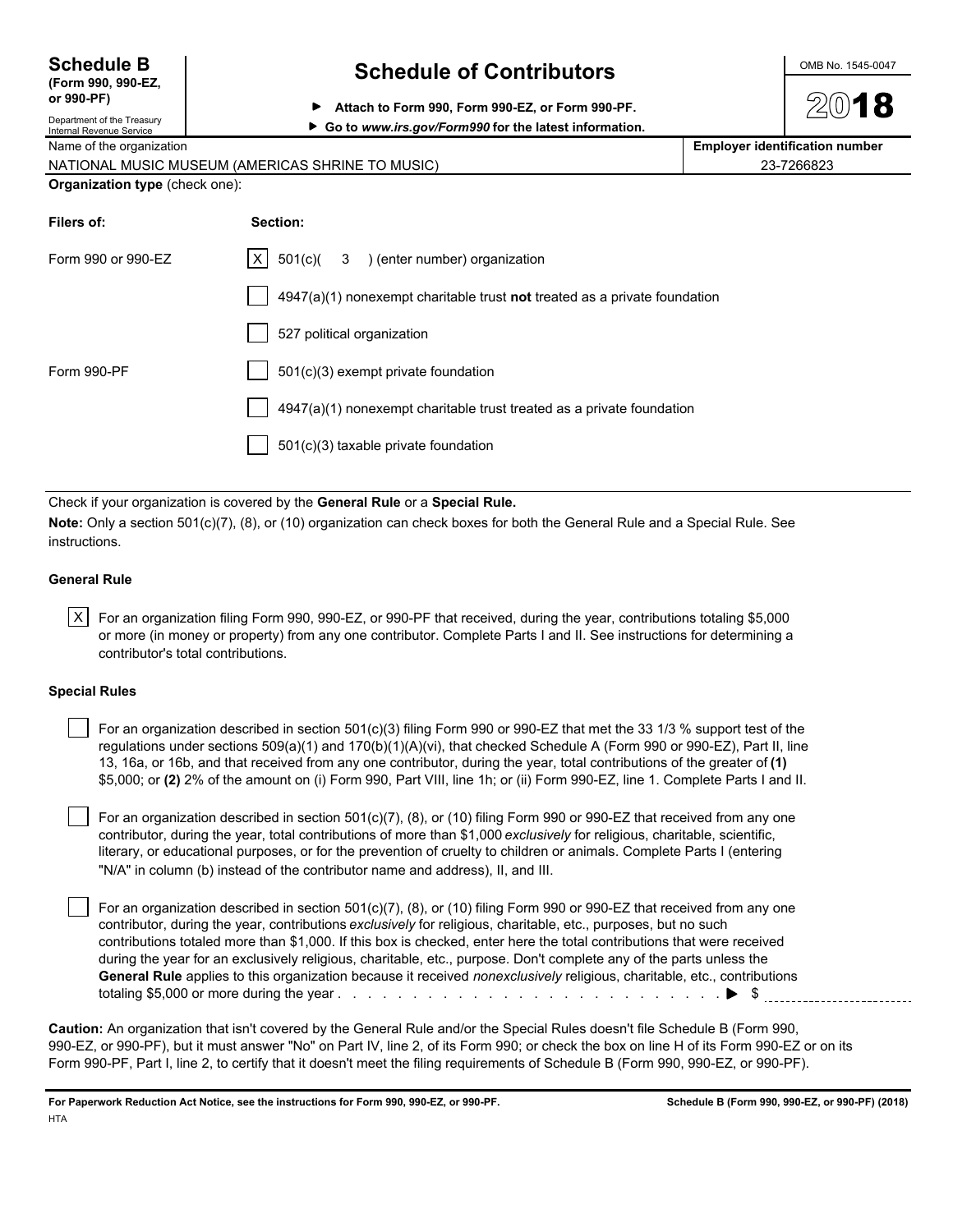# Schedule B (Form 990, 990-EZ, or 990-PF)

Department of the Treasury
Internal Revenue Service

## Schedule of Contributors

▶ Attach to Form 990, Form 990-EZ, or Form 990-PF.
▶ Go to *www.irs.gov/Form990* for the latest information.

OMB No. 1545-0047

**2018**

| Name of the organization | Employer identification number |
|---|---|
| NATIONAL MUSIC MUSEUM (AMERICAS SHRINE TO MUSIC) | 23-7266823 |

**Organization type** (check one):

| Filers of: | Section: |
|---|---|
| Form 990 or 990-EZ | [X] 501(c)( 3 ) (enter number) organization |
| | [ ] 4947(a)(1) nonexempt charitable trust **not** treated as a private foundation |
| | [ ] 527 political organization |
| Form 990-PF | [ ] 501(c)(3) exempt private foundation |
| | [ ] 4947(a)(1) nonexempt charitable trust treated as a private foundation |
| | [ ] 501(c)(3) taxable private foundation |

Check if your organization is covered by the **General Rule** or a **Special Rule.**

**Note:** Only a section 501(c)(7), (8), or (10) organization can check boxes for both the General Rule and a Special Rule. See instructions.

### General Rule

[X] For an organization filing Form 990, 990-EZ, or 990-PF that received, during the year, contributions totaling $5,000 or more (in money or property) from any one contributor. Complete Parts I and II. See instructions for determining a contributor's total contributions.

### Special Rules

[ ] For an organization described in section 501(c)(3) filing Form 990 or 990-EZ that met the 33 1/3 % support test of the regulations under sections 509(a)(1) and 170(b)(1)(A)(vi), that checked Schedule A (Form 990 or 990-EZ), Part II, line 13, 16a, or 16b, and that received from any one contributor, during the year, total contributions of the greater of **(1)** $5,000; or **(2)** 2% of the amount on (i) Form 990, Part VIII, line 1h; or (ii) Form 990-EZ, line 1. Complete Parts I and II.

[ ] For an organization described in section 501(c)(7), (8), or (10) filing Form 990 or 990-EZ that received from any one contributor, during the year, total contributions of more than $1,000 *exclusively* for religious, charitable, scientific, literary, or educational purposes, or for the prevention of cruelty to children or animals. Complete Parts I (entering "N/A" in column (b) instead of the contributor name and address), II, and III.

[ ] For an organization described in section 501(c)(7), (8), or (10) filing Form 990 or 990-EZ that received from any one contributor, during the year, contributions *exclusively* for religious, charitable, etc., purposes, but no such contributions totaled more than $1,000. If this box is checked, enter here the total contributions that were received during the year for an exclusively religious, charitable, etc., purpose. Don't complete any of the parts unless the **General Rule** applies to this organization because it received *nonexclusively* religious, charitable, etc., contributions totaling $5,000 or more during the year . . . . . . . . . . . . . . . . . . . . . . . . . . . . . ▶ $ ____________

**Caution:** An organization that isn't covered by the General Rule and/or the Special Rules doesn't file Schedule B (Form 990, 990-EZ, or 990-PF), but it must answer "No" on Part IV, line 2, of its Form 990; or check the box on line H of its Form 990-EZ or on its Form 990-PF, Part I, line 2, to certify that it doesn't meet the filing requirements of Schedule B (Form 990, 990-EZ, or 990-PF).

**For Paperwork Reduction Act Notice, see the instructions for Form 990, 990-EZ, or 990-PF.** **Schedule B (Form 990, 990-EZ, or 990-PF) (2018)**

HTA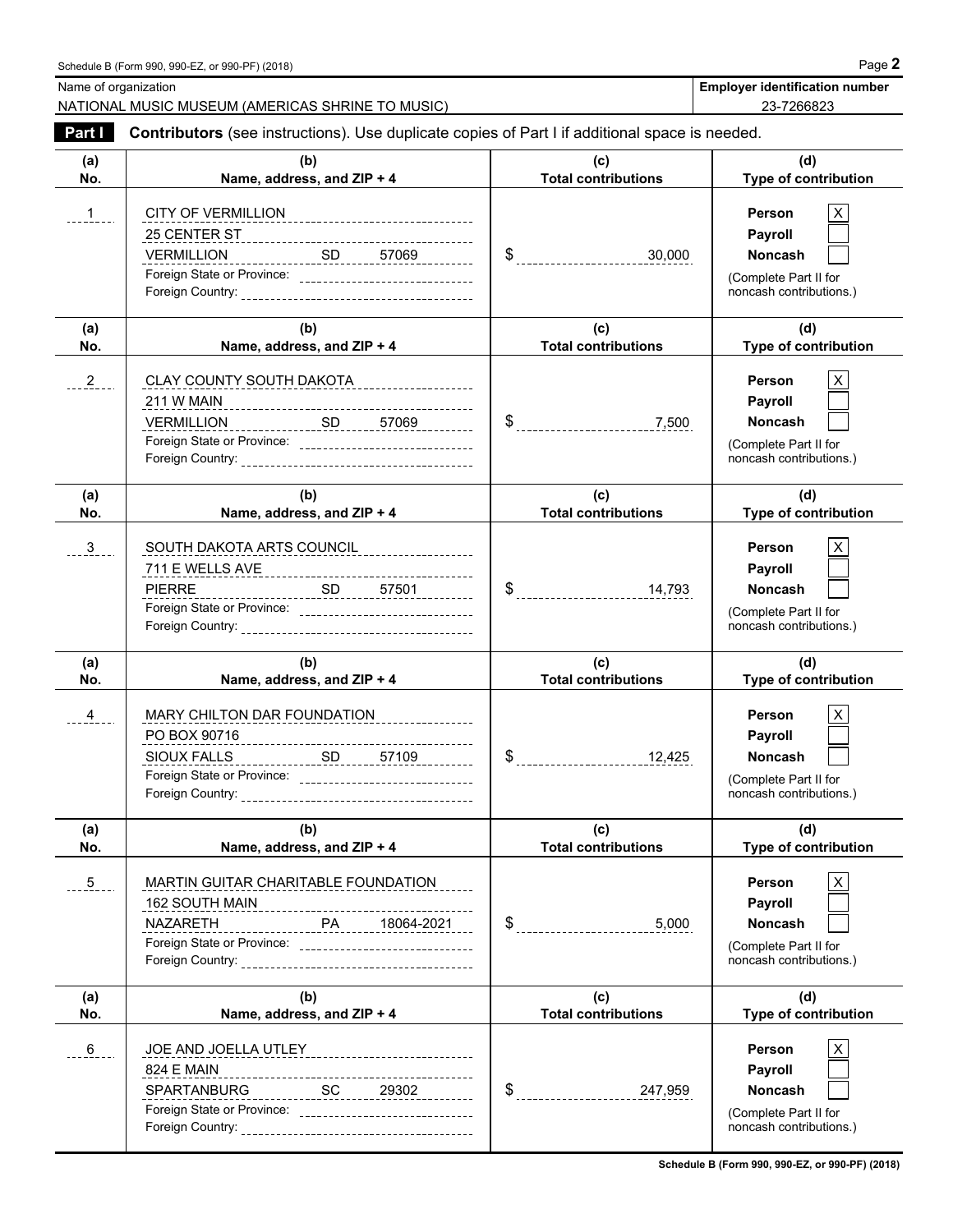Schedule B (Form 990, 990-EZ, or 990-PF) (2018)

| Name of organization | Employer identification number |
| --- | --- |
| NATIONAL MUSIC MUSEUM (AMERICAS SHRINE TO MUSIC) | 23-7266823 |

**Part I** **Contributors** (see instructions). Use duplicate copies of Part I if additional space is needed.

| (a) No. | (b) Name, address, and ZIP + 4 | (c) Total contributions | (d) Type of contribution |
| --- | --- | --- | --- |
| 1 | CITY OF VERMILLION<br>25 CENTER ST<br>VERMILLION SD 57069<br>Foreign State or Province:<br>Foreign Country: | $ 30,000 | Person [X]<br>Payroll [ ]<br>Noncash [ ]<br>(Complete Part II for noncash contributions.) |
| 2 | CLAY COUNTY SOUTH DAKOTA<br>211 W MAIN<br>VERMILLION SD 57069<br>Foreign State or Province:<br>Foreign Country: | $ 7,500 | Person [X]<br>Payroll [ ]<br>Noncash [ ]<br>(Complete Part II for noncash contributions.) |
| 3 | SOUTH DAKOTA ARTS COUNCIL<br>711 E WELLS AVE<br>PIERRE SD 57501<br>Foreign State or Province:<br>Foreign Country: | $ 14,793 | Person [X]<br>Payroll [ ]<br>Noncash [ ]<br>(Complete Part II for noncash contributions.) |
| 4 | MARY CHILTON DAR FOUNDATION<br>PO BOX 90716<br>SIOUX FALLS SD 57109<br>Foreign State or Province:<br>Foreign Country: | $ 12,425 | Person [X]<br>Payroll [ ]<br>Noncash [ ]<br>(Complete Part II for noncash contributions.) |
| 5 | MARTIN GUITAR CHARITABLE FOUNDATION<br>162 SOUTH MAIN<br>NAZARETH PA 18064-2021<br>Foreign State or Province:<br>Foreign Country: | $ 5,000 | Person [X]<br>Payroll [ ]<br>Noncash [ ]<br>(Complete Part II for noncash contributions.) |
| 6 | JOE AND JOELLA UTLEY<br>824 E MAIN<br>SPARTANBURG SC 29302<br>Foreign State or Province:<br>Foreign Country: | $ 247,959 | Person [X]<br>Payroll [ ]<br>Noncash [ ]<br>(Complete Part II for noncash contributions.) |

Schedule B (Form 990, 990-EZ, or 990-PF) (2018)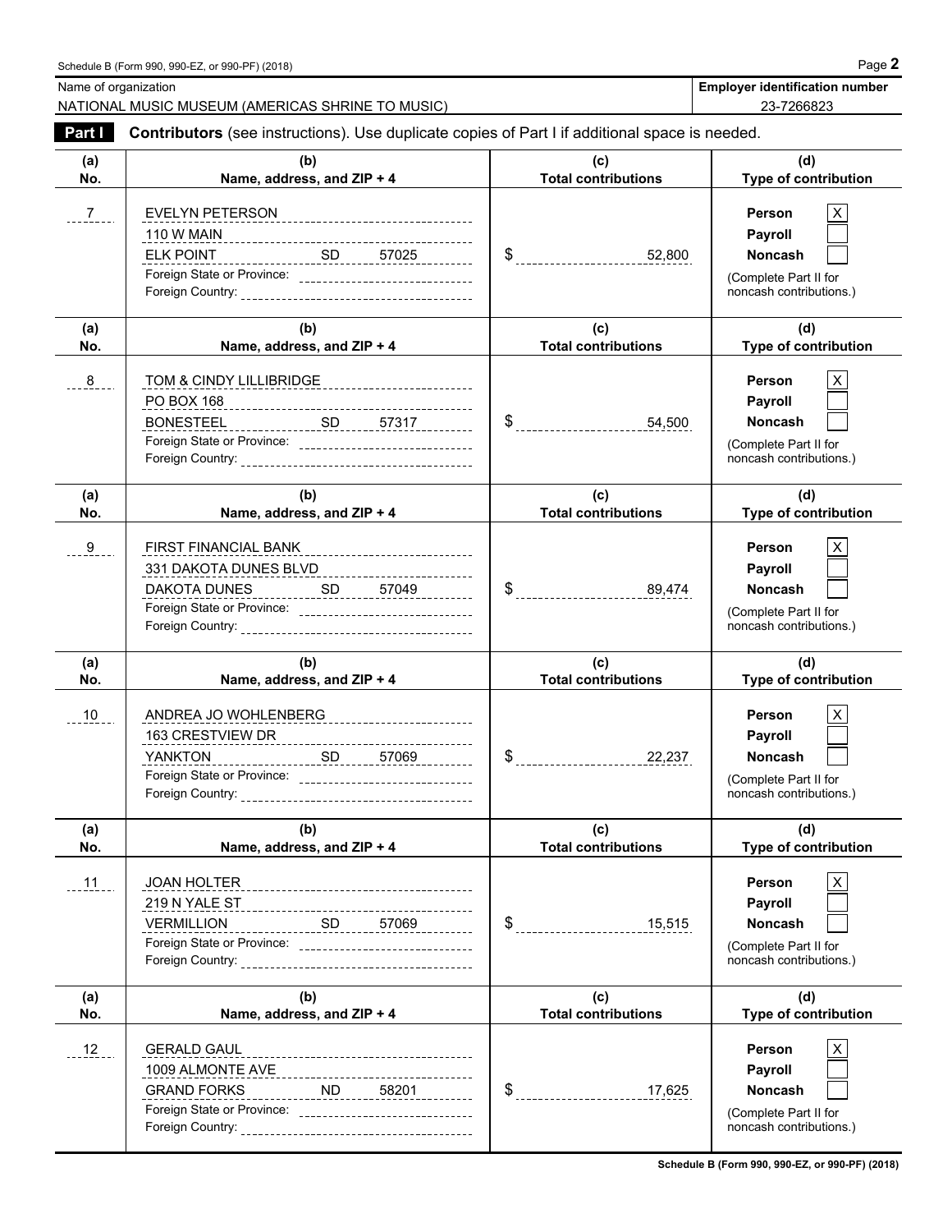Name of organization: NATIONAL MUSIC MUSEUM (AMERICAS SHRINE TO MUSIC)

**Employer identification number:** 23-7266823

**Part I** **Contributors** (see instructions). Use duplicate copies of Part I if additional space is needed.

| (a) No. | (b) Name, address, and ZIP + 4 | (c) Total contributions | (d) Type of contribution |
|---|---|---|---|
| 7 | EVELYN PETERSON<br>110 W MAIN<br>ELK POINT SD 57025<br>Foreign State or Province:<br>Foreign Country: | $ 52,800 | Person [X]<br>Payroll [ ]<br>Noncash [ ]<br>(Complete Part II for noncash contributions.) |
| 8 | TOM & CINDY LILLIBRIDGE<br>PO BOX 168<br>BONESTEEL SD 57317<br>Foreign State or Province:<br>Foreign Country: | $ 54,500 | Person [X]<br>Payroll [ ]<br>Noncash [ ]<br>(Complete Part II for noncash contributions.) |
| 9 | FIRST FINANCIAL BANK<br>331 DAKOTA DUNES BLVD<br>DAKOTA DUNES SD 57049<br>Foreign State or Province:<br>Foreign Country: | $ 89,474 | Person [X]<br>Payroll [ ]<br>Noncash [ ]<br>(Complete Part II for noncash contributions.) |
| 10 | ANDREA JO WOHLENBERG<br>163 CRESTVIEW DR<br>YANKTON SD 57069<br>Foreign State or Province:<br>Foreign Country: | $ 22,237 | Person [X]<br>Payroll [ ]<br>Noncash [ ]<br>(Complete Part II for noncash contributions.) |
| 11 | JOAN HOLTER<br>219 N YALE ST<br>VERMILLION SD 57069<br>Foreign State or Province:<br>Foreign Country: | $ 15,515 | Person [X]<br>Payroll [ ]<br>Noncash [ ]<br>(Complete Part II for noncash contributions.) |
| 12 | GERALD GAUL<br>1009 ALMONTE AVE<br>GRAND FORKS ND 58201<br>Foreign State or Province:<br>Foreign Country: | $ 17,625 | Person [X]<br>Payroll [ ]<br>Noncash [ ]<br>(Complete Part II for noncash contributions.) |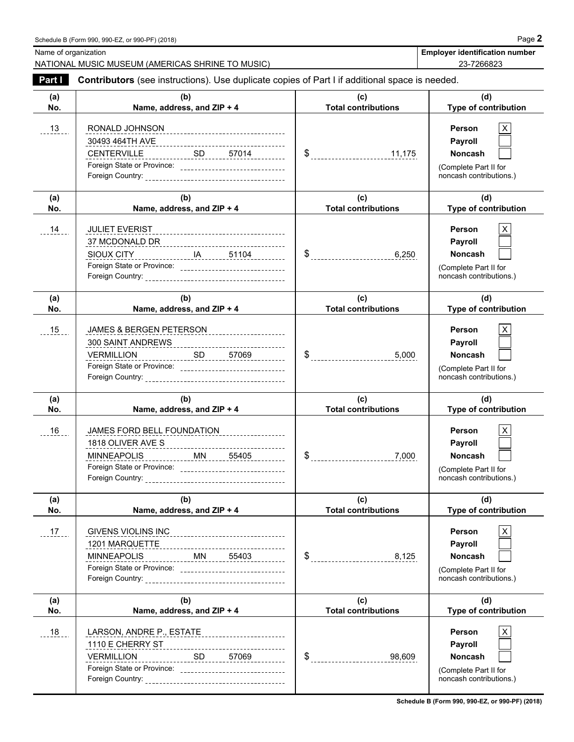Schedule B (Form 990, 990-EZ, or 990-PF) (2018) Page **2**

| Name of organization | Employer identification number |
|---|---|
| NATIONAL MUSIC MUSEUM (AMERICAS SHRINE TO MUSIC) | 23-7266823 |

**Part I** **Contributors** (see instructions). Use duplicate copies of Part I if additional space is needed.

| (a) No. | (b) Name, address, and ZIP + 4 | (c) Total contributions | (d) Type of contribution |
|---|---|---|---|
| 13 | RONALD JOHNSON<br>30493 464TH AVE<br>CENTERVILLE SD 57014<br>Foreign State or Province:<br>Foreign Country: | $ 11,175 | Person [X]<br>Payroll [ ]<br>Noncash [ ]<br>(Complete Part II for noncash contributions.) |
| 14 | JULIET EVERIST<br>37 MCDONALD DR<br>SIOUX CITY IA 51104<br>Foreign State or Province:<br>Foreign Country: | $ 6,250 | Person [X]<br>Payroll [ ]<br>Noncash [ ]<br>(Complete Part II for noncash contributions.) |
| 15 | JAMES & BERGEN PETERSON<br>300 SAINT ANDREWS<br>VERMILLION SD 57069<br>Foreign State or Province:<br>Foreign Country: | $ 5,000 | Person [X]<br>Payroll [ ]<br>Noncash [ ]<br>(Complete Part II for noncash contributions.) |
| 16 | JAMES FORD BELL FOUNDATION<br>1818 OLIVER AVE S<br>MINNEAPOLIS MN 55405<br>Foreign State or Province:<br>Foreign Country: | $ 7,000 | Person [X]<br>Payroll [ ]<br>Noncash [ ]<br>(Complete Part II for noncash contributions.) |
| 17 | GIVENS VIOLINS INC<br>1201 MARQUETTE<br>MINNEAPOLIS MN 55403<br>Foreign State or Province:<br>Foreign Country: | $ 8,125 | Person [X]<br>Payroll [ ]<br>Noncash [ ]<br>(Complete Part II for noncash contributions.) |
| 18 | LARSON, ANDRE P., ESTATE<br>1110 E CHERRY ST<br>VERMILLION SD 57069<br>Foreign State or Province:<br>Foreign Country: | $ 98,609 | Person [X]<br>Payroll [ ]<br>Noncash [ ]<br>(Complete Part II for noncash contributions.) |

**Schedule B (Form 990, 990-EZ, or 990-PF) (2018)**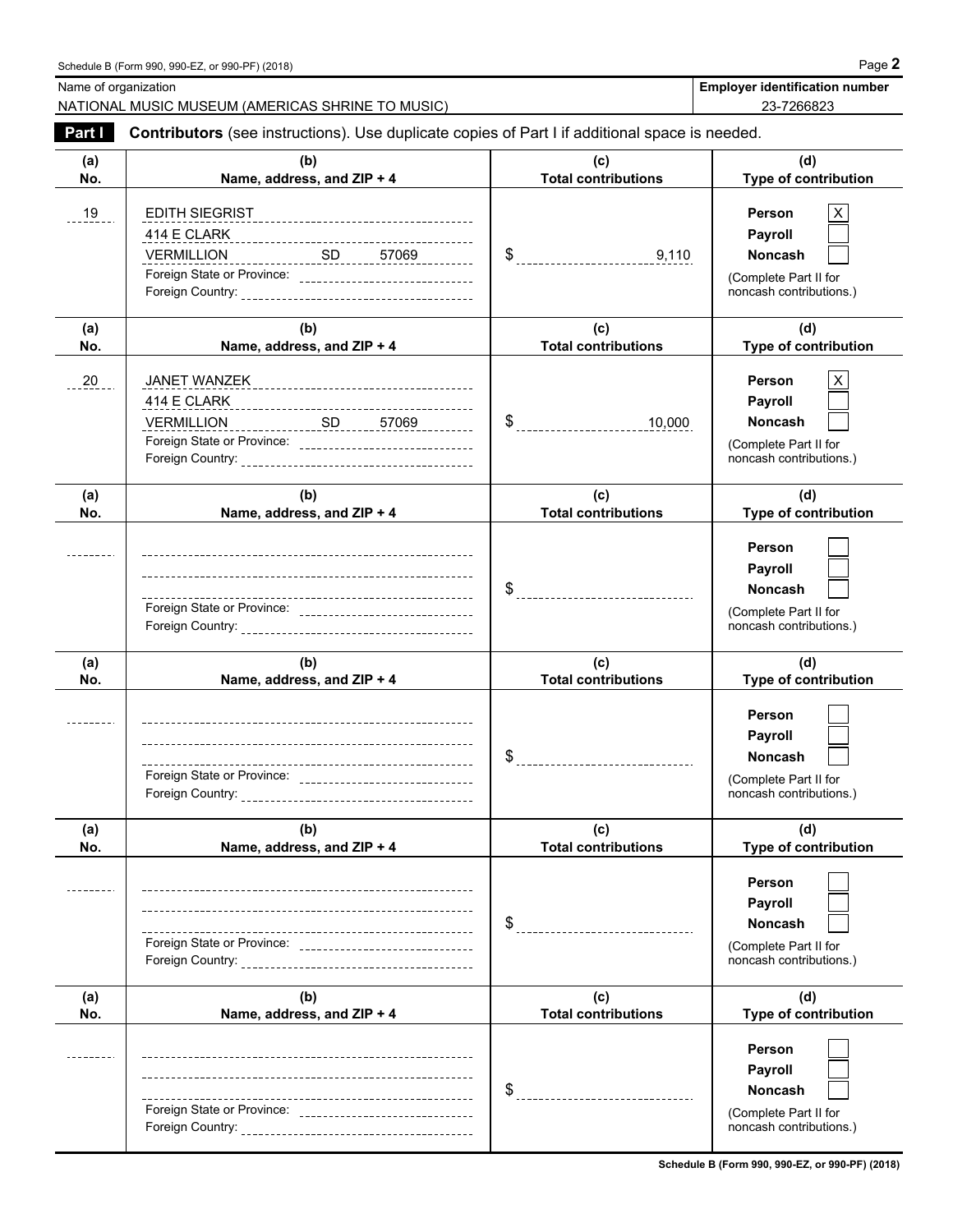Name of organization: NATIONAL MUSIC MUSEUM (AMERICAS SHRINE TO MUSIC)

**Employer identification number:** 23-7266823

**Part I** **Contributors** (see instructions). Use duplicate copies of Part I if additional space is needed.

| (a) No. | (b) Name, address, and ZIP + 4 | (c) Total contributions | (d) Type of contribution |
|---|---|---|---|
| 19 | EDITH SIEGRIST<br>414 E CLARK<br>VERMILLION SD 57069<br>Foreign State or Province:<br>Foreign Country: | $ 9,110 | Person [X]<br>Payroll [ ]<br>Noncash [ ]<br>(Complete Part II for noncash contributions.) |
| 20 | JANET WANZEK<br>414 E CLARK<br>VERMILLION SD 57069<br>Foreign State or Province:<br>Foreign Country: | $ 10,000 | Person [X]<br>Payroll [ ]<br>Noncash [ ]<br>(Complete Part II for noncash contributions.) |
| | Foreign State or Province:<br>Foreign Country: | $ | Person [ ]<br>Payroll [ ]<br>Noncash [ ]<br>(Complete Part II for noncash contributions.) |
| | Foreign State or Province:<br>Foreign Country: | $ | Person [ ]<br>Payroll [ ]<br>Noncash [ ]<br>(Complete Part II for noncash contributions.) |
| | Foreign State or Province:<br>Foreign Country: | $ | Person [ ]<br>Payroll [ ]<br>Noncash [ ]<br>(Complete Part II for noncash contributions.) |
| | Foreign State or Province:<br>Foreign Country: | $ | Person [ ]<br>Payroll [ ]<br>Noncash [ ]<br>(Complete Part II for noncash contributions.) |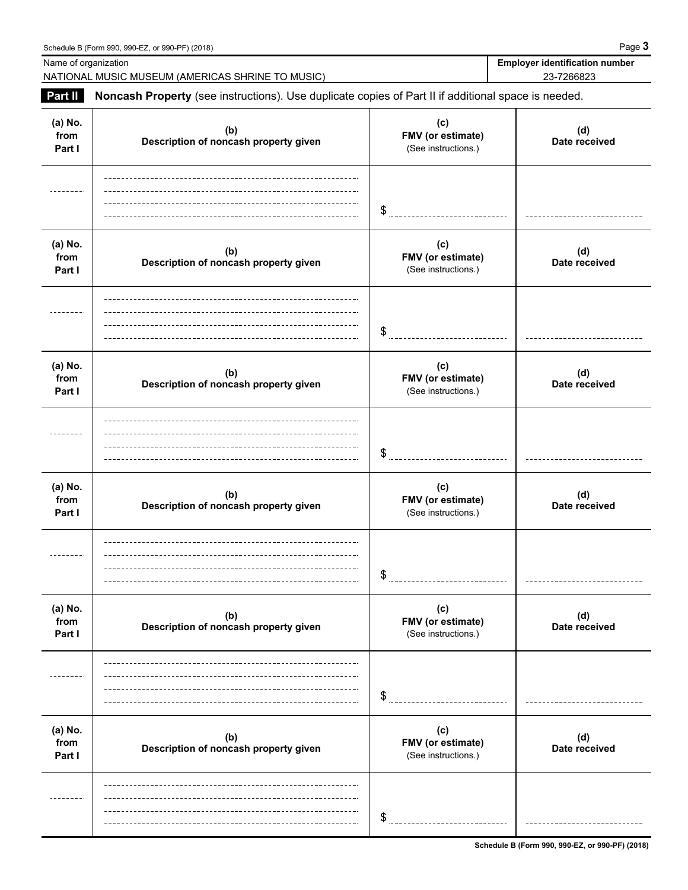Name of organization: NATIONAL MUSIC MUSEUM (AMERICAS SHRINE TO MUSIC)

Employer identification number: 23-7266823

**Part II** **Noncash Property** (see instructions). Use duplicate copies of Part II if additional space is needed.

| (a) No. from Part I | (b) Description of noncash property given | (c) FMV (or estimate) (See instructions.) | (d) Date received |
|---|---|---|---|
| | | $ | |

| (a) No. from Part I | (b) Description of noncash property given | (c) FMV (or estimate) (See instructions.) | (d) Date received |
|---|---|---|---|
| | | $ | |

| (a) No. from Part I | (b) Description of noncash property given | (c) FMV (or estimate) (See instructions.) | (d) Date received |
|---|---|---|---|
| | | $ | |

| (a) No. from Part I | (b) Description of noncash property given | (c) FMV (or estimate) (See instructions.) | (d) Date received |
|---|---|---|---|
| | | $ | |

| (a) No. from Part I | (b) Description of noncash property given | (c) FMV (or estimate) (See instructions.) | (d) Date received |
|---|---|---|---|
| | | $ | |

| (a) No. from Part I | (b) Description of noncash property given | (c) FMV (or estimate) (See instructions.) | (d) Date received |
|---|---|---|---|
| | | $ | |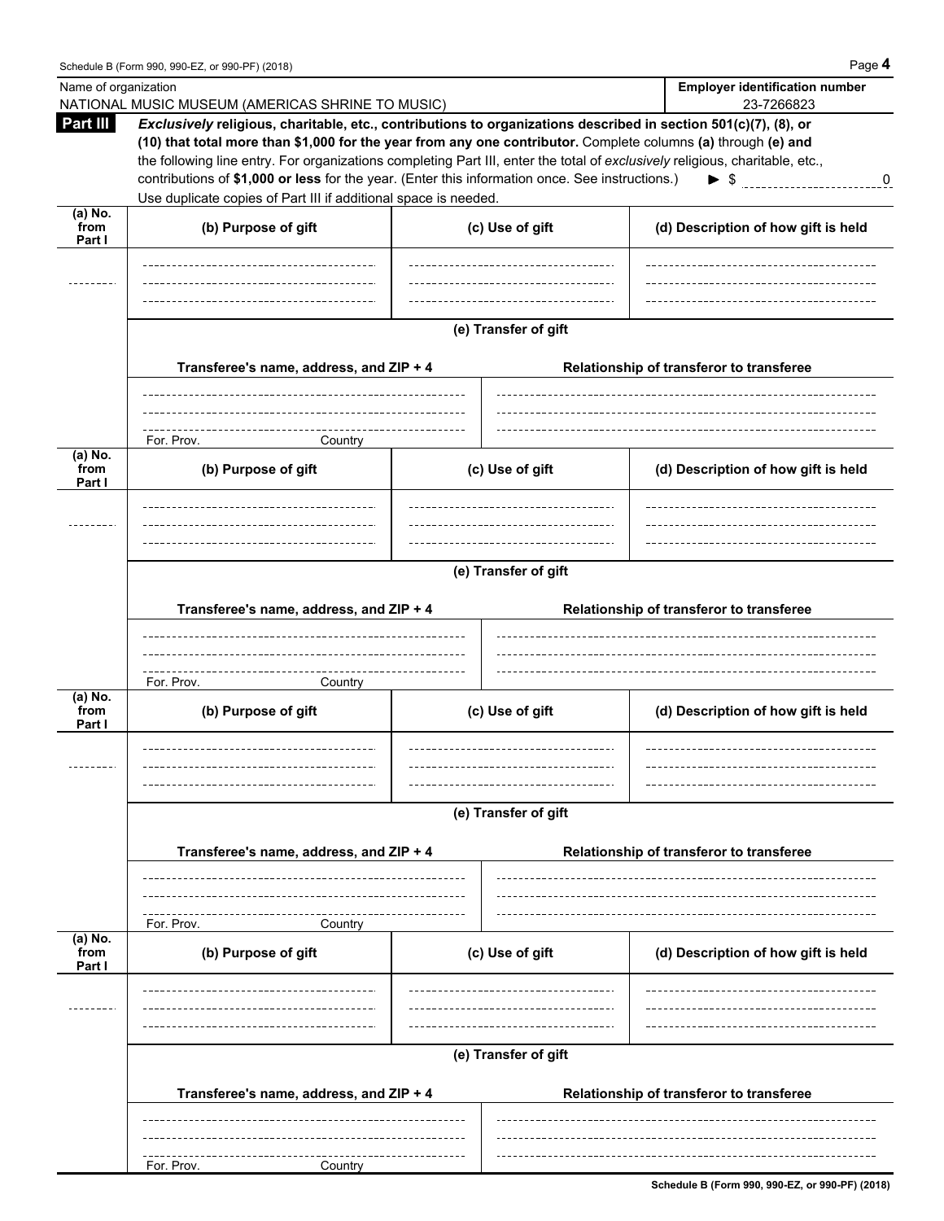Name of organization: NATIONAL MUSIC MUSEUM (AMERICAS SHRINE TO MUSIC)

**Employer identification number**: 23-7266823

**Part III** ***Exclusively*** **religious, charitable, etc., contributions to organizations described in section 501(c)(7), (8), or (10) that total more than $1,000 for the year from any one contributor.** Complete columns **(a)** through **(e) and** the following line entry. For organizations completing Part III, enter the total of *exclusively* religious, charitable, etc., contributions of **$1,000 or less** for the year. (Enter this information once. See instructions.) ► $ 0

Use duplicate copies of Part III if additional space is needed.

| (a) No. from Part I | (b) Purpose of gift | (c) Use of gift | (d) Description of how gift is held |
| --- | --- | --- | --- |
| | | | |

**(e) Transfer of gift**

| Transferee's name, address, and ZIP + 4 | Relationship of transferor to transferee |
| --- | --- |
| For. Prov. Country | |

| (a) No. from Part I | (b) Purpose of gift | (c) Use of gift | (d) Description of how gift is held |
| --- | --- | --- | --- |
| | | | |

**(e) Transfer of gift**

| Transferee's name, address, and ZIP + 4 | Relationship of transferor to transferee |
| --- | --- |
| For. Prov. Country | |

| (a) No. from Part I | (b) Purpose of gift | (c) Use of gift | (d) Description of how gift is held |
| --- | --- | --- | --- |
| | | | |

**(e) Transfer of gift**

| Transferee's name, address, and ZIP + 4 | Relationship of transferor to transferee |
| --- | --- |
| For. Prov. Country | |

| (a) No. from Part I | (b) Purpose of gift | (c) Use of gift | (d) Description of how gift is held |
| --- | --- | --- | --- |
| | | | |

**(e) Transfer of gift**

| Transferee's name, address, and ZIP + 4 | Relationship of transferor to transferee |
| --- | --- |
| For. Prov. Country | |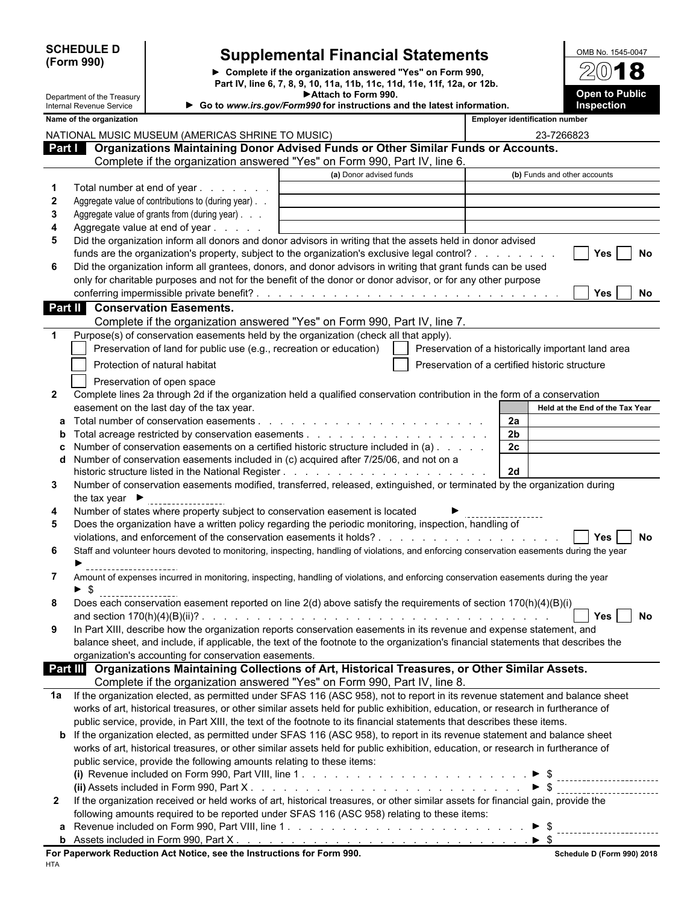**SCHEDULE D (Form 990)**

Department of the Treasury
Internal Revenue Service

# Supplemental Financial Statements

► Complete if the organization answered "Yes" on Form 990, Part IV, line 6, 7, 8, 9, 10, 11a, 11b, 11c, 11d, 11e, 11f, 12a, or 12b.
► Attach to Form 990.
► Go to *www.irs.gov/Form990* for instructions and the latest information.

OMB No. 1545-0047

**2018**

**Open to Public Inspection**

| Name of the organization | Employer identification number |
|---|---|
| NATIONAL MUSIC MUSEUM (AMERICAS SHRINE TO MUSIC) | 23-7266823 |

## Part I Organizations Maintaining Donor Advised Funds or Other Similar Funds or Accounts.

Complete if the organization answered "Yes" on Form 990, Part IV, line 6.

| | | (a) Donor advised funds | (b) Funds and other accounts |
|---|---|---|---|
| 1 | Total number at end of year | | |
| 2 | Aggregate value of contributions to (during year) | | |
| 3 | Aggregate value of grants from (during year) | | |
| 4 | Aggregate value at end of year | | |

5 Did the organization inform all donors and donor advisors in writing that the assets held in donor advised funds are the organization's property, subject to the organization's exclusive legal control? ☐ Yes ☐ No

6 Did the organization inform all grantees, donors, and donor advisors in writing that grant funds can be used only for charitable purposes and not for the benefit of the donor or donor advisor, or for any other purpose conferring impermissible private benefit? ☐ Yes ☐ No

## Part II Conservation Easements.

Complete if the organization answered "Yes" on Form 990, Part IV, line 7.

1 Purpose(s) of conservation easements held by the organization (check all that apply).

☐ Preservation of land for public use (e.g., recreation or education)
☐ Preservation of a historically important land area
☐ Protection of natural habitat
☐ Preservation of a certified historic structure
☐ Preservation of open space

2 Complete lines 2a through 2d if the organization held a qualified conservation contribution in the form of a conservation easement on the last day of the tax year.

| | | | Held at the End of the Tax Year |
|---|---|---|---|
| a | Total number of conservation easements | 2a | |
| b | Total acreage restricted by conservation easements | 2b | |
| c | Number of conservation easements on a certified historic structure included in (a) | 2c | |
| d | Number of conservation easements included in (c) acquired after 7/25/06, and not on a historic structure listed in the National Register | 2d | |

3 Number of conservation easements modified, transferred, released, extinguished, or terminated by the organization during the tax year ►

4 Number of states where property subject to conservation easement is located ►

5 Does the organization have a written policy regarding the periodic monitoring, inspection, handling of violations, and enforcement of the conservation easements it holds? ☐ Yes ☐ No

6 Staff and volunteer hours devoted to monitoring, inspecting, handling of violations, and enforcing conservation easements during the year ►

7 Amount of expenses incurred in monitoring, inspecting, handling of violations, and enforcing conservation easements during the year ► $

8 Does each conservation easement reported on line 2(d) above satisfy the requirements of section 170(h)(4)(B)(i) and section 170(h)(4)(B)(ii)? ☐ Yes ☐ No

9 In Part XIII, describe how the organization reports conservation easements in its revenue and expense statement, and balance sheet, and include, if applicable, the text of the footnote to the organization's financial statements that describes the organization's accounting for conservation easements.

## Part III Organizations Maintaining Collections of Art, Historical Treasures, or Other Similar Assets.

Complete if the organization answered "Yes" on Form 990, Part IV, line 8.

1a If the organization elected, as permitted under SFAS 116 (ASC 958), not to report in its revenue statement and balance sheet works of art, historical treasures, or other similar assets held for public exhibition, education, or research in furtherance of public service, provide, in Part XIII, the text of the footnote to its financial statements that describes these items.

b If the organization elected, as permitted under SFAS 116 (ASC 958), to report in its revenue statement and balance sheet works of art, historical treasures, or other similar assets held for public exhibition, education, or research in furtherance of public service, provide the following amounts relating to these items:

(i) Revenue included on Form 990, Part VIII, line 1 ► $

(ii) Assets included in Form 990, Part X ► $

2 If the organization received or held works of art, historical treasures, or other similar assets for financial gain, provide the following amounts required to be reported under SFAS 116 (ASC 958) relating to these items:

a Revenue included on Form 990, Part VIII, line 1 ► $

b Assets included in Form 990, Part X ► $

**For Paperwork Reduction Act Notice, see the Instructions for Form 990.** **Schedule D (Form 990) 2018**

HTA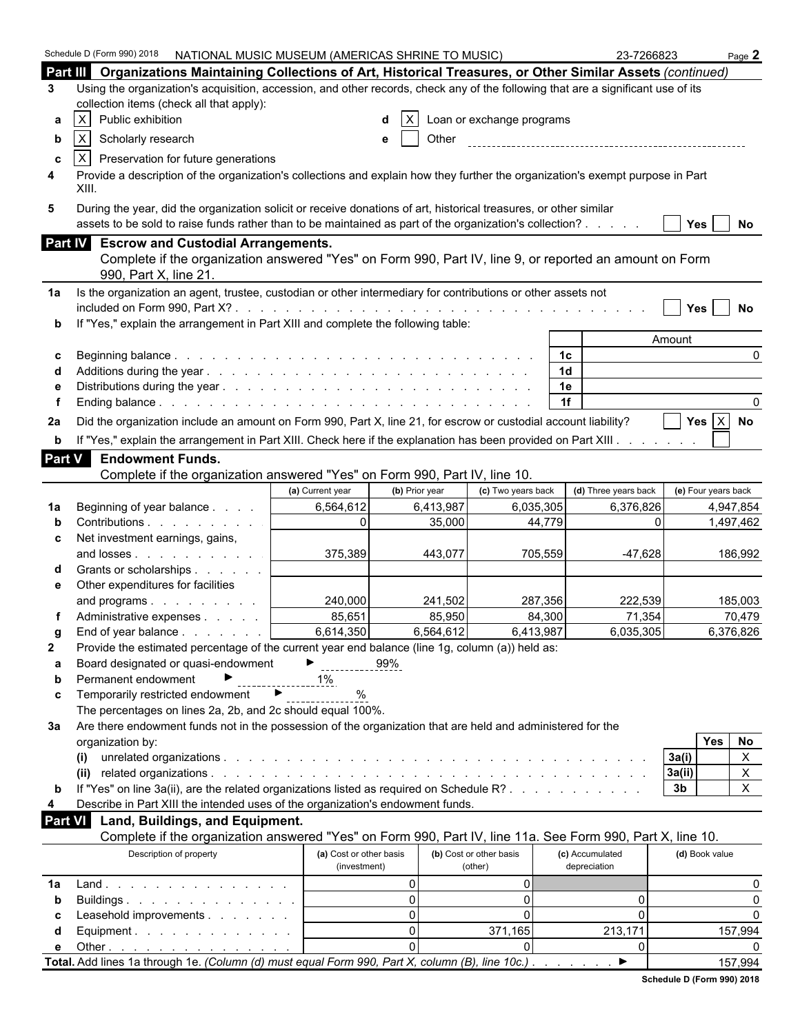Schedule D (Form 990) 2018 NATIONAL MUSIC MUSEUM (AMERICAS SHRINE TO MUSIC) 23-7266823 Page **2**

## Part III Organizations Maintaining Collections of Art, Historical Treasures, or Other Similar Assets *(continued)*

**3** Using the organization's acquisition, accession, and other records, check any of the following that are a significant use of its collection items (check all that apply):

- **a** [X] Public exhibition
- **b** [X] Scholarly research
- **c** [X] Preservation for future generations
- **d** [X] Loan or exchange programs
- **e** [ ] Other

**4** Provide a description of the organization's collections and explain how they further the organization's exempt purpose in Part XIII.

**5** During the year, did the organization solicit or receive donations of art, historical treasures, or other similar assets to be sold to raise funds rather than to be maintained as part of the organization's collection? [ ] Yes [ ] No

## Part IV Escrow and Custodial Arrangements.

Complete if the organization answered "Yes" on Form 990, Part IV, line 9, or reported an amount on Form 990, Part X, line 21.

**1a** Is the organization an agent, trustee, custodian or other intermediary for contributions or other assets not included on Form 990, Part X? [ ] Yes [ ] No

**b** If "Yes," explain the arrangement in Part XIII and complete the following table:

| | | | Amount |
|---|---|---|---|
| **c** | Beginning balance | 1c | 0 |
| **d** | Additions during the year | 1d | |
| **e** | Distributions during the year | 1e | |
| **f** | Ending balance | 1f | 0 |

**2a** Did the organization include an amount on Form 990, Part X, line 21, for escrow or custodial account liability? [ ] Yes [X] No

**b** If "Yes," explain the arrangement in Part XIII. Check here if the explanation has been provided on Part XIII [ ]

## Part V Endowment Funds.

Complete if the organization answered "Yes" on Form 990, Part IV, line 10.

| | | (a) Current year | (b) Prior year | (c) Two years back | (d) Three years back | (e) Four years back |
|---|---|---|---|---|---|---|
| **1a** | Beginning of year balance | 6,564,612 | 6,413,987 | 6,035,305 | 6,376,826 | 4,947,854 |
| **b** | Contributions | 0 | 35,000 | 44,779 | 0 | 1,497,462 |
| **c** | Net investment earnings, gains, and losses | 375,389 | 443,077 | 705,559 | -47,628 | 186,992 |
| **d** | Grants or scholarships | | | | | |
| **e** | Other expenditures for facilities and programs | 240,000 | 241,502 | 287,356 | 222,539 | 185,003 |
| **f** | Administrative expenses | 85,651 | 85,950 | 84,300 | 71,354 | 70,479 |
| **g** | End of year balance | 6,614,350 | 6,564,612 | 6,413,987 | 6,035,305 | 6,376,826 |

**2** Provide the estimated percentage of the current year end balance (line 1g, column (a)) held as:

- **a** Board designated or quasi-endowment ► 99%
- **b** Permanent endowment ► 1%
- **c** Temporarily restricted endowment ► %

The percentages on lines 2a, 2b, and 2c should equal 100%.

**3a** Are there endowment funds not in the possession of the organization that are held and administered for the organization by:

| | | | Yes | No |
|---|---|---|---|---|
| **(i)** | unrelated organizations | 3a(i) | | X |
| **(ii)** | related organizations | 3a(ii) | | X |
| **b** | If "Yes" on line 3a(ii), are the related organizations listed as required on Schedule R? | 3b | | X |

**4** Describe in Part XIII the intended uses of the organization's endowment funds.

## Part VI Land, Buildings, and Equipment.

Complete if the organization answered "Yes" on Form 990, Part IV, line 11a. See Form 990, Part X, line 10.

| | Description of property | (a) Cost or other basis (investment) | (b) Cost or other basis (other) | (c) Accumulated depreciation | (d) Book value |
|---|---|---|---|---|---|
| **1a** | Land | 0 | 0 | | 0 |
| **b** | Buildings | 0 | 0 | 0 | 0 |
| **c** | Leasehold improvements | 0 | 0 | 0 | 0 |
| **d** | Equipment | 0 | 371,165 | 213,171 | 157,994 |
| **e** | Other | 0 | 0 | 0 | 0 |

**Total.** Add lines 1a through 1e. *(Column (d) must equal Form 990, Part X, column (B), line 10c.)* ► 157,994

**Schedule D (Form 990) 2018**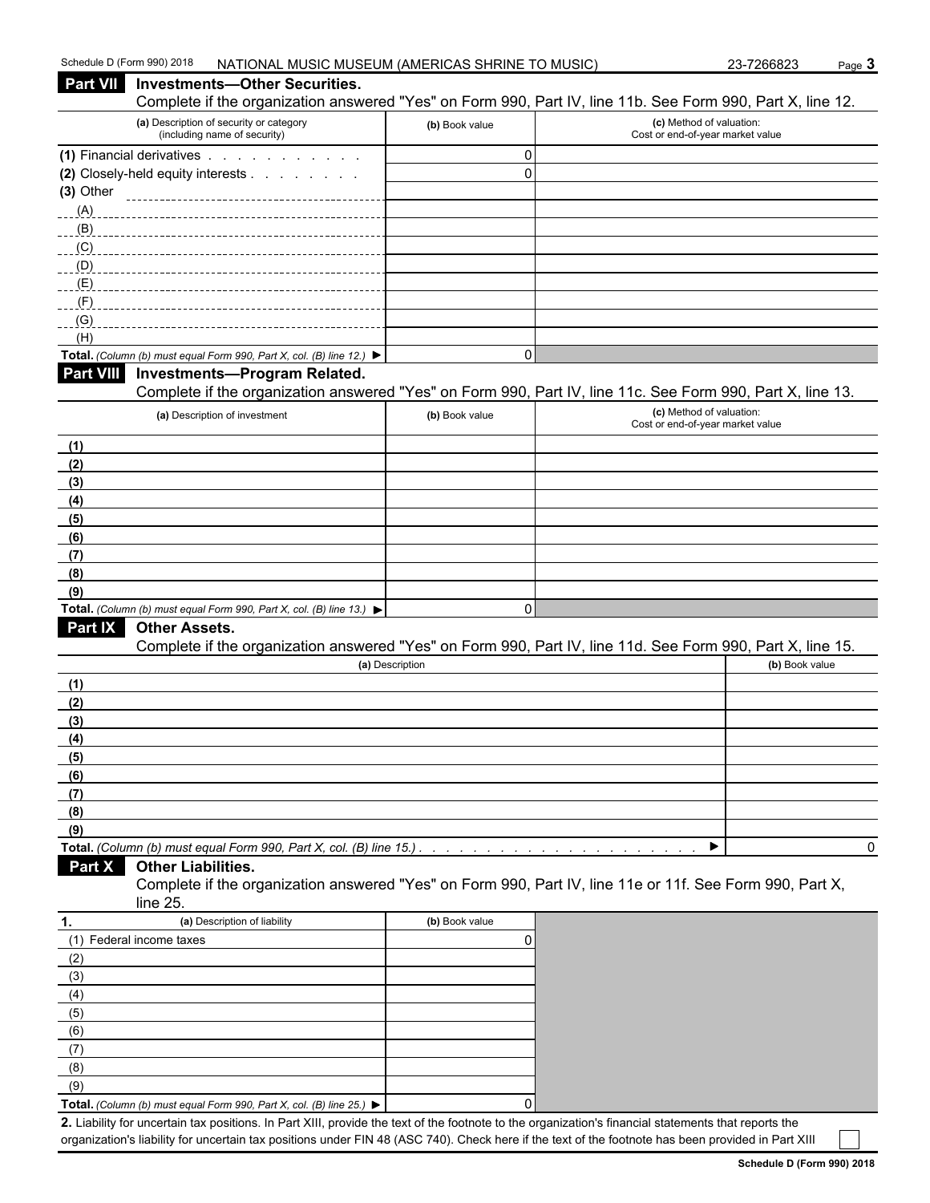## Part VII Investments—Other Securities.

Complete if the organization answered "Yes" on Form 990, Part IV, line 11b. See Form 990, Part X, line 12.

| (a) Description of security or category (including name of security) | (b) Book value | (c) Method of valuation: Cost or end-of-year market value |
|---|---|---|
| (1) Financial derivatives | 0 | |
| (2) Closely-held equity interests | 0 | |
| (3) Other | | |
| (A) | | |
| (B) | | |
| (C) | | |
| (D) | | |
| (E) | | |
| (F) | | |
| (G) | | |
| (H) | | |
| **Total.** *(Column (b) must equal Form 990, Part X, col. (B) line 12.)* ▶ | 0 | |

## Part VIII Investments—Program Related.

Complete if the organization answered "Yes" on Form 990, Part IV, line 11c. See Form 990, Part X, line 13.

| (a) Description of investment | (b) Book value | (c) Method of valuation: Cost or end-of-year market value |
|---|---|---|
| (1) | | |
| (2) | | |
| (3) | | |
| (4) | | |
| (5) | | |
| (6) | | |
| (7) | | |
| (8) | | |
| (9) | | |
| **Total.** *(Column (b) must equal Form 990, Part X, col. (B) line 13.)* ▶ | 0 | |

## Part IX Other Assets.

Complete if the organization answered "Yes" on Form 990, Part IV, line 11d. See Form 990, Part X, line 15.

| (a) Description | (b) Book value |
|---|---|
| (1) | |
| (2) | |
| (3) | |
| (4) | |
| (5) | |
| (6) | |
| (7) | |
| (8) | |
| (9) | |
| **Total.** *(Column (b) must equal Form 990, Part X, col. (B) line 15.)* ▶ | 0 |

## Part X Other Liabilities.

Complete if the organization answered "Yes" on Form 990, Part IV, line 11e or 11f. See Form 990, Part X, line 25.

| 1. (a) Description of liability | (b) Book value |
|---|---|
| (1) Federal income taxes | 0 |
| (2) | |
| (3) | |
| (4) | |
| (5) | |
| (6) | |
| (7) | |
| (8) | |
| (9) | |
| **Total.** *(Column (b) must equal Form 990, Part X, col. (B) line 25.)* ▶ | 0 |

**2.** Liability for uncertain tax positions. In Part XIII, provide the text of the footnote to the organization's financial statements that reports the organization's liability for uncertain tax positions under FIN 48 (ASC 740). Check here if the text of the footnote has been provided in Part XIII ☐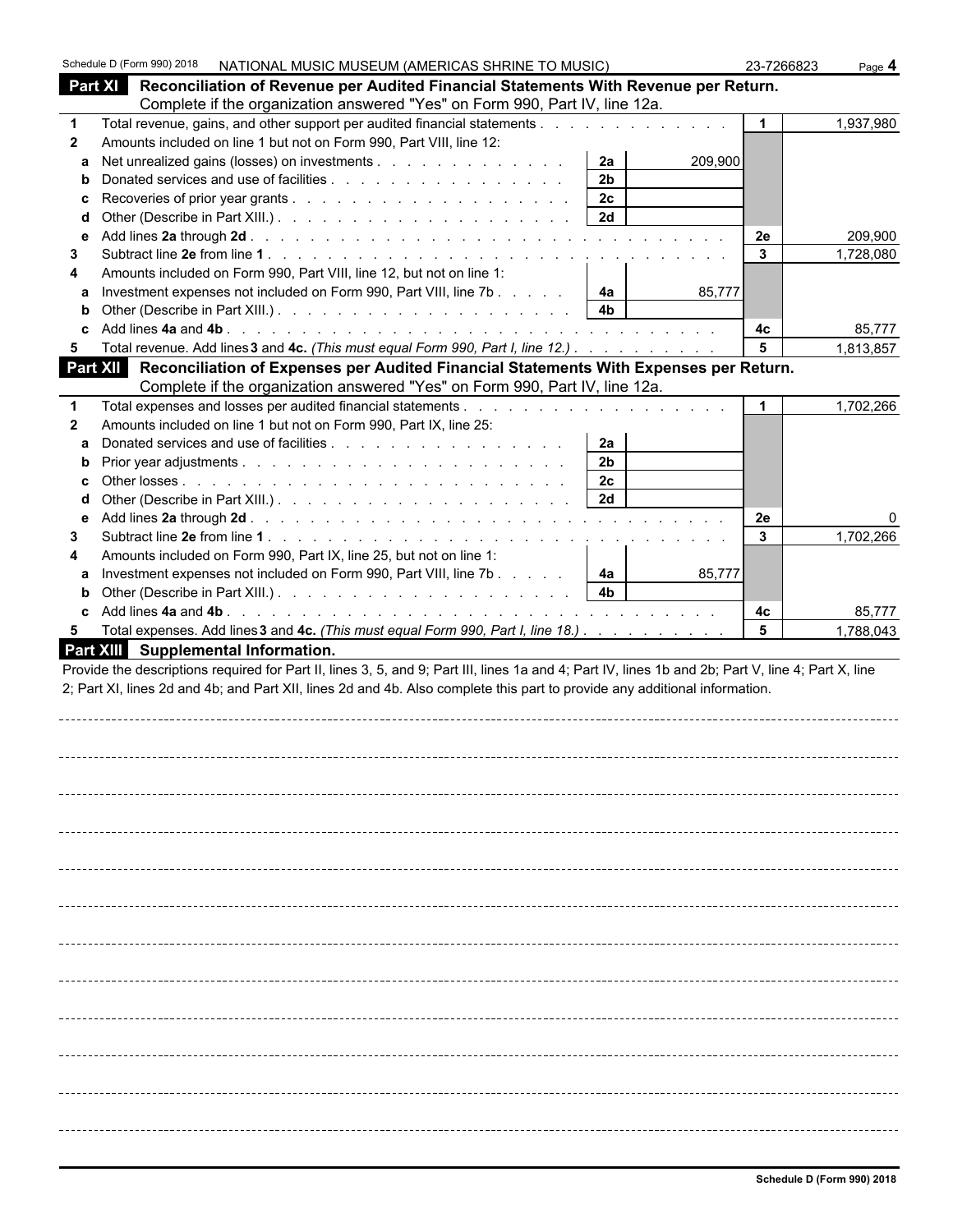Schedule D (Form 990) 2018 NATIONAL MUSIC MUSEUM (AMERICAS SHRINE TO MUSIC) 23-7266823 Page **4**

## Part XI Reconciliation of Revenue per Audited Financial Statements With Revenue per Return.

Complete if the organization answered "Yes" on Form 990, Part IV, line 12a.

| | | | | | |
|---|---|---|---|---|---|
| **1** | Total revenue, gains, and other support per audited financial statements | | | **1** | 1,937,980 |
| **2** | Amounts included on line 1 but not on Form 990, Part VIII, line 12: | | | | |
| **a** | Net unrealized gains (losses) on investments | **2a** | 209,900 | | |
| **b** | Donated services and use of facilities | **2b** | | | |
| **c** | Recoveries of prior year grants | **2c** | | | |
| **d** | Other (Describe in Part XIII.) | **2d** | | | |
| **e** | Add lines **2a** through **2d** | | | **2e** | 209,900 |
| **3** | Subtract line **2e** from line **1** | | | **3** | 1,728,080 |
| **4** | Amounts included on Form 990, Part VIII, line 12, but not on line 1: | | | | |
| **a** | Investment expenses not included on Form 990, Part VIII, line 7b | **4a** | 85,777 | | |
| **b** | Other (Describe in Part XIII.) | **4b** | | | |
| **c** | Add lines **4a** and **4b** | | | **4c** | 85,777 |
| **5** | Total revenue. Add lines **3** and **4c.** *(This must equal Form 990, Part I, line 12.)* | | | **5** | 1,813,857 |

## Part XII Reconciliation of Expenses per Audited Financial Statements With Expenses per Return.

Complete if the organization answered "Yes" on Form 990, Part IV, line 12a.

| | | | | | |
|---|---|---|---|---|---|
| **1** | Total expenses and losses per audited financial statements | | | **1** | 1,702,266 |
| **2** | Amounts included on line 1 but not on Form 990, Part IX, line 25: | | | | |
| **a** | Donated services and use of facilities | **2a** | | | |
| **b** | Prior year adjustments | **2b** | | | |
| **c** | Other losses | **2c** | | | |
| **d** | Other (Describe in Part XIII.) | **2d** | | | |
| **e** | Add lines **2a** through **2d** | | | **2e** | 0 |
| **3** | Subtract line **2e** from line **1** | | | **3** | 1,702,266 |
| **4** | Amounts included on Form 990, Part IX, line 25, but not on line 1: | | | | |
| **a** | Investment expenses not included on Form 990, Part VIII, line 7b | **4a** | 85,777 | | |
| **b** | Other (Describe in Part XIII.) | **4b** | | | |
| **c** | Add lines **4a** and **4b** | | | **4c** | 85,777 |
| **5** | Total expenses. Add lines **3** and **4c.** *(This must equal Form 990, Part I, line 18.)* | | | **5** | 1,788,043 |

## Part XIII Supplemental Information.

Provide the descriptions required for Part II, lines 3, 5, and 9; Part III, lines 1a and 4; Part IV, lines 1b and 2b; Part V, line 4; Part X, line 2; Part XI, lines 2d and 4b; and Part XII, lines 2d and 4b. Also complete this part to provide any additional information.

Schedule D (Form 990) 2018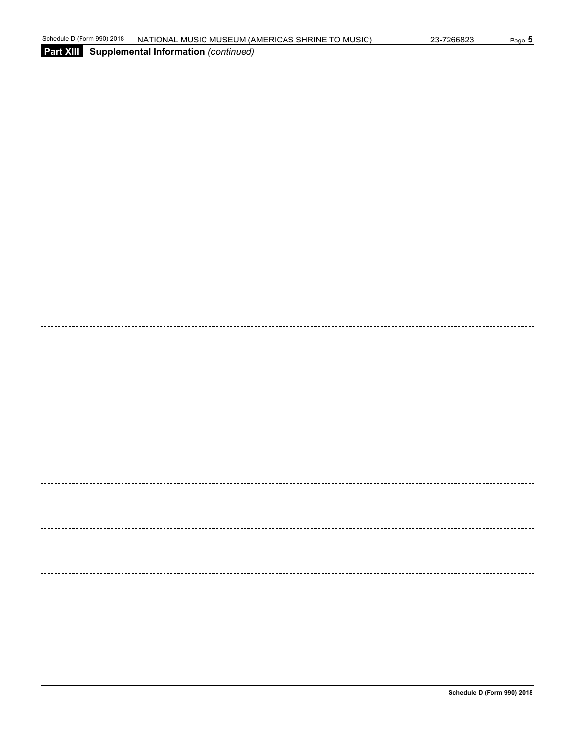## Part XIII Supplemental Information *(continued)*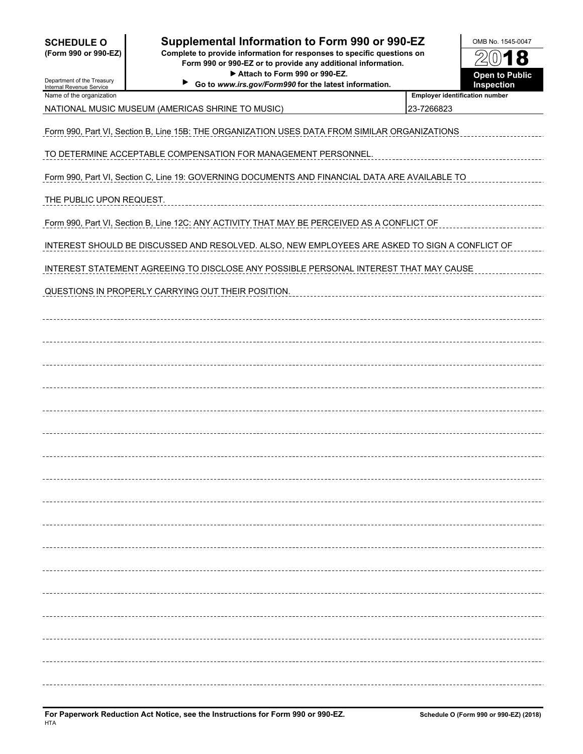**SCHEDULE O**
**(Form 990 or 990-EZ)**

Department of the Treasury
Internal Revenue Service

# Supplemental Information to Form 990 or 990-EZ

**Complete to provide information for responses to specific questions on Form 990 or 990-EZ or to provide any additional information.**

**▶ Attach to Form 990 or 990-EZ.**

**▶ Go to *www.irs.gov/Form990* for the latest information.**

OMB No. 1545-0047

**2018**

**Open to Public Inspection**

| Name of the organization | Employer identification number |
|---|---|
| NATIONAL MUSIC MUSEUM (AMERICAS SHRINE TO MUSIC) | 23-7266823 |

Form 990, Part VI, Section B, Line 15B: THE ORGANIZATION USES DATA FROM SIMILAR ORGANIZATIONS TO DETERMINE ACCEPTABLE COMPENSATION FOR MANAGEMENT PERSONNEL.

Form 990, Part VI, Section C, Line 19: GOVERNING DOCUMENTS AND FINANCIAL DATA ARE AVAILABLE TO THE PUBLIC UPON REQUEST.

Form 990, Part VI, Section B, Line 12C: ANY ACTIVITY THAT MAY BE PERCEIVED AS A CONFLICT OF INTEREST SHOULD BE DISCUSSED AND RESOLVED. ALSO, NEW EMPLOYEES ARE ASKED TO SIGN A CONFLICT OF INTEREST STATEMENT AGREEING TO DISCLOSE ANY POSSIBLE PERSONAL INTEREST THAT MAY CAUSE QUESTIONS IN PROPERLY CARRYING OUT THEIR POSITION.

**For Paperwork Reduction Act Notice, see the Instructions for Form 990 or 990-EZ.**
HTA

**Schedule O (Form 990 or 990-EZ) (2018)**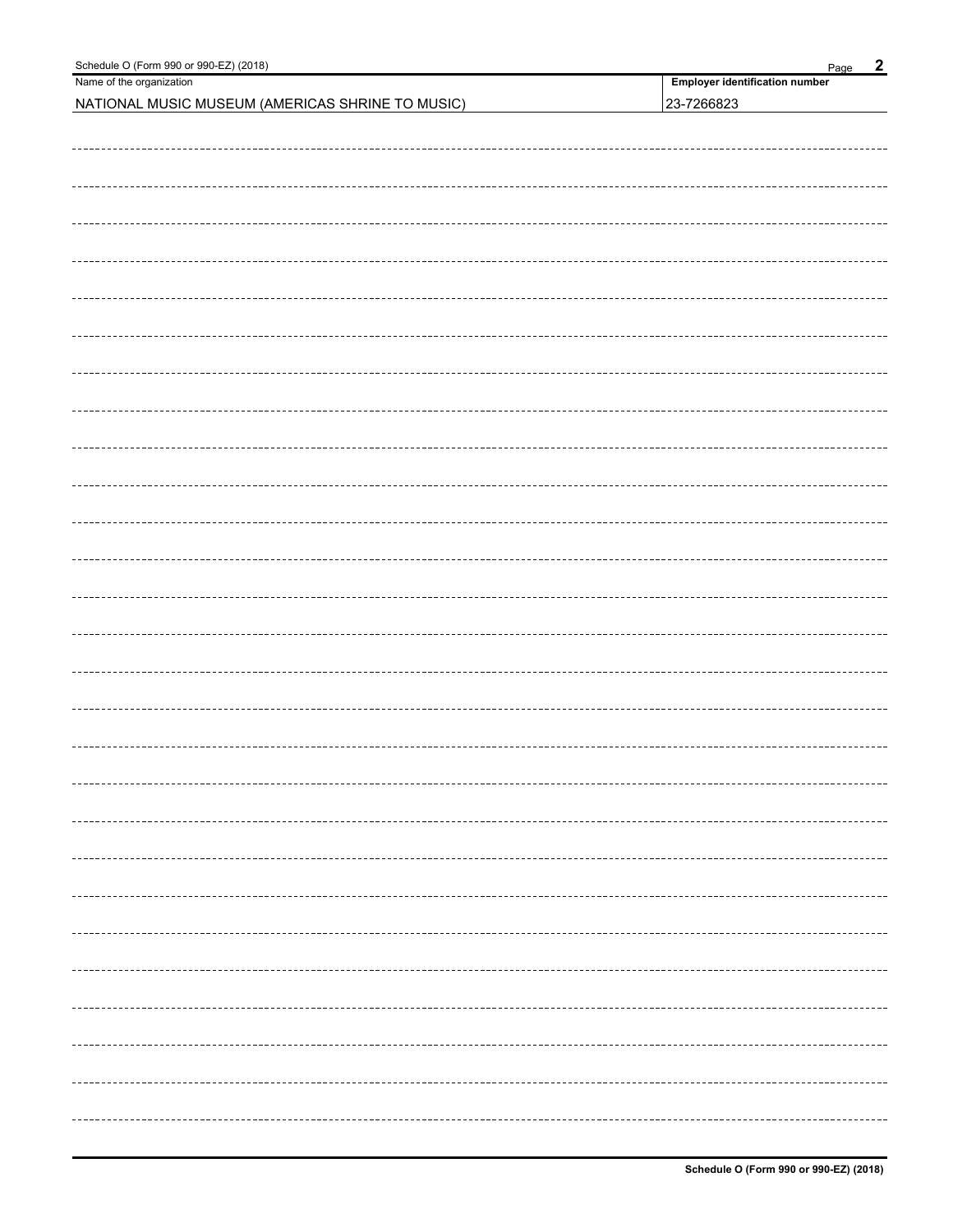Name of the organization: NATIONAL MUSIC MUSEUM (AMERICAS SHRINE TO MUSIC)

Employer identification number: 23-7266823